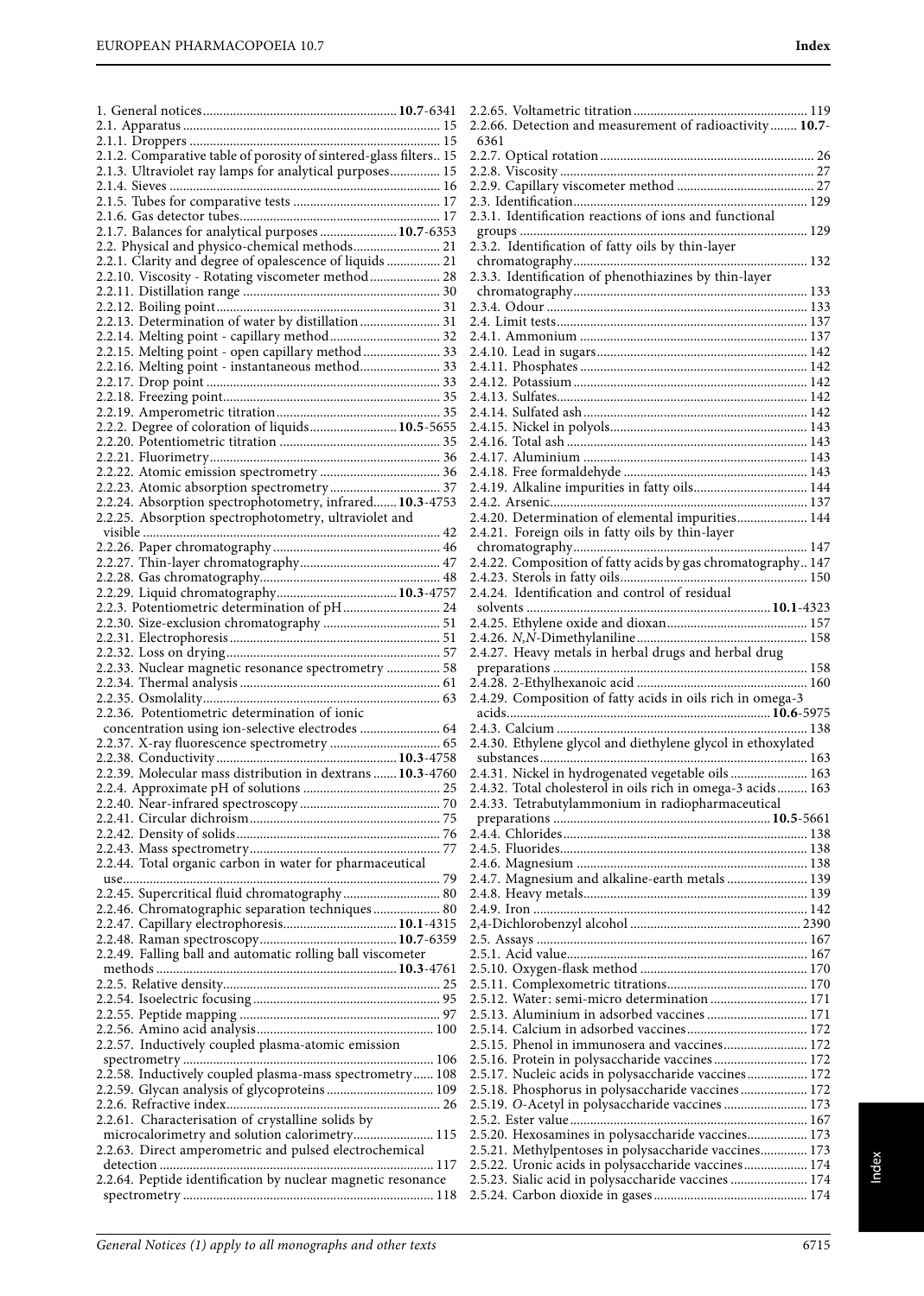1. General notices .......................................................... **10.7**-6341
2.1. Apparatus ........................................................................ 15
2.1.1. Droppers ....................................................................... 15
2.1.2. Comparative table of porosity of sintered-glass filters .. 15
2.1.3. Ultraviolet ray lamps for analytical purposes ............... 15
2.1.4. Sieves ........................................................................... 16
2.1.5. Tubes for comparative tests ........................................ 17
2.1.6. Gas detector tubes ........................................................ 17
2.1.7. Balances for analytical purposes ........................ **10.7**-6353
2.2. Physical and physico-chemical methods .......................... 21
2.2.1. Clarity and degree of opalescence of liquids ................ 21
2.2.10. Viscosity - Rotating viscometer method ..................... 28
2.2.11. Distillation range ........................................................ 30
2.2.12. Boiling point ................................................................ 31
2.2.13. Determination of water by distillation ........................ 31
2.2.14. Melting point - capillary method ................................ 32
2.2.15. Melting point - open capillary method ........................ 33
2.2.16. Melting point - instantaneous method ........................ 33
2.2.17. Drop point .................................................................... 33
2.2.18. Freezing point .............................................................. 35
2.2.19. Amperometric titration ................................................ 35
2.2.2. Degree of coloration of liquids .......................... **10.5**-5655
2.2.20. Potentiometric titration ............................................... 35
2.2.21. Fluorimetry .................................................................. 36
2.2.22. Atomic emission spectrometry .................................... 36
2.2.23. Atomic absorption spectrometry ................................. 37
2.2.24. Absorption spectrophotometry, infrared ....... **10.3**-4753
2.2.25. Absorption spectrophotometry, ultraviolet and visible ........................................................................................ 42
2.2.26. Paper chromatography ................................................ 46
2.2.27. Thin-layer chromatography ......................................... 47
2.2.28. Gas chromatography .................................................... 48
2.2.29. Liquid chromatography .................................... **10.3**-4757
2.2.3. Potentiometric determination of pH ............................. 24
2.2.30. Size-exclusion chromatography .................................. 51
2.2.31. Electrophoresis ............................................................ 51
2.2.32. Loss on drying .............................................................. 57
2.2.33. Nuclear magnetic resonance spectrometry ................ 58
2.2.34. Thermal analysis .......................................................... 61
2.2.35. Osmolality .................................................................... 63
2.2.36. Potentiometric determination of ionic concentration using ion-selective electrodes ........................ 64
2.2.37. X-ray fluorescence spectrometry ................................. 65
2.2.38. Conductivity ...................................................... **10.3**-4758
2.2.39. Molecular mass distribution in dextrans ....... **10.3**-4760
2.2.4. Approximate pH of solutions ......................................... 25
2.2.40. Near-infrared spectroscopy .......................................... 70
2.2.41. Circular dichroism ........................................................ 75
2.2.42. Density of solids ........................................................... 76
2.2.43. Mass spectrometry ........................................................ 77
2.2.44. Total organic carbon in water for pharmaceutical use .............................................................................................. 79
2.2.45. Supercritical fluid chromatography ............................ 80
2.2.46. Chromatographic separation techniques .................... 80
2.2.47. Capillary electrophoresis .................................. **10.1**-4315
2.2.48. Raman spectroscopy .......................................... **10.7**-6359
2.2.49. Falling ball and automatic rolling ball viscometer methods ........................................................................ **10.3**-4761
2.2.5. Relative density ................................................................ 25
2.2.54. Isoelectric focusing ........................................................ 95
2.2.55. Peptide mapping ........................................................... 97
2.2.56. Amino acid analysis .................................................... 100
2.2.57. Inductively coupled plasma-atomic emission spectrometry ......................................................................... 106
2.2.58. Inductively coupled plasma-mass spectrometry ...... 108
2.2.59. Glycan analysis of glycoproteins ................................ 109
2.2.6. Refractive index ............................................................... 26
2.2.61. Characterisation of crystalline solids by microcalorimetry and solution calorimetry ........................ 115
2.2.63. Direct amperometric and pulsed electrochemical detection ................................................................................. 117
2.2.64. Peptide identification by nuclear magnetic resonance spectrometry ......................................................................... 118
2.2.65. Voltametric titration ................................................... 119
2.2.66. Detection and measurement of radioactivity ........ **10.7**-6361
2.2.7. Optical rotation ............................................................... 26
2.2.8. Viscosity ........................................................................... 27
2.2.9. Capillary viscometer method ......................................... 27
2.3. Identification ..................................................................... 129
2.3.1. Identification reactions of ions and functional groups ..................................................................................... 129
2.3.2. Identification of fatty oils by thin-layer chromatography ..................................................................... 132
2.3.3. Identification of phenothiazines by thin-layer chromatography ..................................................................... 133
2.3.4. Odour ............................................................................. 133
2.4. Limit tests .......................................................................... 137
2.4.1. Ammonium ................................................................... 137
2.4.10. Lead in sugars .............................................................. 142
2.4.11. Phosphates ................................................................... 142
2.4.12. Potassium ..................................................................... 142
2.4.13. Sulfates .......................................................................... 142
2.4.14. Sulfated ash .................................................................. 142
2.4.15. Nickel in polyols .......................................................... 143
2.4.16. Total ash ....................................................................... 143
2.4.17. Aluminium ................................................................... 143
2.4.18. Free formaldehyde ...................................................... 143
2.4.19. Alkaline impurities in fatty oils .................................. 144
2.4.2. Arsenic ............................................................................ 137
2.4.20. Determination of elemental impurities ..................... 144
2.4.21. Foreign oils in fatty oils by thin-layer chromatography ..................................................................... 147
2.4.22. Composition of fatty acids by gas chromatography .. 147
2.4.23. Sterols in fatty oils ....................................................... 150
2.4.24. Identification and control of residual solvents ........................................................................ **10.1**-4323
2.4.25. Ethylene oxide and dioxan .......................................... 157
2.4.26. *N,N*-Dimethylaniline .................................................. 158
2.4.27. Heavy metals in herbal drugs and herbal drug preparations ........................................................................... 158
2.4.28. 2-Ethylhexanoic acid .................................................. 160
2.4.29. Composition of fatty acids in oils rich in omega-3 acids ............................................................................ **10.6**-5975
2.4.3. Calcium ........................................................................... 138
2.4.30. Ethylene glycol and diethylene glycol in ethoxylated substances ............................................................................... 163
2.4.31. Nickel in hydrogenated vegetable oils ....................... 163
2.4.32. Total cholesterol in oils rich in omega-3 acids ......... 163
2.4.33. Tetrabutylammonium in radiopharmaceutical preparations ................................................................ **10.5**-5661
2.4.4. Chlorides ........................................................................ 138
2.4.5. Fluorides ......................................................................... 138
2.4.6. Magnesium .................................................................... 138
2.4.7. Magnesium and alkaline-earth metals ........................ 139
2.4.8. Heavy metals .................................................................. 139
2.4.9. Iron ................................................................................. 142
2,4-Dichlorobenzyl alcohol .................................................. 2390
2.5. Assays ................................................................................ 167
2.5.1. Acid value ....................................................................... 167
2.5.10. Oxygen-flask method ................................................. 170
2.5.11. Complexometric titrations .......................................... 170
2.5.12. Water: semi-micro determination ............................. 171
2.5.13. Aluminium in adsorbed vaccines .............................. 171
2.5.14. Calcium in adsorbed vaccines .................................... 172
2.5.15. Phenol in immunosera and vaccines ......................... 172
2.5.16. Protein in polysaccharide vaccines ............................ 172
2.5.17. Nucleic acids in polysaccharide vaccines .................. 172
2.5.18. Phosphorus in polysaccharide vaccines .................... 172
2.5.19. *O*-Acetyl in polysaccharide vaccines ......................... 173
2.5.2. Ester value ...................................................................... 167
2.5.20. Hexosamines in polysaccharide vaccines .................. 173
2.5.21. Methylpentoses in polysaccharide vaccines .............. 173
2.5.22. Uronic acids in polysaccharide vaccines ................... 174
2.5.23. Sialic acid in polysaccharide vaccines ....................... 174
2.5.24. Carbon dioxide in gases .............................................. 174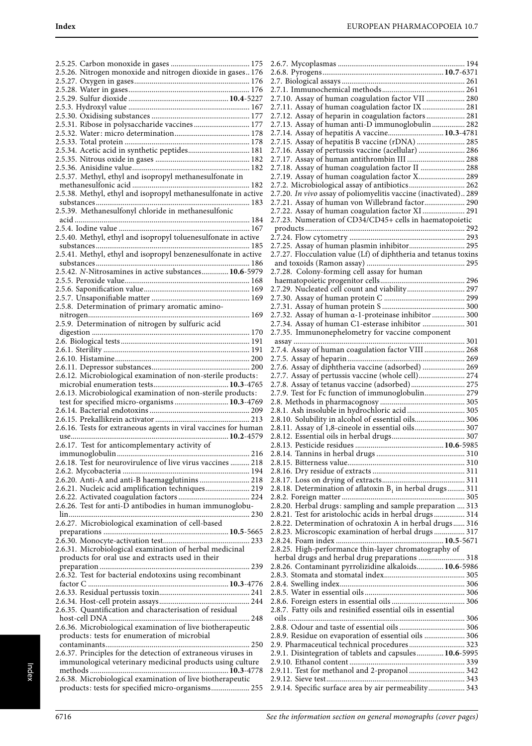2.5.25. Carbon monoxide in gases ........................................ 175
2.5.26. Nitrogen monoxide and nitrogen dioxide in gases .. 176
2.5.27. Oxygen in gases ........................................ 176
2.5.28. Water in gases ........................................ 176
2.5.29. Sulfur dioxide ........................................ **10.4**-5227
2.5.3. Hydroxyl value ........................................ 167
2.5.30. Oxidising substances ........................................ 177
2.5.31. Ribose in polysaccharide vaccines ........................................ 177
2.5.32. Water: micro determination ........................................ 178
2.5.33. Total protein ........................................ 178
2.5.34. Acetic acid in synthetic peptides ........................................ 181
2.5.35. Nitrous oxide in gases ........................................ 182
2.5.36. Anisidine value ........................................ 182
2.5.37. Methyl, ethyl and isopropyl methanesulfonate in methanesulfonic acid ........................................ 182
2.5.38. Methyl, ethyl and isopropyl methanesulfonate in active substances ........................................ 183
2.5.39. Methanesulfonyl chloride in methanesulfonic acid ........................................ 184
2.5.4. Iodine value ........................................ 167
2.5.40. Methyl, ethyl and isopropyl toluenesulfonate in active substances ........................................ 185
2.5.41. Methyl, ethyl and isopropyl benzenesulfonate in active substances ........................................ 186
2.5.42. *N*-Nitrosamines in active substances ........................................ **10.6**-5979
2.5.5. Peroxide value ........................................ 168
2.5.6. Saponification value ........................................ 169
2.5.7. Unsaponifiable matter ........................................ 169
2.5.8. Determination of primary aromatic amino-nitrogen ........................................ 169
2.5.9. Determination of nitrogen by sulfuric acid digestion ........................................ 170
2.6. Biological tests ........................................ 191
2.6.1. Sterility ........................................ 191
2.6.10. Histamine ........................................ 200
2.6.11. Depressor substances ........................................ 200
2.6.12. Microbiological examination of non-sterile products: microbial enumeration tests ........................................ **10.3**-4765
2.6.13. Microbiological examination of non-sterile products: test for specified micro-organisms ........................................ **10.3**-4769
2.6.14. Bacterial endotoxins ........................................ 209
2.6.15. Prekallikrein activator ........................................ 213
2.6.16. Tests for extraneous agents in viral vaccines for human use ........................................ **10.2**-4579
2.6.17. Test for anticomplementary activity of immunoglobulin ........................................ 216
2.6.18. Test for neurovirulence of live virus vaccines ........................................ 218
2.6.2. Mycobacteria ........................................ 194
2.6.20. Anti-A and anti-B haemagglutinins ........................................ 218
2.6.21. Nucleic acid amplification techniques ........................................ 219
2.6.22. Activated coagulation factors ........................................ 224
2.6.26. Test for anti-D antibodies in human immunoglobulin ........................................ 230
2.6.27. Microbiological examination of cell-based preparations ........................................ **10.5**-5665
2.6.30. Monocyte-activation test ........................................ 233
2.6.31. Microbiological examination of herbal medicinal products for oral use and extracts used in their preparation ........................................ 239
2.6.32. Test for bacterial endotoxins using recombinant factor C ........................................ **10.3**-4776
2.6.33. Residual pertussis toxin ........................................ 241
2.6.34. Host-cell protein assays ........................................ 244
2.6.35. Quantification and characterisation of residual host-cell DNA ........................................ 248
2.6.36. Microbiological examination of live biotherapeutic products: tests for enumeration of microbial contaminants ........................................ 250
2.6.37. Principles for the detection of extraneous viruses in immunological veterinary medicinal products using culture methods ........................................ **10.3**-4778
2.6.38. Microbiological examination of live biotherapeutic products: tests for specified micro-organisms ........................................ 255
2.6.7. Mycoplasmas ........................................ 194
2.6.8. Pyrogens ........................................ **10.7**-6371
2.7. Biological assays ........................................ 261
2.7.1. Immunochemical methods ........................................ 261
2.7.10. Assay of human coagulation factor VII ........................................ 280
2.7.11. Assay of human coagulation factor IX ........................................ 281
2.7.12. Assay of heparin in coagulation factors ........................................ 281
2.7.13. Assay of human anti-D immunoglobulin ........................................ 282
2.7.14. Assay of hepatitis A vaccine ........................................ **10.3**-4781
2.7.15. Assay of hepatitis B vaccine (rDNA) ........................................ 285
2.7.16. Assay of pertussis vaccine (acellular) ........................................ 286
2.7.17. Assay of human antithrombin III ........................................ 288
2.7.18. Assay of human coagulation factor II ........................................ 288
2.7.19. Assay of human coagulation factor X ........................................ 289
2.7.2. Microbiological assay of antibiotics ........................................ 262
2.7.20. *In vivo* assay of poliomyelitis vaccine (inactivated) .. 289
2.7.21. Assay of human von Willebrand factor ........................................ 290
2.7.22. Assay of human coagulation factor XI ........................................ 291
2.7.23. Numeration of CD34/CD45+ cells in haematopoietic products ........................................ 292
2.7.24. Flow cytometry ........................................ 293
2.7.25. Assay of human plasmin inhibitor ........................................ 295
2.7.27. Flocculation value (Lf) of diphtheria and tetanus toxins and toxoids (Ramon assay) ........................................ 295
2.7.28. Colony-forming cell assay for human haematopoietic progenitor cells ........................................ 296
2.7.29. Nucleated cell count and viability ........................................ 297
2.7.30. Assay of human protein C ........................................ 299
2.7.31. Assay of human protein S ........................................ 300
2.7.32. Assay of human α-1-proteinase inhibitor ........................................ 300
2.7.34. Assay of human C1-esterase inhibitor ........................................ 301
2.7.35. Immunonephelometry for vaccine component assay ........................................ 301
2.7.4. Assay of human coagulation factor VIII ........................................ 268
2.7.5. Assay of heparin ........................................ 269
2.7.6. Assay of diphtheria vaccine (adsorbed) ........................................ 269
2.7.7. Assay of pertussis vaccine (whole cell) ........................................ 274
2.7.8. Assay of tetanus vaccine (adsorbed) ........................................ 275
2.7.9. Test for Fc function of immunoglobulin ........................................ 279
2.8. Methods in pharmacognosy ........................................ 305
2.8.1. Ash insoluble in hydrochloric acid ........................................ 305
2.8.10. Solubility in alcohol of essential oils ........................................ 306
2.8.11. Assay of 1,8-cineole in essential oils ........................................ 307
2.8.12. Essential oils in herbal drugs ........................................ 307
2.8.13. Pesticide residues ........................................ **10.6**-5985
2.8.14. Tannins in herbal drugs ........................................ 310
2.8.15. Bitterness value ........................................ 310
2.8.16. Dry residue of extracts ........................................ 311
2.8.17. Loss on drying of extracts ........................................ 311
2.8.18. Determination of aflatoxin $B_1$ in herbal drugs ........................................ 311
2.8.2. Foreign matter ........................................ 305
2.8.20. Herbal drugs: sampling and sample preparation .... 313
2.8.21. Test for aristolochic acids in herbal drugs ........................................ 314
2.8.22. Determination of ochratoxin A in herbal drugs ...... 316
2.8.23. Microscopic examination of herbal drugs ........................................ 317
2.8.24. Foam index ........................................ **10.5**-5671
2.8.25. High-performance thin-layer chromatography of herbal drugs and herbal drug preparations ........................................ 318
2.8.26. Contaminant pyrrolizidine alkaloids ........................................ **10.6**-5986
2.8.3. Stomata and stomatal index ........................................ 305
2.8.4. Swelling index ........................................ 306
2.8.5. Water in essential oils ........................................ 306
2.8.6. Foreign esters in essential oils ........................................ 306
2.8.7. Fatty oils and resinified essential oils in essential oils ........................................ 306
2.8.8. Odour and taste of essential oils ........................................ 306
2.8.9. Residue on evaporation of essential oils ........................................ 306
2.9. Pharmaceutical technical procedures ........................................ 323
2.9.1. Disintegration of tablets and capsules ........................................ **10.6**-5995
2.9.10. Ethanol content ........................................ 339
2.9.11. Test for methanol and 2-propanol ........................................ 342
2.9.12. Sieve test ........................................ 343
2.9.14. Specific surface area by air permeability ........................................ 343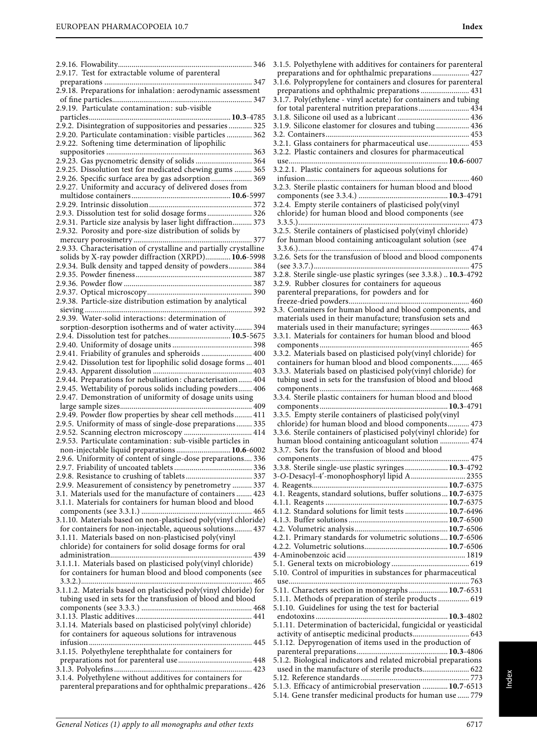2.9.16. Flowability ..... 346
2.9.17. Test for extractable volume of parenteral preparations ..... 347
2.9.18. Preparations for inhalation: aerodynamic assessment of fine particles ..... 347
2.9.19. Particulate contamination: sub-visible particles ..... **10.3**-4785
2.9.2. Disintegration of suppositories and pessaries ..... 325
2.9.20. Particulate contamination: visible particles ..... 362
2.9.22. Softening time determination of lipophilic suppositories ..... 363
2.9.23. Gas pycnometric density of solids ..... 364
2.9.25. Dissolution test for medicated chewing gums ..... 365
2.9.26. Specific surface area by gas adsorption ..... 369
2.9.27. Uniformity and accuracy of delivered doses from multidose containers ..... **10.6**-5997
2.9.29. Intrinsic dissolution ..... 372
2.9.3. Dissolution test for solid dosage forms ..... 326
2.9.31. Particle size analysis by laser light diffraction ..... 373
2.9.32. Porosity and pore-size distribution of solids by mercury porosimetry ..... 377
2.9.33. Characterisation of crystalline and partially crystalline solids by X-ray powder diffraction (XRPD) ..... **10.6**-5998
2.9.34. Bulk density and tapped density of powders ..... 384
2.9.35. Powder fineness ..... 387
2.9.36. Powder flow ..... 387
2.9.37. Optical microscopy ..... 390
2.9.38. Particle-size distribution estimation by analytical sieving ..... 392
2.9.39. Water-solid interactions: determination of sorption-desorption isotherms and of water activity ..... 394
2.9.4. Dissolution test for patches ..... **10.5**-5675
2.9.40. Uniformity of dosage units ..... 398
2.9.41. Friability of granules and spheroids ..... 400
2.9.42. Dissolution test for lipophilic solid dosage forms ..... 401
2.9.43. Apparent dissolution ..... 403
2.9.44. Preparations for nebulisation: characterisation ..... 404
2.9.45. Wettability of porous solids including powders ..... 406
2.9.47. Demonstration of uniformity of dosage units using large sample sizes ..... 409
2.9.49. Powder flow properties by shear cell methods ..... 411
2.9.5. Uniformity of mass of single-dose preparations ..... 335
2.9.52. Scanning electron microscopy ..... 414
2.9.53. Particulate contamination: sub-visible particles in non-injectable liquid preparations ..... **10.6**-6002
2.9.6. Uniformity of content of single-dose preparations ..... 336
2.9.7. Friability of uncoated tablets ..... 336
2.9.8. Resistance to crushing of tablets ..... 337
2.9.9. Measurement of consistency by penetrometry ..... 337
3.1. Materials used for the manufacture of containers ..... 423
3.1.1. Materials for containers for human blood and blood components (see 3.3.1.) ..... 465
3.1.10. Materials based on non-plasticised poly(vinyl chloride) for containers for non-injectable, aqueous solutions ..... 437
3.1.11. Materials based on non-plasticised poly(vinyl chloride) for containers for solid dosage forms for oral administration ..... 439
3.1.1.1. Materials based on plasticised poly(vinyl chloride) for containers for human blood and blood components (see 3.3.2.) ..... 465
3.1.1.2. Materials based on plasticised poly(vinyl chloride) for tubing used in sets for the transfusion of blood and blood components (see 3.3.3.) ..... 468
3.1.13. Plastic additives ..... 441
3.1.14. Materials based on plasticised poly(vinyl chloride) for containers for aqueous solutions for intravenous infusion ..... 445
3.1.15. Polyethylene terephthalate for containers for preparations not for parenteral use ..... 448
3.1.3. Polyolefins ..... 423
3.1.4. Polyethylene without additives for containers for parenteral preparations and for ophthalmic preparations ..... 426
3.1.5. Polyethylene with additives for containers for parenteral preparations and for ophthalmic preparations ..... 427
3.1.6. Polypropylene for containers and closures for parenteral preparations and ophthalmic preparations ..... 431
3.1.7. Poly(ethylene - vinyl acetate) for containers and tubing for total parenteral nutrition preparations ..... 434
3.1.8. Silicone oil used as a lubricant ..... 436
3.1.9. Silicone elastomer for closures and tubing ..... 436
3.2. Containers ..... 453
3.2.1. Glass containers for pharmaceutical use ..... 453
3.2.2. Plastic containers and closures for pharmaceutical use ..... **10.6**-6007
3.2.2.1. Plastic containers for aqueous solutions for infusion ..... 460
3.2.3. Sterile plastic containers for human blood and blood components (see 3.3.4.) ..... **10.3**-4791
3.2.4. Empty sterile containers of plasticised poly(vinyl chloride) for human blood and blood components (see 3.3.5.) ..... 473
3.2.5. Sterile containers of plasticised poly(vinyl chloride) for human blood containing anticoagulant solution (see 3.3.6.) ..... 474
3.2.6. Sets for the transfusion of blood and blood components (see 3.3.7.) ..... 475
3.2.8. Sterile single-use plastic syringes (see 3.3.8.) ..... **10.3**-4792
3.2.9. Rubber closures for containers for aqueous parenteral preparations, for powders and for freeze-dried powders ..... 460
3.3. Containers for human blood and blood components, and materials used in their manufacture; transfusion sets and materials used in their manufacture; syringes ..... 463
3.3.1. Materials for containers for human blood and blood components ..... 465
3.3.2. Materials based on plasticised poly(vinyl chloride) for containers for human blood and blood components ..... 465
3.3.3. Materials based on plasticised poly(vinyl chloride) for tubing used in sets for the transfusion of blood and blood components ..... 468
3.3.4. Sterile plastic containers for human blood and blood components ..... **10.3**-4791
3.3.5. Empty sterile containers of plasticised poly(vinyl chloride) for human blood and blood components ..... 473
3.3.6. Sterile containers of plasticised poly(vinyl chloride) for human blood containing anticoagulant solution ..... 474
3.3.7. Sets for the transfusion of blood and blood components ..... 475
3.3.8. Sterile single-use plastic syringes ..... **10.3**-4792
3-*O*-Desacyl-4′-monophosphoryl lipid A ..... 2355
4. Reagents ..... **10.7**-6375
4.1. Reagents, standard solutions, buffer solutions ..... **10.7**-6375
4.1.1. Reagents ..... **10.7**-6375
4.1.2. Standard solutions for limit tests ..... **10.7**-6496
4.1.3. Buffer solutions ..... **10.7**-6500
4.2. Volumetric analysis ..... **10.7**-6506
4.2.1. Primary standards for volumetric solutions ..... **10.7**-6506
4.2.2. Volumetric solutions ..... **10.7**-6506
4-Aminobenzoic acid ..... 1819
5.1. General texts on microbiology ..... 619
5.10. Control of impurities in substances for pharmaceutical use ..... 763
5.11. Characters section in monographs ..... **10.7**-6531
5.1.1. Methods of preparation of sterile products ..... 619
5.1.10. Guidelines for using the test for bacterial endotoxins ..... **10.3**-4802
5.1.11. Determination of bactericidal, fungicidal or yeasticidal activity of antiseptic medicinal products ..... 643
5.1.12. Depyrogenation of items used in the production of parenteral preparations ..... **10.3**-4806
5.1.2. Biological indicators and related microbial preparations used in the manufacture of sterile products ..... 622
5.12. Reference standards ..... 773
5.1.3. Efficacy of antimicrobial preservation ..... **10.7**-6513
5.14. Gene transfer medicinal products for human use ..... 779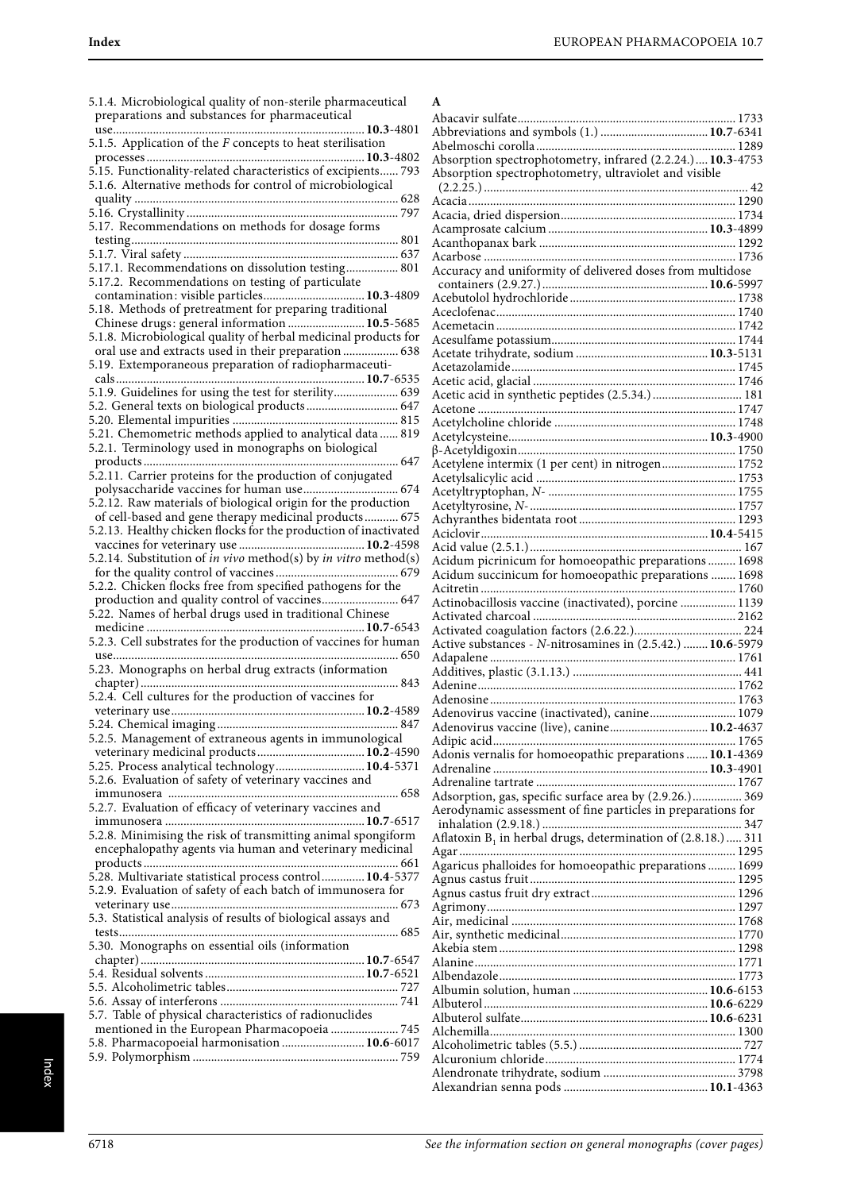5.1.4. Microbiological quality of non-sterile pharmaceutical preparations and substances for pharmaceutical use .......... **10.3**-4801
5.1.5. Application of the *F* concepts to heat sterilisation processes .......... **10.3**-4802
5.15. Functionality-related characteristics of excipients ...... 793
5.1.6. Alternative methods for control of microbiological quality .......... 628
5.16. Crystallinity .......... 797
5.17. Recommendations on methods for dosage forms testing .......... 801
5.1.7. Viral safety .......... 637
5.17.1. Recommendations on dissolution testing .......... 801
5.17.2. Recommendations on testing of particulate contamination: visible particles .......... **10.3**-4809
5.18. Methods of pretreatment for preparing traditional Chinese drugs: general information .......... **10.5**-5685
5.1.8. Microbiological quality of herbal medicinal products for oral use and extracts used in their preparation .......... 638
5.19. Extemporaneous preparation of radiopharmaceuticals .......... **10.7**-6535
5.1.9. Guidelines for using the test for sterility .......... 639
5.2. General texts on biological products .......... 647
5.20. Elemental impurities .......... 815
5.21. Chemometric methods applied to analytical data ...... 819
5.2.1. Terminology used in monographs on biological products .......... 647
5.2.11. Carrier proteins for the production of conjugated polysaccharide vaccines for human use .......... 674
5.2.12. Raw materials of biological origin for the production of cell-based and gene therapy medicinal products .......... 675
5.2.13. Healthy chicken flocks for the production of inactivated vaccines for veterinary use .......... **10.2**-4598
5.2.14. Substitution of *in vivo* method(s) by *in vitro* method(s) for the quality control of vaccines .......... 679
5.2.2. Chicken flocks free from specified pathogens for the production and quality control of vaccines .......... 647
5.22. Names of herbal drugs used in traditional Chinese medicine .......... **10.7**-6543
5.2.3. Cell substrates for the production of vaccines for human use .......... 650
5.23. Monographs on herbal drug extracts (information chapter) .......... 843
5.2.4. Cell cultures for the production of vaccines for veterinary use .......... **10.2**-4589
5.24. Chemical imaging .......... 847
5.2.5. Management of extraneous agents in immunological veterinary medicinal products .......... **10.2**-4590
5.25. Process analytical technology .......... **10.4**-5371
5.2.6. Evaluation of safety of veterinary vaccines and immunosera .......... 658
5.2.7. Evaluation of efficacy of veterinary vaccines and immunosera .......... **10.7**-6517
5.2.8. Minimising the risk of transmitting animal spongiform encephalopathy agents via human and veterinary medicinal products .......... 661
5.28. Multivariate statistical process control .......... **10.4**-5377
5.2.9. Evaluation of safety of each batch of immunosera for veterinary use .......... 673
5.3. Statistical analysis of results of biological assays and tests .......... 685
5.30. Monographs on essential oils (information chapter) .......... **10.7**-6547
5.4. Residual solvents .......... **10.7**-6521
5.5. Alcoholimetric tables .......... 727
5.6. Assay of interferons .......... 741
5.7. Table of physical characteristics of radionuclides mentioned in the European Pharmacopoeia .......... 745
5.8. Pharmacopoeial harmonisation .......... **10.6**-6017
5.9. Polymorphism .......... 759

**A**

Abacavir sulfate .......... 1733
Abbreviations and symbols (1.) .......... **10.7**-6341
Abelmoschi corolla .......... 1289
Absorption spectrophotometry, infrared (2.2.24.) .... **10.3**-4753
Absorption spectrophotometry, ultraviolet and visible (2.2.25.) .......... 42
Acacia .......... 1290
Acacia, dried dispersion .......... 1734
Acamprosate calcium .......... **10.3**-4899
Acanthopanax bark .......... 1292
Acarbose .......... 1736
Accuracy and uniformity of delivered doses from multidose containers (2.9.27.) .......... **10.6**-5997
Acebutolol hydrochloride .......... 1738
Aceclofenac .......... 1740
Acemetacin .......... 1742
Acesulfame potassium .......... 1744
Acetate trihydrate, sodium .......... **10.3**-5131
Acetazolamide .......... 1745
Acetic acid, glacial .......... 1746
Acetic acid in synthetic peptides (2.5.34.) .......... 181
Acetone .......... 1747
Acetylcholine chloride .......... 1748
Acetylcysteine .......... **10.3**-4900
β-Acetyldigoxin .......... 1750
Acetylene intermix (1 per cent) in nitrogen .......... 1752
Acetylsalicylic acid .......... 1753
Acetyltryptophan, *N*- .......... 1755
Acetyltyrosine, *N*- .......... 1757
Achyranthes bidentata root .......... 1293
Aciclovir .......... **10.4**-5415
Acid value (2.5.1.) .......... 167
Acidum picrinicum for homoeopathic preparations .......... 1698
Acidum succinicum for homoeopathic preparations .......... 1698
Acitretin .......... 1760
Actinobacillosis vaccine (inactivated), porcine .......... 1139
Activated charcoal .......... 2162
Activated coagulation factors (2.6.22.) .......... 224
Active substances - *N*-nitrosamines in (2.5.42.) ........ **10.6**-5979
Adapalene .......... 1761
Additives, plastic (3.1.13.) .......... 441
Adenine .......... 1762
Adenosine .......... 1763
Adenovirus vaccine (inactivated), canine .......... 1079
Adenovirus vaccine (live), canine .......... **10.2**-4637
Adipic acid .......... 1765
Adonis vernalis for homoeopathic preparations ....... **10.1**-4369
Adrenaline .......... **10.3**-4901
Adrenaline tartrate .......... 1767
Adsorption, gas, specific surface area by (2.9.26.) .......... 369
Aerodynamic assessment of fine particles in preparations for inhalation (2.9.18.) .......... 347
Aflatoxin $B_1$ in herbal drugs, determination of (2.8.18.) ..... 311
Agar .......... 1295
Agaricus phalloides for homoeopathic preparations .......... 1699
Agnus castus fruit .......... 1295
Agnus castus fruit dry extract .......... 1296
Agrimony .......... 1297
Air, medicinal .......... 1768
Air, synthetic medicinal .......... 1770
Akebia stem .......... 1298
Alanine .......... 1771
Albendazole .......... 1773
Albumin solution, human .......... **10.6**-6153
Albuterol .......... **10.6**-6229
Albuterol sulfate .......... **10.6**-6231
Alchemilla .......... 1300
Alcoholimetric tables (5.5.) .......... 727
Alcuronium chloride .......... 1774
Alendronate trihydrate, sodium .......... 3798
Alexandrian senna pods .......... **10.1**-4363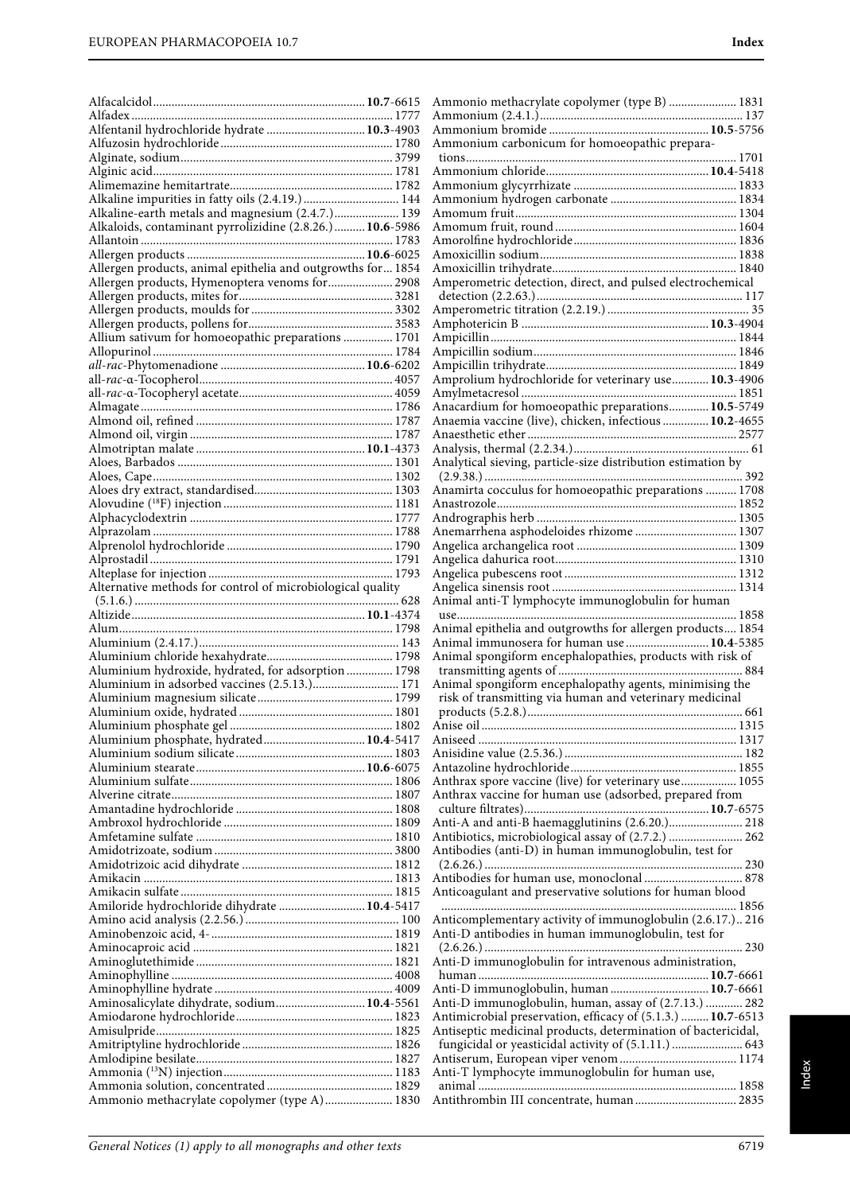Alfacalcidol ........................................................ **10.7**-6615
Alfadex ........................................................ 1777
Alfentanil hydrochloride hydrate ........................ **10.3**-4903
Alfuzosin hydrochloride ........................................ 1780
Alginate, sodium ........................................................ 3799
Alginic acid ........................................................ 1781
Alimemazine hemitartrate ........................................ 1782
Alkaline impurities in fatty oils (2.4.19.) ........................ 144
Alkaline-earth metals and magnesium (2.4.7.) ................ 139
Alkaloids, contaminant pyrrolizidine (2.8.26.) .......... **10.6**-5986
Allantoin ........................................................ 1783
Allergen products ........................................................ **10.6**-6025
Allergen products, animal epithelia and outgrowths for ... 1854
Allergen products, Hymenoptera venoms for ................ 2908
Allergen products, mites for ........................................ 3281
Allergen products, moulds for ........................................ 3302
Allergen products, pollens for ........................................ 3583
Allium sativum for homoeopathic preparations ................ 1701
Allopurinol ........................................................ 1784
*all-rac*-Phytomenadione ........................................ **10.6**-6202
all-*rac*-α-Tocopherol ........................................ 4057
all-*rac*-α-Tocopheryl acetate ........................................ 4059
Almagate ........................................................ 1786
Almond oil, refined ........................................................ 1787
Almond oil, virgin ........................................................ 1787
Almotriptan malate ........................................................ **10.1**-4373
Aloes, Barbados ........................................................ 1301
Aloes, Cape ........................................................ 1302
Aloes dry extract, standardised ........................................ 1303
Alovudine ([18]F) injection ........................................ 1181
Alphacyclodextrin ........................................................ 1777
Alprazolam ........................................................ 1788
Alprenolol hydrochloride ........................................ 1790
Alprostadil ........................................................ 1791
Alteplase for injection ........................................................ 1793
Alternative methods for control of microbiological quality (5.1.6.) ........................................................ 628
Altizide ........................................................ **10.1**-4374
Alum ........................................................ 1798
Aluminium (2.4.17.) ........................................................ 143
Aluminium chloride hexahydrate ........................................ 1798
Aluminium hydroxide, hydrated, for adsorption ................ 1798
Aluminium in adsorbed vaccines (2.5.13.) ........................ 171
Aluminium magnesium silicate ........................................ 1799
Aluminium oxide, hydrated ........................................ 1801
Aluminium phosphate gel ........................................ 1802
Aluminium phosphate, hydrated ........................ **10.4**-5417
Aluminium sodium silicate ........................................ 1803
Aluminium stearate ........................................................ **10.6**-6075
Aluminium sulfate ........................................................ 1806
Alverine citrate ........................................................ 1807
Amantadine hydrochloride ........................................ 1808
Ambroxol hydrochloride ........................................ 1809
Amfetamine sulfate ........................................................ 1810
Amidotrizoate, sodium ........................................................ 3800
Amidotrizoic acid dihydrate ........................................ 1812
Amikacin ........................................................ 1813
Amikacin sulfate ........................................................ 1815
Amiloride hydrochloride dihydrate ........................ **10.4**-5417
Amino acid analysis (2.2.56.) ........................................ 100
Aminobenzoic acid, 4- ........................................................ 1819
Aminocaproic acid ........................................................ 1821
Aminoglutethimide ........................................................ 1821
Aminophylline ........................................................ 4008
Aminophylline hydrate ........................................................ 4009
Aminosalicylate dihydrate, sodium ........................ **10.4**-5561
Amiodarone hydrochloride ........................................ 1823
Amisulpride ........................................................ 1825
Amitriptyline hydrochloride ........................................ 1826
Amlodipine besilate ........................................................ 1827
Ammonia ([13]N) injection ........................................ 1183
Ammonia solution, concentrated ........................................ 1829
Ammonio methacrylate copolymer (type A) ................ 1830
Ammonio methacrylate copolymer (type B) ................ 1831
Ammonium (2.4.1.) ........................................................ 137
Ammonium bromide ........................................................ **10.5**-5756
Ammonium carbonicum for homoeopathic preparations ........................................................ 1701
Ammonium chloride ........................................................ **10.4**-5418
Ammonium glycyrrhizate ........................................ 1833
Ammonium hydrogen carbonate ........................................ 1834
Amomum fruit ........................................................ 1304
Amomum fruit, round ........................................................ 1604
Amorolfine hydrochloride ........................................ 1836
Amoxicillin sodium ........................................................ 1838
Amoxicillin trihydrate ........................................................ 1840
Amperometric detection, direct, and pulsed electrochemical detection (2.2.63.) ........................................................ 117
Amperometric titration (2.2.19.) ........................................ 35
Amphotericin B ........................................................ **10.3**-4904
Ampicillin ........................................................ 1844
Ampicillin sodium ........................................................ 1846
Ampicillin trihydrate ........................................................ 1849
Amprolium hydrochloride for veterinary use ............ **10.3**-4906
Amylmetacresol ........................................................ 1851
Anacardium for homoeopathic preparations ............ **10.5**-5749
Anaemia vaccine (live), chicken, infectious ............ **10.2**-4655
Anaesthetic ether ........................................................ 2577
Analysis, thermal (2.2.34.) ........................................ 61
Analytical sieving, particle-size distribution estimation by (2.9.38.) ........................................................ 392
Anamirta cocculus for homoeopathic preparations .......... 1708
Anastrozole ........................................................ 1852
Andrographis herb ........................................................ 1305
Anemarrhena asphodeloides rhizome ........................ 1307
Angelica archangelica root ........................................ 1309
Angelica dahurica root ........................................................ 1310
Angelica pubescens root ........................................ 1312
Angelica sinensis root ........................................................ 1314
Animal anti-T lymphocyte immunoglobulin for human use ........................................................ 1858
Animal epithelia and outgrowths for allergen products .... 1854
Animal immunosera for human use ........................ **10.4**-5385
Animal spongiform encephalopathies, products with risk of transmitting agents of ........................................................ 884
Animal spongiform encephalopathy agents, minimising the risk of transmitting via human and veterinary medicinal products (5.2.8.) ........................................................ 661
Anise oil ........................................................ 1315
Aniseed ........................................................ 1317
Anisidine value (2.5.36.) ........................................ 182
Antazoline hydrochloride ........................................ 1855
Anthrax spore vaccine (live) for veterinary use ................ 1055
Anthrax vaccine for human use (adsorbed, prepared from culture filtrates) ........................................................ **10.7**-6575
Anti-A and anti-B haemagglutinins (2.6.20.) ................ 218
Antibiotics, microbiological assay of (2.7.2.) ................ 262
Antibodies (anti-D) in human immunoglobulin, test for (2.6.26.) ........................................................ 230
Antibodies for human use, monoclonal ........................ 878
Anticoagulant and preservative solutions for human blood ........................................................ 1856
Anticomplementary activity of immunoglobulin (2.6.17.) .. 216
Anti-D antibodies in human immunoglobulin, test for (2.6.26.) ........................................................ 230
Anti-D immunoglobulin for intravenous administration, human ........................................................ **10.7**-6661
Anti-D immunoglobulin, human ........................ **10.7**-6661
Anti-D immunoglobulin, human, assay of (2.7.13.) ............ 282
Antimicrobial preservation, efficacy of (5.1.3.) ......... **10.7**-6513
Antiseptic medicinal products, determination of bactericidal, fungicidal or yeasticidal activity of (5.1.11.) ................ 643
Antiserum, European viper venom ........................................ 1174
Anti-T lymphocyte immunoglobulin for human use, animal ........................................................ 1858
Antithrombin III concentrate, human ........................ 2835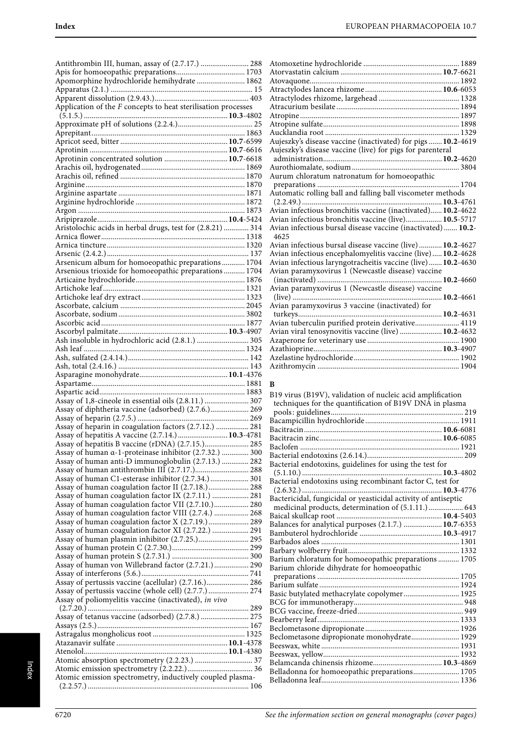Antithrombin III, human, assay of (2.7.17.) ........................ 288
Apis for homoeopathic preparations.................................... 1703
Apomorphine hydrochloride hemihydrate ........................ 1862
Apparatus (2.1.) ......................................................................... 15
Apparent dissolution (2.9.43.)............................................... 403
Application of the *F* concepts to heat sterilisation processes (5.1.5.) ...................................................................... **10.3**-4802
Approximate pH of solutions (2.2.4.)...................................... 25
Aprepitant.............................................................................. 1863
Apricot seed, bitter ....................................................... **10.7**-6599
Aprotinin ...................................................................... **10.7**-6616
Aprotinin concentrated solution ............................... **10.7**-6618
Arachis oil, hydrogenated..................................................... 1869
Arachis oil, refined ................................................................ 1870
Arginine.................................................................................. 1870
Arginine aspartate ................................................................. 1871
Arginine hydrochloride ........................................................ 1872
Argon ...................................................................................... 1873
Aripiprazole.................................................................. **10.4**-5424
Aristolochic acids in herbal drugs, test for (2.8.21) ............ 314
Arnica flower......................................................................... 1318
Arnica tincture....................................................................... 1320
Arsenic (2.4.2.)......................................................................... 137
Arsenicum album for homoeopathic preparations............ 1704
Arsenious trioxide for homoeopathic preparations........... 1704
Articaine hydrochloride........................................................ 1876
Artichoke leaf......................................................................... 1321
Artichoke leaf dry extract..................................................... 1323
Ascorbate, calcium ................................................................ 2045
Ascorbate, sodium ................................................................. 3802
Ascorbic acid.......................................................................... 1877
Ascorbyl palmitate........................................................ **10.3**-4907
Ash insoluble in hydrochloric acid (2.8.1.) .......................... 305
Ash leaf .................................................................................. 1324
Ash, sulfated (2.4.14.).............................................................. 142
Ash, total (2.4.16.) ................................................................... 143
Asparagine monohydrate............................................. **10.1**-4376
Aspartame.............................................................................. 1881
Aspartic acid........................................................................... 1883
Assay of 1,8-cineole in essential oils (2.8.11.) ....................... 307
Assay of diphtheria vaccine (adsorbed) (2.7.6.).................... 269
Assay of heparin (2.7.5.) ......................................................... 269
Assay of heparin in coagulation factors (2.7.12.) ................. 281
Assay of hepatitis A vaccine (2.7.14.).......................... **10.3**-4781
Assay of hepatitis B vaccine (rDNA) (2.7.15.)...................... 285
Assay of human α-1-proteinase inhibitor (2.7.32.) ............. 300
Assay of human anti-D immunoglobulin (2.7.13.) .............. 282
Assay of human antithrombin III (2.7.17.)............................ 288
Assay of human C1-esterase inhibitor (2.7.34.).................... 301
Assay of human coagulation factor II (2.7.18.)..................... 288
Assay of human coagulation factor IX (2.7.11.) ................... 281
Assay of human coagulation factor VII (2.7.10.).................. 280
Assay of human coagulation factor VIII (2.7.4.) .................. 268
Assay of human coagulation factor X (2.7.19.)..................... 289
Assay of human coagulation factor XI (2.7.22.) ................... 291
Assay of human plasmin inhibitor (2.7.25.).......................... 295
Assay of human protein C (2.7.30.)....................................... 299
Assay of human protein S (2.7.31.) ....................................... 300
Assay of human von Willebrand factor (2.7.21.).................. 290
Assay of interferons (5.6.)........................................................ 741
Assay of pertussis vaccine (acellular) (2.7.16.)..................... 286
Assay of pertussis vaccine (whole cell) (2.7.7.) ..................... 274
Assay of poliomyelitis vaccine (inactivated), *in vivo* (2.7.20.) ................................................................................... 289
Assay of tetanus vaccine (adsorbed) (2.7.8.) ......................... 275
Assays (2.5.)............................................................................. 167
Astragalus mongholicus root ................................................ 1325
Atazanavir sulfate ......................................................... **10.1**-4378
Atenolol......................................................................... **10.1**-4380
Atomic absorption spectrometry (2.2.23.) ............................. 37
Atomic emission spectrometry (2.2.22.).................................. 36
Atomic emission spectrometry, inductively coupled plasma- (2.2.57.) .................................................................................. 106
Atomoxetine hydrochloride ................................................. 1889
Atorvastatin calcium .................................................... **10.7**-6621
Atovaquone............................................................................ 1892
Atractylodes lancea rhizome........................................ **10.6**-6053
Atractylodes rhizome, largehead ......................................... 1328
Atracurium besilate............................................................... 1894
Atropine.................................................................................. 1897
Atropine sulfate...................................................................... 1898
Aucklandia root ..................................................................... 1329
Aujeszky's disease vaccine (inactivated) for pigs ....... **10.2**-4619
Aujeszky's disease vaccine (live) for pigs for parenteral administration............................................................. **10.2**-4620
Aurothiomalate, sodium ....................................................... 3804
Aurum chloratum natronatum for homoeopathic preparations ......................................................................... 1704
Automatic rolling ball and falling ball viscometer methods (2.2.49.) ........................................................................ **10.3**-4761
Avian infectious bronchitis vaccine (inactivated)...... **10.2**-4622
Avian infectious bronchitis vaccine (live)................... **10.5**-5717
Avian infectious bursal disease vaccine (inactivated) ....... **10.2**-4625
Avian infectious bursal disease vaccine (live) ............ **10.2**-4627
Avian infectious encephalomyelitis vaccine (live)..... **10.2**-4628
Avian infectious laryngotracheitis vaccine (live)....... **10.2**-4630
Avian paramyxovirus 1 (Newcastle disease) vaccine (inactivated) ............................................................... **10.2**-4660
Avian paramyxovirus 1 (Newcastle disease) vaccine (live) ............................................................................. **10.2**-4661
Avian paramyxovirus 3 vaccine (inactivated) for turkeys.......................................................................... **10.2**-4631
Avian tuberculin purified protein derivative....................... 4119
Avian viral tenosynovitis vaccine (live) ...................... **10.2**-4632
Azaperone for veterinary use ............................................... 1900
Azathioprine.................................................................. **10.3**-4907
Azelastine hydrochloride...................................................... 1902
Azithromycin ......................................................................... 1904

## B

B19 virus (B19V), validation of nucleic acid amplification techniques for the quantification of B19V DNA in plasma pools: guidelines................................................................... 219
Bacampicillin hydrochloride................................................ 1911
Bacitracin...................................................................... **10.6**-6081
Bacitracin zinc.............................................................. **10.6**-6085
Baclofen ................................................................................. 1921
Bacterial endotoxins (2.6.14.)................................................. 209
Bacterial endotoxins, guidelines for using the test for (5.1.10.) ...................................................................... **10.3**-4802
Bacterial endotoxins using recombinant factor C, test for (2.6.32.) ...................................................................... **10.3**-4776
Bactericidal, fungicidal or yeasticidal activity of antiseptic medicinal products, determination of (5.1.11.).................. 643
Baical skullcap root ...................................................... **10.4**-5403
Balances for analytical purposes (2.1.7.) .................... **10.7**-6353
Bambuterol hydrochloride .......................................... **10.3**-4917
Barbados aloes ...................................................................... 1301
Barbary wolfberry fruit......................................................... 1332
Barium chloratum for homoeopathic preparations ........... 1705
Barium chloride dihydrate for homoeopathic preparations ......................................................................... 1705
Barium sulfate ........................................................................ 1924
Basic butylated methacrylate copolymer............................ 1925
BCG for immunotherapy......................................................... 948
BCG vaccine, freeze-dried...................................................... 949
Bearberry leaf......................................................................... 1333
Beclometasone dipropionate ................................................ 1926
Beclometasone dipropionate monohydrate......................... 1929
Beeswax, white ...................................................................... 1931
Beeswax, yellow..................................................................... 1932
Belamcanda chinensis rhizome................................... **10.3**-4869
Belladonna for homoeopathic preparations........................ 1705
Belladonna leaf....................................................................... 1336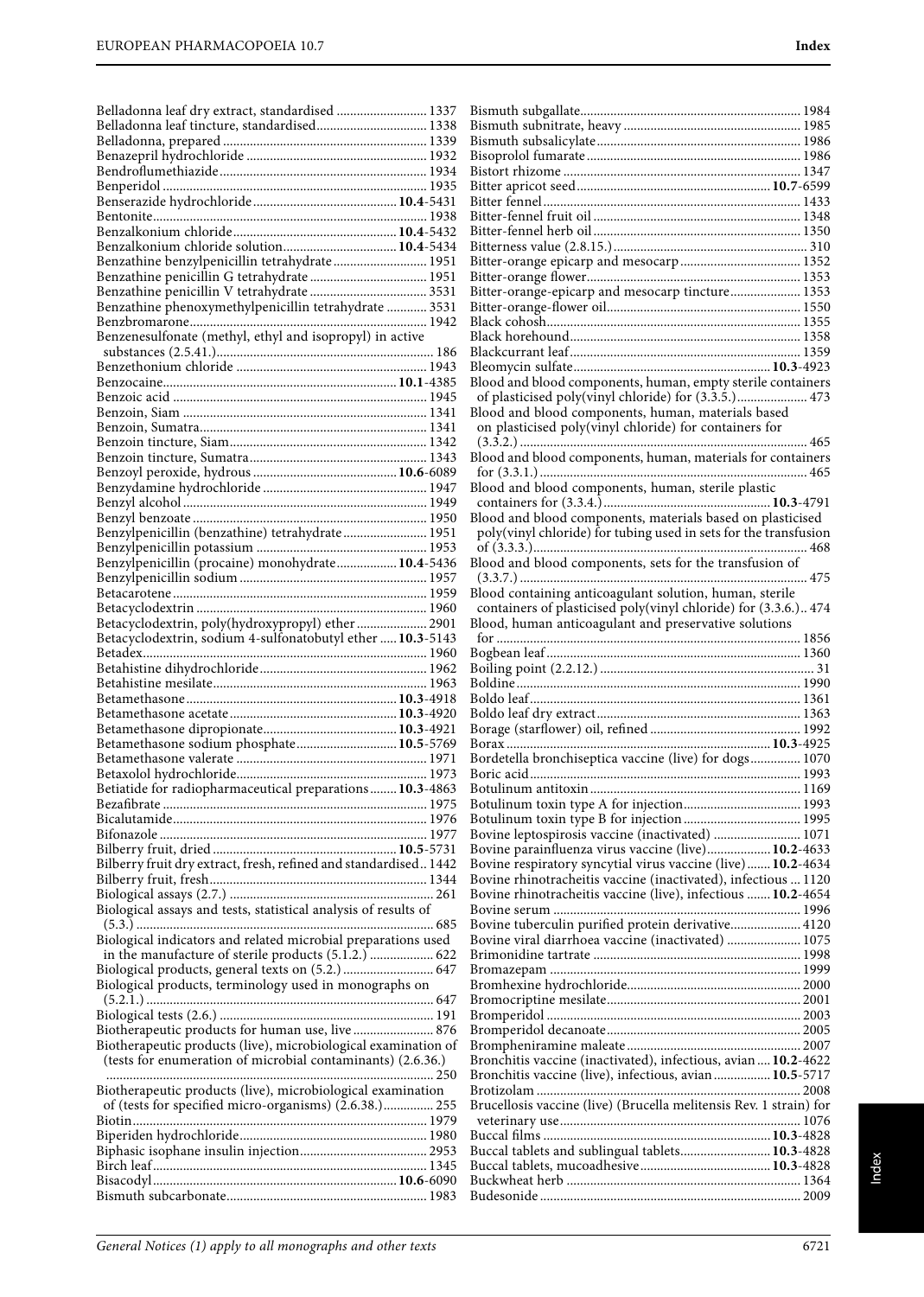Belladonna leaf dry extract, standardised .......................... 1337
Belladonna leaf tincture, standardised................................ 1338
Belladonna, prepared ........................................................... 1339
Benazepril hydrochloride ..................................................... 1932
Bendroflumethiazide............................................................. 1934
Benperidol ............................................................................. 1935
Benserazide hydrochloride.......................................... **10.4**-5431
Bentonite................................................................................ 1938
Benzalkonium chloride................................................ **10.4**-5432
Benzalkonium chloride solution.................................. **10.4**-5434
Benzathine benzylpenicillin tetrahydrate........................... 1951
Benzathine penicillin G tetrahydrate .................................. 1951
Benzathine penicillin V tetrahydrate .................................. 3531
Benzathine phenoxymethylpenicillin tetrahydrate ............ 3531
Benzbromarone...................................................................... 1942
Benzenesulfonate (methyl, ethyl and isopropyl) in active substances (2.5.41.)................................................................ 186
Benzethonium chloride ........................................................ 1943
Benzocaine.................................................................... **10.1**-4385
Benzoic acid .......................................................................... 1945
Benzoin, Siam ....................................................................... 1341
Benzoin, Sumatra.................................................................. 1341
Benzoin tincture, Siam.......................................................... 1342
Benzoin tincture, Sumatra.................................................... 1343
Benzoyl peroxide, hydrous .......................................... **10.6**-6089
Benzydamine hydrochloride ................................................ 1947
Benzyl alcohol ....................................................................... 1949
Benzyl benzoate .................................................................... 1950
Benzylpenicillin (benzathine) tetrahydrate......................... 1951
Benzylpenicillin potassium .................................................. 1953
Benzylpenicillin (procaine) monohydrate.................. **10.4**-5436
Benzylpenicillin sodium ....................................................... 1957
Betacarotene .......................................................................... 1959
Betacyclodextrin .................................................................... 1960
Betacyclodextrin, poly(hydroxypropyl) ether ..................... 2901
Betacyclodextrin, sodium 4-sulfonatobutyl ether ..... **10.3**-5143
Betadex................................................................................... 1960
Betahistine dihydrochloride................................................. 1962
Betahistine mesilate............................................................... 1963
Betamethasone ............................................................. **10.3**-4918
Betamethasone acetate................................................. **10.3**-4920
Betamethasone dipropionate....................................... **10.3**-4921
Betamethasone sodium phosphate.............................. **10.5**-5769
Betamethasone valerate ........................................................ 1971
Betaxolol hydrochloride........................................................ 1973
Betiatide for radiopharmaceutical preparations ........ **10.3**-4863
Bezafibrate ............................................................................. 1975
Bicalutamide.......................................................................... 1976
Bifonazole .............................................................................. 1977
Bilberry fruit, dried ...................................................... **10.5**-5731
Bilberry fruit dry extract, fresh, refined and standardised.. 1442
Bilberry fruit, fresh................................................................ 1344
Biological assays (2.7.) ........................................................... 261
Biological assays and tests, statistical analysis of results of (5.3.) ........................................................................................ 685
Biological indicators and related microbial preparations used in the manufacture of sterile products (5.1.2.) ................... 622
Biological products, general texts on (5.2.) .......................... 647
Biological products, terminology used in monographs on (5.2.1.) ...................................................................................... 647
Biological tests (2.6.) ............................................................... 191
Biotherapeutic products for human use, live ....................... 876
Biotherapeutic products (live), microbiological examination of (tests for enumeration of microbial contaminants) (2.6.36.) ................................................................................................ 250
Biotherapeutic products (live), microbiological examination of (tests for specified micro-organisms) (2.6.38.)............... 255
Biotin...................................................................................... 1979
Biperiden hydrochloride....................................................... 1980
Biphasic isophane insulin injection..................................... 2953
Birch leaf................................................................................ 1345
Bisacodyl....................................................................... **10.6**-6090
Bismuth subcarbonate........................................................... 1983
Bismuth subgallate................................................................. 1984
Bismuth subnitrate, heavy .................................................... 1985
Bismuth subsalicylate............................................................ 1986
Bisoprolol fumarate............................................................... 1986
Bistort rhizome ..................................................................... 1347
Bitter apricot seed......................................................... **10.7**-6599
Bitter fennel............................................................................ 1433
Bitter-fennel fruit oil ............................................................. 1348
Bitter-fennel herb oil ............................................................. 1350
Bitterness value (2.8.15.)......................................................... 310
Bitter-orange epicarp and mesocarp.................................... 1352
Bitter-orange flower............................................................... 1353
Bitter-orange-epicarp and mesocarp tincture..................... 1353
Bitter-orange-flower oil......................................................... 1550
Black cohosh.......................................................................... 1355
Black horehound................................................................... 1358
Blackcurrant leaf................................................................... 1359
Bleomycin sulfate.......................................................... **10.3**-4923
Blood and blood components, human, empty sterile containers of plasticised poly(vinyl chloride) for (3.3.5.)..................... 473
Blood and blood components, human, materials based on plasticised poly(vinyl chloride) for containers for (3.3.2.) ...................................................................................... 465
Blood and blood components, human, materials for containers for (3.3.1.) ............................................................................. 465
Blood and blood components, human, sterile plastic containers for (3.3.4.)................................................ **10.3**-4791
Blood and blood components, materials based on plasticised poly(vinyl chloride) for tubing used in sets for the transfusion of (3.3.3.)................................................................................. 468
Blood and blood components, sets for the transfusion of (3.3.7.) ..................................................................................... 475
Blood containing anticoagulant solution, human, sterile containers of plasticised poly(vinyl chloride) for (3.3.6.).. 474
Blood, human anticoagulant and preservative solutions for ......................................................................................... 1856
Bogbean leaf .......................................................................... 1360
Boiling point (2.2.12.) ............................................................... 31
Boldine................................................................................... 1990
Boldo leaf............................................................................... 1361
Boldo leaf dry extract............................................................ 1363
Borage (starflower) oil, refined ............................................ 1992
Borax ............................................................................. **10.3**-4925
Bordetella bronchiseptica vaccine (live) for dogs............... 1070
Boric acid............................................................................... 1993
Botulinum antitoxin ............................................................. 1169
Botulinum toxin type A for injection................................... 1993
Botulinum toxin type B for injection ................................... 1995
Bovine leptospirosis vaccine (inactivated) .......................... 1071
Bovine parainfluenza virus vaccine (live).................. **10.2**-4633
Bovine respiratory syncytial virus vaccine (live) ....... **10.2**-4634
Bovine rhinotracheitis vaccine (inactivated), infectious ... 1120
Bovine rhinotracheitis vaccine (live), infectious ....... **10.2**-4654
Bovine serum ........................................................................ 1996
Bovine tuberculin purified protein derivative.................... 4120
Bovine viral diarrhoea vaccine (inactivated) ...................... 1075
Brimonidine tartrate ............................................................. 1998
Bromazepam ......................................................................... 1999
Bromhexine hydrochloride................................................... 2000
Bromocriptine mesilate......................................................... 2001
Bromperidol .......................................................................... 2003
Bromperidol decanoate......................................................... 2005
Brompheniramine maleate................................................... 2007
Bronchitis vaccine (inactivated), infectious, avian .... **10.2**-4622
Bronchitis vaccine (live), infectious, avian ................ **10.5**-5717
Brotizolam ............................................................................. 2008
Brucellosis vaccine (live) (Brucella melitensis Rev. 1 strain) for veterinary use...................................................................... 1076
Buccal films .................................................................. **10.3**-4828
Buccal tablets and sublingual tablets.......................... **10.3**-4828
Buccal tablets, mucoadhesive...................................... **10.3**-4828
Buckwheat herb .................................................................... 1364
Budesonide ............................................................................ 2009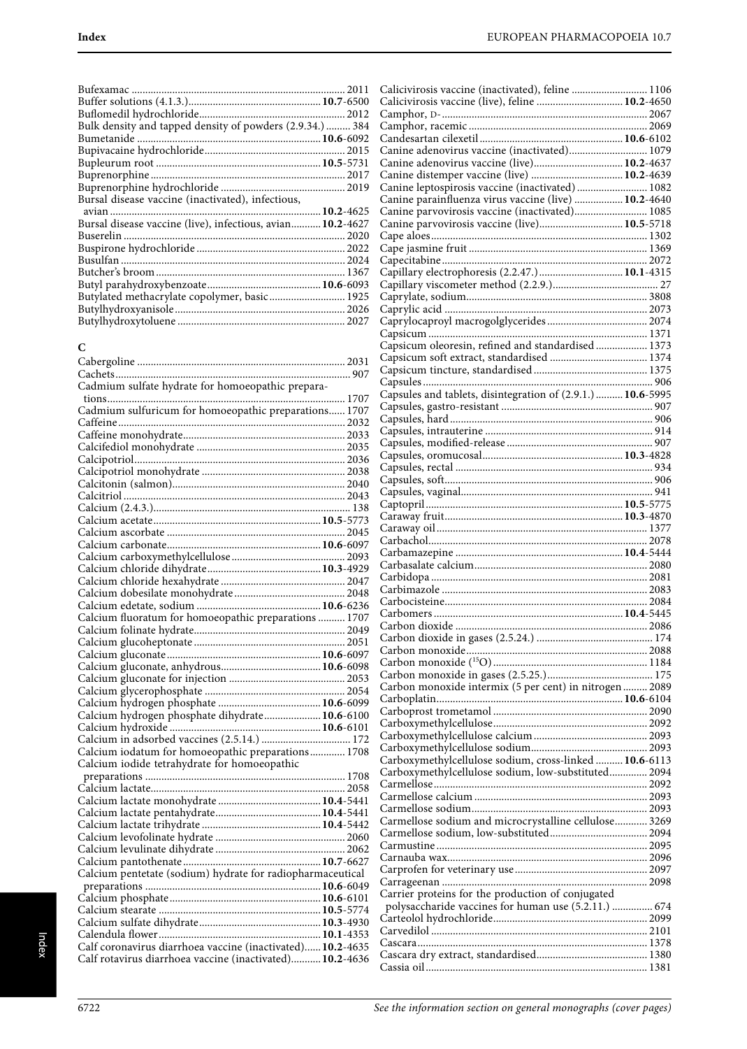Bufexamac ............................................................................. 2011
Buffer solutions (4.1.3.)................................................ **10.7**-6500
Buflomedil hydrochloride..................................................... 2012
Bulk density and tapped density of powders (2.9.34.) ......... 384
Bumetanide ................................................................... **10.6**-6092
Bupivacaine hydrochloride................................................... 2015
Bupleurum root ............................................................ **10.5**-5731
Buprenorphine ...................................................................... 2017
Buprenorphine hydrochloride ............................................. 2019
Bursal disease vaccine (inactivated), infectious, avian ............................................................................. **10.2**-4625
Bursal disease vaccine (live), infectious, avian........... **10.2**-4627
Buserelin ................................................................................ 2020
Buspirone hydrochloride ...................................................... 2022
Busulfan .................................................................................. 2024
Butcher's broom ..................................................................... 1367
Butyl parahydroxybenzoate......................................... **10.6**-6093
Butylated methacrylate copolymer, basic ............................ 1925
Butylhydroxyanisole............................................................... 2026
Butylhydroxytoluene ............................................................. 2027

## C

Cabergoline ............................................................................ 2031
Cachets..................................................................................... 907
Cadmium sulfate hydrate for homoeopathic preparations...................................................................................... 1707
Cadmium sulfuricum for homoeopathic preparations...... 1707
Caffeine.................................................................................... 2032
Caffeine monohydrate........................................................... 2033
Calcifediol monohydrate ...................................................... 2035
Calcipotriol............................................................................. 2036
Calcipotriol monohydrate .................................................... 2038
Calcitonin (salmon)................................................................ 2040
Calcitriol ................................................................................. 2043
Calcium (2.4.3.)......................................................................... 138
Calcium acetate............................................................ **10.5**-5773
Calcium ascorbate ................................................................. 2045
Calcium carbonate....................................................... **10.6**-6097
Calcium carboxymethylcellulose .......................................... 2093
Calcium chloride dihydrate......................................... **10.3**-4929
Calcium chloride hexahydrate ............................................. 2047
Calcium dobesilate monohydrate......................................... 2048
Calcium edetate, sodium ............................................. **10.6**-6236
Calcium fluoratum for homoeopathic preparations .......... 1707
Calcium folinate hydrate....................................................... 2049
Calcium glucoheptonate ....................................................... 2051
Calcium gluconate........................................................ **10.6**-6097
Calcium gluconate, anhydrous.................................... **10.6**-6098
Calcium gluconate for injection ........................................... 2053
Calcium glycerophosphate ................................................... 2054
Calcium hydrogen phosphate ..................................... **10.6**-6099
Calcium hydrogen phosphate dihydrate..................... **10.6**-6100
Calcium hydroxide ....................................................... **10.6**-6101
Calcium in adsorbed vaccines (2.5.14.) ................................. 172
Calcium iodatum for homoeopathic preparations............. 1708
Calcium iodide tetrahydrate for homoeopathic preparations .......................................................................... 1708
Calcium lactate....................................................................... 2058
Calcium lactate monohydrate ..................................... **10.4**-5441
Calcium lactate pentahydrate...................................... **10.4**-5441
Calcium lactate trihydrate ........................................... **10.4**-5442
Calcium levofolinate hydrate ............................................... 2060
Calcium levulinate dihydrate ............................................... 2062
Calcium pantothenate .................................................. **10.7**-6627
Calcium pentetate (sodium) hydrate for radiopharmaceutical preparations ................................................................ **10.6**-6049
Calcium phosphate....................................................... **10.6**-6101
Calcium stearate .......................................................... **10.5**-5774
Calcium sulfate dihydrate............................................ **10.3**-4930
Calendula flower........................................................... **10.1**-4353
Calf coronavirus diarrhoea vaccine (inactivated)...... **10.2**-4635
Calf rotavirus diarrhoea vaccine (inactivated)........... **10.2**-4636
Calicivirosis vaccine (inactivated), feline ........................... 1106
Calicivirosis vaccine (live), feline ............................... **10.2**-4650
Camphor, D- ........................................................................... 2067
Camphor, racemic ................................................................. 2069
Candesartan cilexetil ................................................... **10.6**-6102
Canine adenovirus vaccine (inactivated)............................ 1079
Canine adenovirus vaccine (live)................................ **10.2**-4637
Canine distemper vaccine (live) ................................. **10.2**-4639
Canine leptospirosis vaccine (inactivated) .......................... 1082
Canine parainfluenza virus vaccine (live) ................. **10.2**-4640
Canine parvovirosis vaccine (inactivated)........................... 1085
Canine parvovirosis vaccine (live).............................. **10.5**-5718
Cape aloes............................................................................... 1302
Cape jasmine fruit ................................................................. 1369
Capecitabine........................................................................... 2072
Capillary electrophoresis (2.2.47.).............................. **10.1**-4315
Capillary viscometer method (2.2.9.)...................................... 27
Caprylate, sodium.................................................................. 3808
Caprylic acid .......................................................................... 2073
Caprylocaproyl macrogolglycerides .................................... 2074
Capsicum ................................................................................ 1371
Capsicum oleoresin, refined and standardised ................... 1373
Capsicum soft extract, standardised .................................... 1374
Capsicum tincture, standardised .......................................... 1375
Capsules.................................................................................... 906
Capsules and tablets, disintegration of (2.9.1.) .......... **10.6**-5995
Capsules, gastro-resistant ....................................................... 907
Capsules, hard .......................................................................... 906
Capsules, intrauterine ............................................................. 914
Capsules, modified-release ..................................................... 907
Capsules, oromucosal................................................... **10.3**-4828
Capsules, rectal ........................................................................ 934
Capsules, soft............................................................................ 906
Capsules, vaginal...................................................................... 941
Captopril ...................................................................... **10.5**-5775
Caraway fruit................................................................ **10.3**-4870
Caraway oil ............................................................................ 1377
Carbachol................................................................................ 2078
Carbamazepine ............................................................ **10.4**-5444
Carbasalate calcium............................................................... 2080
Carbidopa ............................................................................... 2081
Carbimazole ........................................................................... 2083
Carbocisteine.......................................................................... 2084
Carbomers .................................................................... **10.4**-5445
Carbon dioxide ...................................................................... 2086
Carbon dioxide in gases (2.5.24.) ........................................... 174
Carbon monoxide.................................................................. 2088
Carbon monoxide ($^{15}O$) ......................................................... 1184
Carbon monoxide in gases (2.5.25.)....................................... 175
Carbon monoxide intermix (5 per cent) in nitrogen ......... 2089
Carboplatin................................................................... **10.6**-6104
Carboprost trometamol ........................................................ 2090
Carboxymethylcellulose........................................................ 2092
Carboxymethylcellulose calcium .......................................... 2093
Carboxymethylcellulose sodium........................................... 2093
Carboxymethylcellulose sodium, cross-linked .......... **10.6**-6113
Carboxymethylcellulose sodium, low-substituted.............. 2094
Carmellose.............................................................................. 2092
Carmellose calcium ............................................................... 2093
Carmellose sodium................................................................ 2093
Carmellose sodium and microcrystalline cellulose............ 3269
Carmellose sodium, low-substituted................................... 2094
Carmustine ............................................................................. 2095
Carnauba wax......................................................................... 2096
Carprofen for veterinary use ................................................ 2097
Carrageenan ........................................................................... 2098
Carrier proteins for the production of conjugated polysaccharide vaccines for human use (5.2.11.) ............... 674
Carteolol hydrochloride........................................................ 2099
Carvedilol ............................................................................... 2101
Cascara.................................................................................... 1378
Cascara dry extract, standardised........................................ 1380
Cassia oil................................................................................. 1381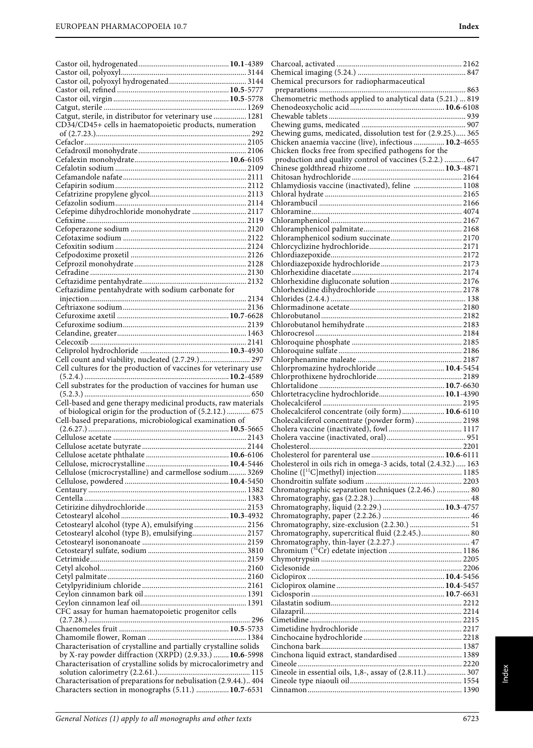Castor oil, hydrogenated .......... **10.1**-4389
Castor oil, polyoxyl .......... 3144
Castor oil, polyoxyl hydrogenated .......... 3144
Castor oil, refined .......... **10.5**-5777
Castor oil, virgin .......... **10.5**-5778
Catgut, sterile .......... 1269
Catgut, sterile, in distributor for veterinary use .......... 1281
CD34/CD45+ cells in haematopoietic products, numeration of (2.7.23.) .......... 292
Cefaclor .......... 2105
Cefadroxil monohydrate .......... 2106
Cefalexin monohydrate .......... **10.6**-6105
Cefalotin sodium .......... 2109
Cefamandole nafate .......... 2111
Cefapirin sodium .......... 2112
Cefatrizine propylene glycol .......... 2113
Cefazolin sodium .......... 2114
Cefepime dihydrochloride monohydrate .......... 2117
Cefixime .......... 2119
Cefoperazone sodium .......... 2120
Cefotaxime sodium .......... 2122
Cefoxitin sodium .......... 2124
Cefpodoxime proxetil .......... 2126
Cefprozil monohydrate .......... 2128
Cefradine .......... 2130
Ceftazidime pentahydrate .......... 2132
Ceftazidime pentahydrate with sodium carbonate for injection .......... 2134
Ceftriaxone sodium .......... 2136
Cefuroxime axetil .......... **10.7**-6628
Cefuroxime sodium .......... 2139
Celandine, greater .......... 1463
Celecoxib .......... 2141
Celiprolol hydrochloride .......... **10.3**-4930
Cell count and viability, nucleated (2.7.29.) .......... 297
Cell cultures for the production of vaccines for veterinary use (5.2.4.) .......... **10.2**-4589
Cell substrates for the production of vaccines for human use (5.2.3.) .......... 650
Cell-based and gene therapy medicinal products, raw materials of biological origin for the production of (5.2.12.) .......... 675
Cell-based preparations, microbiological examination of (2.6.27.) .......... **10.5**-5665
Cellulose acetate .......... 2143
Cellulose acetate butyrate .......... 2144
Cellulose acetate phthalate .......... **10.6**-6106
Cellulose, microcrystalline .......... **10.4**-5446
Cellulose (microcrystalline) and carmellose sodium .......... 3269
Cellulose, powdered .......... **10.4**-5450
Centaury .......... 1382
Centella .......... 1383
Cetirizine dihydrochloride .......... 2153
Cetostearyl alcohol .......... **10.3**-4932
Cetostearyl alcohol (type A), emulsifying .......... 2156
Cetostearyl alcohol (type B), emulsifying .......... 2157
Cetostearyl isononanoate .......... 2159
Cetostearyl sulfate, sodium .......... 3810
Cetrimide .......... 2159
Cetyl alcohol .......... 2160
Cetyl palmitate .......... 2160
Cetylpyridinium chloride .......... 2161
Ceylon cinnamon bark oil .......... 1391
Ceylon cinnamon leaf oil .......... 1391
CFC assay for human haematopoietic progenitor cells (2.7.28.) .......... 296
Chaenomeles fruit .......... **10.5**-5733
Chamomile flower, Roman .......... 1384
Characterisation of crystalline and partially crystalline solids by X-ray powder diffraction (XRPD) (2.9.33.) .......... **10.6**-5998
Characterisation of crystalline solids by microcalorimetry and solution calorimetry (2.2.61.) .......... 115
Characterisation of preparations for nebulisation (2.9.44.) .. 404
Characters section in monographs (5.11.) .......... **10.7**-6531
Charcoal, activated .......... 2162
Chemical imaging (5.24.) .......... 847
Chemical precursors for radiopharmaceutical preparations .......... 863
Chemometric methods applied to analytical data (5.21.) .... 819
Chenodeoxycholic acid .......... **10.6**-6108
Chewable tablets .......... 939
Chewing gums, medicated .......... 907
Chewing gums, medicated, dissolution test for (2.9.25.) ...... 365
Chicken anaemia vaccine (live), infectious .......... **10.2**-4655
Chicken flocks free from specified pathogens for the production and quality control of vaccines (5.2.2.) .......... 647
Chinese goldthread rhizome .......... **10.3**-4871
Chitosan hydrochloride .......... 2164
Chlamydiosis vaccine (inactivated), feline .......... 1108
Chloral hydrate .......... 2165
Chlorambucil .......... 2166
Chloramine .......... 4074
Chloramphenicol .......... 2167
Chloramphenicol palmitate .......... 2168
Chloramphenicol sodium succinate .......... 2170
Chlorcyclizine hydrochloride .......... 2171
Chlordiazepoxide .......... 2172
Chlordiazepoxide hydrochloride .......... 2173
Chlorhexidine diacetate .......... 2174
Chlorhexidine digluconate solution .......... 2176
Chlorhexidine dihydrochloride .......... 2178
Chlorides (2.4.4.) .......... 138
Chlormadinone acetate .......... 2180
Chlorobutanol .......... 2182
Chlorobutanol hemihydrate .......... 2183
Chlorocresol .......... 2184
Chloroquine phosphate .......... 2185
Chloroquine sulfate .......... 2186
Chlorphenamine maleate .......... 2187
Chlorpromazine hydrochloride .......... **10.4**-5454
Chlorprothixene hydrochloride .......... 2189
Chlortalidone .......... **10.7**-6630
Chlortetracycline hydrochloride .......... **10.1**-4390
Cholecalciferol .......... 2195
Cholecalciferol concentrate (oily form) .......... **10.6**-6110
Cholecalciferol concentrate (powder form) .......... 2198
Cholera vaccine (inactivated), fowl .......... 1117
Cholera vaccine (inactivated, oral) .......... 951
Cholesterol .......... 2201
Cholesterol for parenteral use .......... **10.6**-6111
Cholesterol in oils rich in omega-3 acids, total (2.4.32.) ..... 163
Choline ([$^{11}$C]methyl) injection .......... 1185
Chondroitin sulfate sodium .......... 2203
Chromatographic separation techniques (2.2.46.) .......... 80
Chromatography, gas (2.2.28.) .......... 48
Chromatography, liquid (2.2.29.) .......... **10.3**-4757
Chromatography, paper (2.2.26.) .......... 46
Chromatography, size-exclusion (2.2.30.) .......... 51
Chromatography, supercritical fluid (2.2.45.) .......... 80
Chromatography, thin-layer (2.2.27.) .......... 47
Chromium ($^{51}$Cr) edetate injection .......... 1186
Chymotrypsin .......... 2205
Ciclesonide .......... 2206
Ciclopirox .......... **10.4**-5456
Ciclopirox olamine .......... **10.4**-5457
Ciclosporin .......... **10.7**-6631
Cilastatin sodium .......... 2212
Cilazapril .......... 2214
Cimetidine .......... 2215
Cimetidine hydrochloride .......... 2217
Cinchocaine hydrochloride .......... 2218
Cinchona bark .......... 1387
Cinchona liquid extract, standardised .......... 1389
Cineole .......... 2220
Cineole in essential oils, 1,8-, assay of (2.8.11.) .......... 307
Cineole type niaouli oil .......... 1554
Cinnamon .......... 1390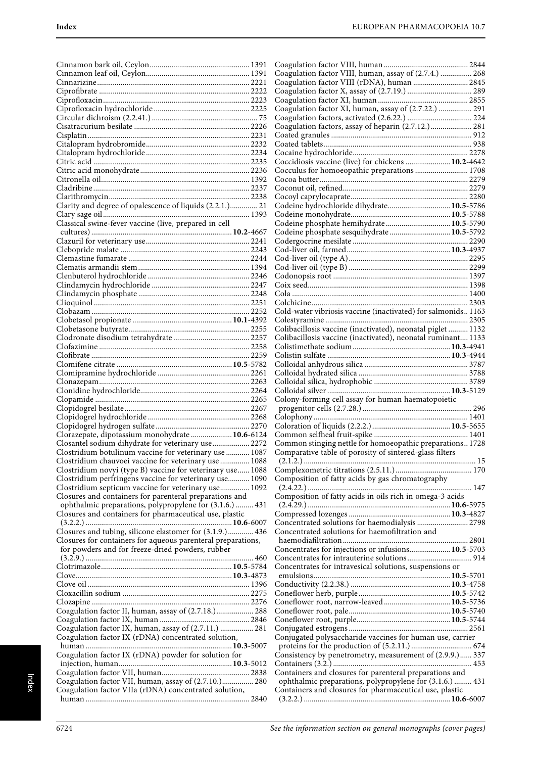Cinnamon bark oil, Ceylon ... 1391
Cinnamon leaf oil, Ceylon ... 1391
Cinnarizine ... 2221
Ciprofibrate ... 2222
Ciprofloxacin ... 2223
Ciprofloxacin hydrochloride ... 2225
Circular dichroism (2.2.41.) ... 75
Cisatracurium besilate ... 2226
Cisplatin ... 2231
Citalopram hydrobromide ... 2232
Citalopram hydrochloride ... 2234
Citric acid ... 2235
Citric acid monohydrate ... 2236
Citronella oil ... 1392
Cladribine ... 2237
Clarithromycin ... 2238
Clarity and degree of opalescence of liquids (2.2.1.) ... 21
Clary sage oil ... 1393
Classical swine-fever vaccine (live, prepared in cell cultures) ... **10.2**-4667
Clazuril for veterinary use ... 2241
Clebopride malate ... 2243
Clemastine fumarate ... 2244
Clematis armandii stem ... 1394
Clenbuterol hydrochloride ... 2246
Clindamycin hydrochloride ... 2247
Clindamycin phosphate ... 2248
Clioquinol ... 2251
Clobazam ... 2252
Clobetasol propionate ... **10.1**-4392
Clobetasone butyrate ... 2255
Clodronate disodium tetrahydrate ... 2257
Clofazimine ... 2258
Clofibrate ... 2259
Clomifene citrate ... **10.5**-5782
Clomipramine hydrochloride ... 2261
Clonazepam ... 2263
Clonidine hydrochloride ... 2264
Clopamide ... 2265
Clopidogrel besilate ... 2267
Clopidogrel hydrochloride ... 2268
Clopidogrel hydrogen sulfate ... 2270
Clorazepate, dipotassium monohydrate ... **10.6**-6124
Closantel sodium dihydrate for veterinary use ... 2272
Clostridium botulinum vaccine for veterinary use ... 1087
Clostridium chauvoei vaccine for veterinary use ... 1088
Clostridium novyi (type B) vaccine for veterinary use ... 1088
Clostridium perfringens vaccine for veterinary use ... 1090
Clostridium septicum vaccine for veterinary use ... 1092
Closures and containers for parenteral preparations and ophthalmic preparations, polypropylene for (3.1.6.) ... 431
Closures and containers for pharmaceutical use, plastic (3.2.2.) ... **10.6**-6007
Closures and tubing, silicone elastomer for (3.1.9.) ... 436
Closures for containers for aqueous parenteral preparations, for powders and for freeze-dried powders, rubber (3.2.9.) ... 460
Clotrimazole ... **10.5**-5784
Clove ... **10.3**-4873
Clove oil ... 1396
Cloxacillin sodium ... 2275
Clozapine ... 2276
Coagulation factor II, human, assay of (2.7.18.) ... 288
Coagulation factor IX, human ... 2846
Coagulation factor IX, human, assay of (2.7.11.) ... 281
Coagulation factor IX (rDNA) concentrated solution, human ... **10.3**-5007
Coagulation factor IX (rDNA) powder for solution for injection, human ... **10.3**-5012
Coagulation factor VII, human ... 2838
Coagulation factor VII, human, assay of (2.7.10.) ... 280
Coagulation factor VIIa (rDNA) concentrated solution, human ... 2840
Coagulation factor VIII, human ... 2844
Coagulation factor VIII, human, assay of (2.7.4.) ... 268
Coagulation factor VIII (rDNA), human ... 2845
Coagulation factor X, assay of (2.7.19.) ... 289
Coagulation factor XI, human ... 2855
Coagulation factor XI, human, assay of (2.7.22.) ... 291
Coagulation factors, activated (2.6.22.) ... 224
Coagulation factors, assay of heparin (2.7.12.) ... 281
Coated granules ... 912
Coated tablets ... 938
Cocaine hydrochloride ... 2278
Coccidiosis vaccine (live) for chickens ... **10.2**-4642
Cocculus for homoeopathic preparations ... 1708
Cocoa butter ... 2279
Coconut oil, refined ... 2279
Cocoyl caprylocaprate ... 2280
Codeine hydrochloride dihydrate ... **10.5**-5786
Codeine monohydrate ... **10.5**-5788
Codeine phosphate hemihydrate ... **10.5**-5790
Codeine phosphate sesquihydrate ... **10.5**-5792
Codergocrine mesilate ... 2290
Cod-liver oil, farmed ... **10.3**-4937
Cod-liver oil (type A) ... 2295
Cod-liver oil (type B) ... 2299
Codonopsis root ... 1397
Coix seed ... 1398
Cola ... 1400
Colchicine ... 2303
Cold-water vibriosis vaccine (inactivated) for salmonids ... 1163
Colestyramine ... 2305
Colibacillosis vaccine (inactivated), neonatal piglet ... 1132
Colibacillosis vaccine (inactivated), neonatal ruminant ... 1133
Colistimethate sodium ... **10.3**-4941
Colistin sulfate ... **10.3**-4944
Colloidal anhydrous silica ... 3787
Colloidal hydrated silica ... 3788
Colloidal silica, hydrophobic ... 3789
Colloidal silver ... **10.3**-5129
Colony-forming cell assay for human haematopoietic progenitor cells (2.7.28.) ... 296
Colophony ... 1401
Coloration of liquids (2.2.2.) ... **10.5**-5655
Common selfheal fruit-spike ... 1401
Common stinging nettle for homoeopathic preparations ... 1728
Comparative table of porosity of sintered-glass filters (2.1.2.) ... 15
Complexometric titrations (2.5.11.) ... 170
Composition of fatty acids by gas chromatography (2.4.22.) ... 147
Composition of fatty acids in oils rich in omega-3 acids (2.4.29.) ... **10.6**-5975
Compressed lozenges ... **10.3**-4827
Concentrated solutions for haemodialysis ... 2798
Concentrated solutions for haemofiltration and haemodiafiltration ... 2801
Concentrates for injections or infusions ... **10.5**-5703
Concentrates for intrauterine solutions ... 914
Concentrates for intravesical solutions, suspensions or emulsions ... **10.5**-5701
Conductivity (2.2.38.) ... **10.3**-4758
Coneflower herb, purple ... **10.5**-5742
Coneflower root, narrow-leaved ... **10.5**-5736
Coneflower root, pale ... **10.5**-5740
Coneflower root, purple ... **10.5**-5744
Conjugated estrogens ... 2561
Conjugated polysaccharide vaccines for human use, carrier proteins for the production of (5.2.11.) ... 674
Consistency by penetrometry, measurement of (2.9.9.) ... 337
Containers (3.2.) ... 453
Containers and closures for parenteral preparations and ophthalmic preparations, polypropylene for (3.1.6.) ... 431
Containers and closures for pharmaceutical use, plastic (3.2.2.) ... **10.6**-6007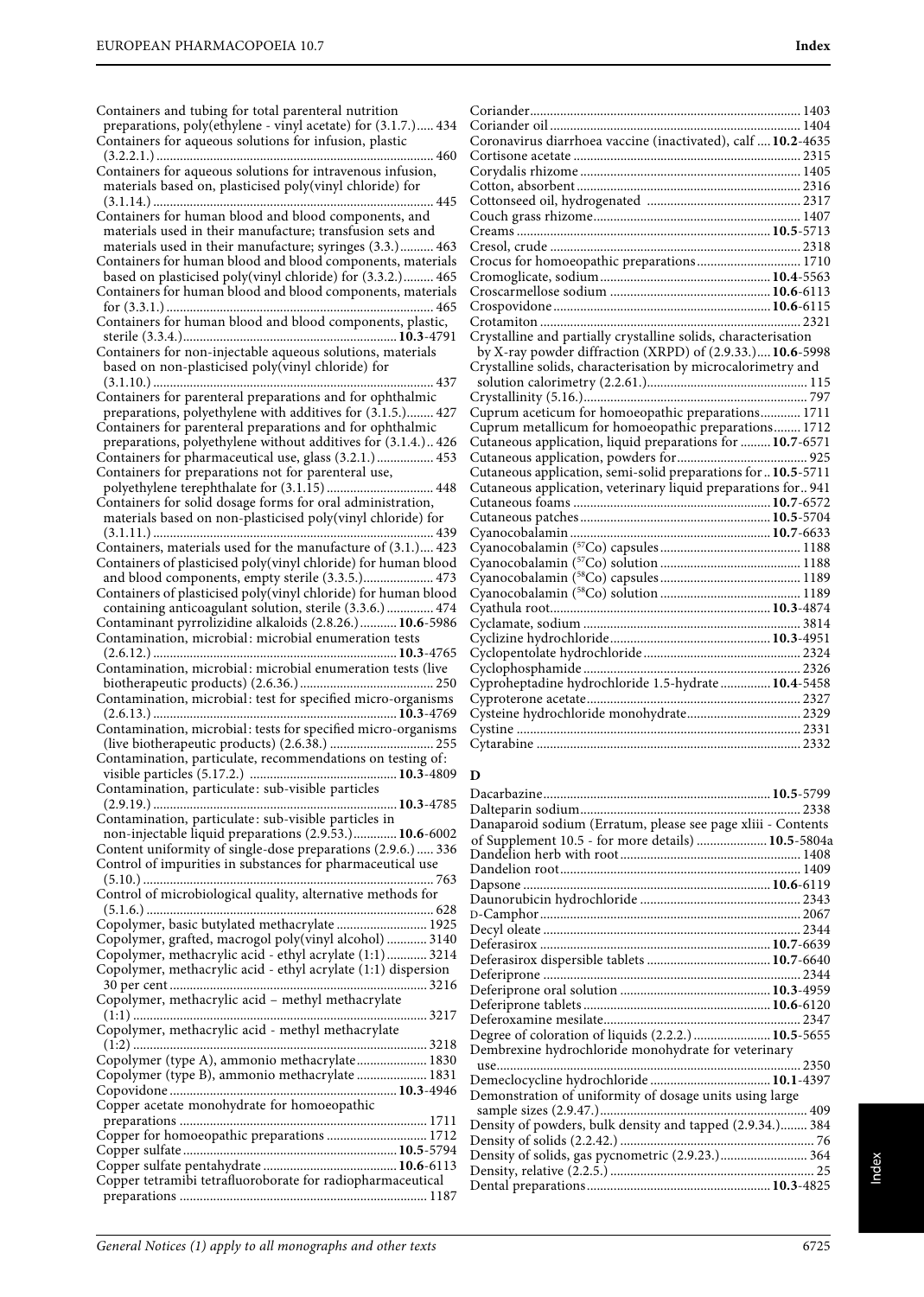Containers and tubing for total parenteral nutrition preparations, poly(ethylene - vinyl acetate) for (3.1.7.)..... 434
Containers for aqueous solutions for infusion, plastic (3.2.2.1.)..... 460
Containers for aqueous solutions for intravenous infusion, materials based on, plasticised poly(vinyl chloride) for (3.1.14.)..... 445
Containers for human blood and blood components, and materials used in their manufacture; transfusion sets and materials used in their manufacture; syringes (3.3.)..... 463
Containers for human blood and blood components, materials based on plasticised poly(vinyl chloride) for (3.3.2.)..... 465
Containers for human blood and blood components, materials for (3.3.1.)..... 465
Containers for human blood and blood components, plastic, sterile (3.3.4.)..... **10.3**-4791
Containers for non-injectable aqueous solutions, materials based on non-plasticised poly(vinyl chloride) for (3.1.10.)..... 437
Containers for parenteral preparations and for ophthalmic preparations, polyethylene with additives for (3.1.5.)..... 427
Containers for parenteral preparations and for ophthalmic preparations, polyethylene without additives for (3.1.4.).. 426
Containers for pharmaceutical use, glass (3.2.1.)..... 453
Containers for preparations not for parenteral use, polyethylene terephthalate for (3.1.15)..... 448
Containers for solid dosage forms for oral administration, materials based on non-plasticised poly(vinyl chloride) for (3.1.11.)..... 439
Containers, materials used for the manufacture of (3.1.).... 423
Containers of plasticised poly(vinyl chloride) for human blood and blood components, empty sterile (3.3.5.)..... 473
Containers of plasticised poly(vinyl chloride) for human blood containing anticoagulant solution, sterile (3.3.6.)..... 474
Contaminant pyrrolizidine alkaloids (2.8.26.)..... **10.6**-5986
Contamination, microbial: microbial enumeration tests (2.6.12.)..... **10.3**-4765
Contamination, microbial: microbial enumeration tests (live biotherapeutic products) (2.6.36.)..... 250
Contamination, microbial: test for specified micro-organisms (2.6.13.)..... **10.3**-4769
Contamination, microbial: tests for specified micro-organisms (live biotherapeutic products) (2.6.38.)..... 255
Contamination, particulate, recommendations on testing of: visible particles (5.17.2.)..... **10.3**-4809
Contamination, particulate: sub-visible particles (2.9.19.)..... **10.3**-4785
Contamination, particulate: sub-visible particles in non-injectable liquid preparations (2.9.53.)..... **10.6**-6002
Content uniformity of single-dose preparations (2.9.6.)..... 336
Control of impurities in substances for pharmaceutical use (5.10.)..... 763
Control of microbiological quality, alternative methods for (5.1.6.)..... 628
Copolymer, basic butylated methacrylate..... 1925
Copolymer, grafted, macrogol poly(vinyl alcohol)..... 3140
Copolymer, methacrylic acid - ethyl acrylate (1:1)..... 3214
Copolymer, methacrylic acid - ethyl acrylate (1:1) dispersion 30 per cent..... 3216
Copolymer, methacrylic acid – methyl methacrylate (1:1)..... 3217
Copolymer, methacrylic acid - methyl methacrylate (1:2)..... 3218
Copolymer (type A), ammonio methacrylate..... 1830
Copolymer (type B), ammonio methacrylate..... 1831
Copovidone..... **10.3**-4946
Copper acetate monohydrate for homoeopathic preparations..... 1711
Copper for homoeopathic preparations..... 1712
Copper sulfate..... **10.5**-5794
Copper sulfate pentahydrate..... **10.6**-6113
Copper tetramibi tetrafluoroborate for radiopharmaceutical preparations..... 1187
Coriander..... 1403
Coriander oil..... 1404
Coronavirus diarrhoea vaccine (inactivated), calf..... **10.2**-4635
Cortisone acetate..... 2315
Corydalis rhizome..... 1405
Cotton, absorbent..... 2316
Cottonseed oil, hydrogenated..... 2317
Couch grass rhizome..... 1407
Creams..... **10.5**-5713
Cresol, crude..... 2318
Crocus for homoeopathic preparations..... 1710
Cromoglicate, sodium..... **10.4**-5563
Croscarmellose sodium..... **10.6**-6113
Crospovidone..... **10.6**-6115
Crotamiton..... 2321
Crystalline and partially crystalline solids, characterisation by X-ray powder diffraction (XRPD) of (2.9.33.)..... **10.6**-5998
Crystalline solids, characterisation by microcalorimetry and solution calorimetry (2.2.61.)..... 115
Crystallinity (5.16.)..... 797
Cuprum aceticum for homoeopathic preparations..... 1711
Cuprum metallicum for homoeopathic preparations..... 1712
Cutaneous application, liquid preparations for..... **10.7**-6571
Cutaneous application, powders for..... 925
Cutaneous application, semi-solid preparations for..... **10.5**-5711
Cutaneous application, veterinary liquid preparations for.. 941
Cutaneous foams..... **10.7**-6572
Cutaneous patches..... **10.5**-5704
Cyanocobalamin..... **10.7**-6633
Cyanocobalamin ($^{57}$Co) capsules..... 1188
Cyanocobalamin ($^{57}$Co) solution..... 1188
Cyanocobalamin ($^{58}$Co) capsules..... 1189
Cyanocobalamin ($^{58}$Co) solution..... 1189
Cyathula root..... **10.3**-4874
Cyclamate, sodium..... 3814
Cyclizine hydrochloride..... **10.3**-4951
Cyclopentolate hydrochloride..... 2324
Cyclophosphamide..... 2326
Cyproheptadine hydrochloride 1.5-hydrate..... **10.4**-5458
Cyproterone acetate..... 2327
Cysteine hydrochloride monohydrate..... 2329
Cystine..... 2331
Cytarabine..... 2332

## D

Dacarbazine..... **10.5**-5799
Dalteparin sodium..... 2338
Danaparoid sodium (Erratum, please see page xliii - Contents of Supplement 10.5 - for more details)..... **10.5**-5804a
Dandelion herb with root..... 1408
Dandelion root..... 1409
Dapsone..... **10.6**-6119
Daunorubicin hydrochloride..... 2343
D-Camphor..... 2067
Decyl oleate..... 2344
Deferasirox..... **10.7**-6639
Deferasirox dispersible tablets..... **10.7**-6640
Deferiprone..... 2344
Deferiprone oral solution..... **10.3**-4959
Deferiprone tablets..... **10.6**-6120
Deferoxamine mesilate..... 2347
Degree of coloration of liquids (2.2.2.)..... **10.5**-5655
Dembrexine hydrochloride monohydrate for veterinary use..... 2350
Demeclocycline hydrochloride..... **10.1**-4397
Demonstration of uniformity of dosage units using large sample sizes (2.9.47.)..... 409
Density of powders, bulk density and tapped (2.9.34.)..... 384
Density of solids (2.2.42.)..... 76
Density of solids, gas pycnometric (2.9.23.)..... 364
Density, relative (2.2.5.)..... 25
Dental preparations..... **10.3**-4825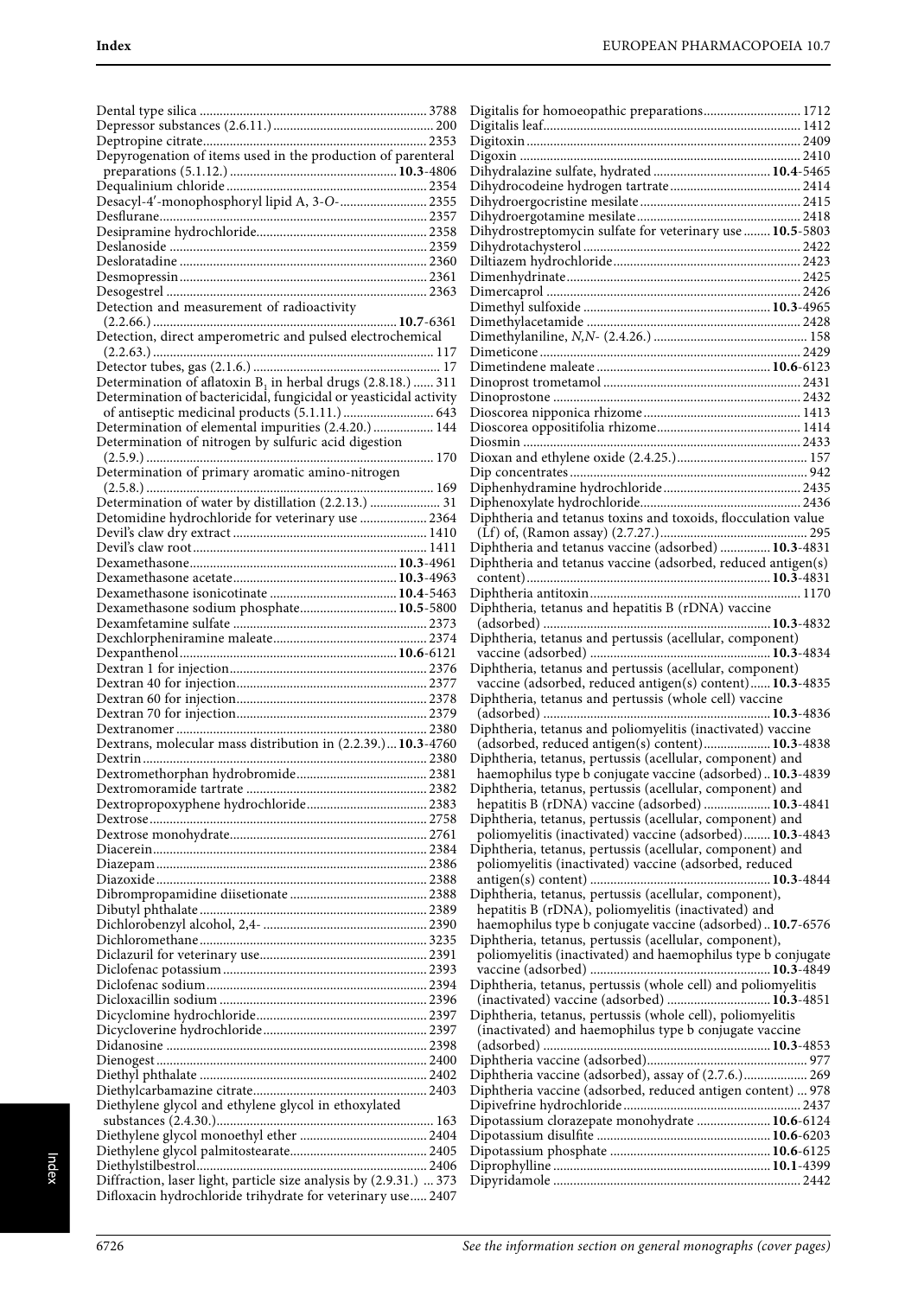Dental type silica ... 3788
Depressor substances (2.6.11.) ... 200
Deptropine citrate ... 2353
Depyrogenation of items used in the production of parenteral preparations (5.1.12.) ... **10.3**-4806
Dequalinium chloride ... 2354
Desacyl-4′-monophosphoryl lipid A, 3-*O*- ... 2355
Desflurane ... 2357
Desipramine hydrochloride ... 2358
Deslanoside ... 2359
Desloratadine ... 2360
Desmopressin ... 2361
Desogestrel ... 2363
Detection and measurement of radioactivity (2.2.66.) ... **10.7**-6361
Detection, direct amperometric and pulsed electrochemical (2.2.63.) ... 117
Detector tubes, gas (2.1.6.) ... 17
Determination of aflatoxin $B_1$ in herbal drugs (2.8.18.) ... 311
Determination of bactericidal, fungicidal or yeasticidal activity of antiseptic medicinal products (5.1.11.) ... 643
Determination of elemental impurities (2.4.20.) ... 144
Determination of nitrogen by sulfuric acid digestion (2.5.9.) ... 170
Determination of primary aromatic amino-nitrogen (2.5.8.) ... 169
Determination of water by distillation (2.2.13.) ... 31
Detomidine hydrochloride for veterinary use ... 2364
Devil's claw dry extract ... 1410
Devil's claw root ... 1411
Dexamethasone ... **10.3**-4961
Dexamethasone acetate ... **10.3**-4963
Dexamethasone isonicotinate ... **10.4**-5463
Dexamethasone sodium phosphate ... **10.5**-5800
Dexamfetamine sulfate ... 2373
Dexchlorpheniramine maleate ... 2374
Dexpanthenol ... **10.6**-6121
Dextran 1 for injection ... 2376
Dextran 40 for injection ... 2377
Dextran 60 for injection ... 2378
Dextran 70 for injection ... 2379
Dextranomer ... 2380
Dextrans, molecular mass distribution in (2.2.39.) ... **10.3**-4760
Dextrin ... 2380
Dextromethorphan hydrobromide ... 2381
Dextromoramide tartrate ... 2382
Dextropropoxyphene hydrochloride ... 2383
Dextrose ... 2758
Dextrose monohydrate ... 2761
Diacerein ... 2384
Diazepam ... 2386
Diazoxide ... 2388
Dibrompropamidine diisetionate ... 2388
Dibutyl phthalate ... 2389
Dichlorobenzyl alcohol, 2,4- ... 2390
Dichloromethane ... 3235
Diclazuril for veterinary use ... 2391
Diclofenac potassium ... 2393
Diclofenac sodium ... 2394
Dicloxacillin sodium ... 2396
Dicyclomine hydrochloride ... 2397
Dicycloverine hydrochloride ... 2397
Didanosine ... 2398
Dienogest ... 2400
Diethyl phthalate ... 2402
Diethylcarbamazine citrate ... 2403
Diethylene glycol and ethylene glycol in ethoxylated substances (2.4.30.) ... 163
Diethylene glycol monoethyl ether ... 2404
Diethylene glycol palmitostearate ... 2405
Diethylstilbestrol ... 2406
Diffraction, laser light, particle size analysis by (2.9.31.) ... 373
Difloxacin hydrochloride trihydrate for veterinary use ... 2407
Digitalis for homoeopathic preparations ... 1712
Digitalis leaf ... 1412
Digitoxin ... 2409
Digoxin ... 2410
Dihydralazine sulfate, hydrated ... **10.4**-5465
Dihydrocodeine hydrogen tartrate ... 2414
Dihydroergocristine mesilate ... 2415
Dihydroergotamine mesilate ... 2418
Dihydrostreptomycin sulfate for veterinary use ... **10.5**-5803
Dihydrotachysterol ... 2422
Diltiazem hydrochloride ... 2423
Dimenhydrinate ... 2425
Dimercaprol ... 2426
Dimethyl sulfoxide ... **10.3**-4965
Dimethylacetamide ... 2428
Dimethylaniline, *N,N*- (2.4.26.) ... 158
Dimeticone ... 2429
Dimetindene maleate ... **10.6**-6123
Dinoprost trometamol ... 2431
Dinoprostone ... 2432
Dioscorea nipponica rhizome ... 1413
Dioscorea oppositifolia rhizome ... 1414
Diosmin ... 2433
Dioxan and ethylene oxide (2.4.25.) ... 157
Dip concentrates ... 942
Diphenhydramine hydrochloride ... 2435
Diphenoxylate hydrochloride ... 2436
Diphtheria and tetanus toxins and toxoids, flocculation value (Lf) of, (Ramon assay) (2.7.27.) ... 295
Diphtheria and tetanus vaccine (adsorbed) ... **10.3**-4831
Diphtheria and tetanus vaccine (adsorbed, reduced antigen(s) content) ... **10.3**-4831
Diphtheria antitoxin ... 1170
Diphtheria, tetanus and hepatitis B (rDNA) vaccine (adsorbed) ... **10.3**-4832
Diphtheria, tetanus and pertussis (acellular, component) vaccine (adsorbed) ... **10.3**-4834
Diphtheria, tetanus and pertussis (acellular, component) vaccine (adsorbed, reduced antigen(s) content) ... **10.3**-4835
Diphtheria, tetanus and pertussis (whole cell) vaccine (adsorbed) ... **10.3**-4836
Diphtheria, tetanus and poliomyelitis (inactivated) vaccine (adsorbed, reduced antigen(s) content) ... **10.3**-4838
Diphtheria, tetanus, pertussis (acellular, component) and haemophilus type b conjugate vaccine (adsorbed) ... **10.3**-4839
Diphtheria, tetanus, pertussis (acellular, component) and hepatitis B (rDNA) vaccine (adsorbed) ... **10.3**-4841
Diphtheria, tetanus, pertussis (acellular, component) and poliomyelitis (inactivated) vaccine (adsorbed) ... **10.3**-4843
Diphtheria, tetanus, pertussis (acellular, component) and poliomyelitis (inactivated) vaccine (adsorbed, reduced antigen(s) content) ... **10.3**-4844
Diphtheria, tetanus, pertussis (acellular, component), hepatitis B (rDNA), poliomyelitis (inactivated) and haemophilus type b conjugate vaccine (adsorbed) ... **10.7**-6576
Diphtheria, tetanus, pertussis (acellular, component), poliomyelitis (inactivated) and haemophilus type b conjugate vaccine (adsorbed) ... **10.3**-4849
Diphtheria, tetanus, pertussis (whole cell) and poliomyelitis (inactivated) vaccine (adsorbed) ... **10.3**-4851
Diphtheria, tetanus, pertussis (whole cell), poliomyelitis (inactivated) and haemophilus type b conjugate vaccine (adsorbed) ... **10.3**-4853
Diphtheria vaccine (adsorbed) ... 977
Diphtheria vaccine (adsorbed), assay of (2.7.6.) ... 269
Diphtheria vaccine (adsorbed, reduced antigen content) ... 978
Dipivefrine hydrochloride ... 2437
Dipotassium clorazepate monohydrate ... **10.6**-6124
Dipotassium disulfite ... **10.6**-6203
Dipotassium phosphate ... **10.6**-6125
Diprophylline ... **10.1**-4399
Dipyridamole ... 2442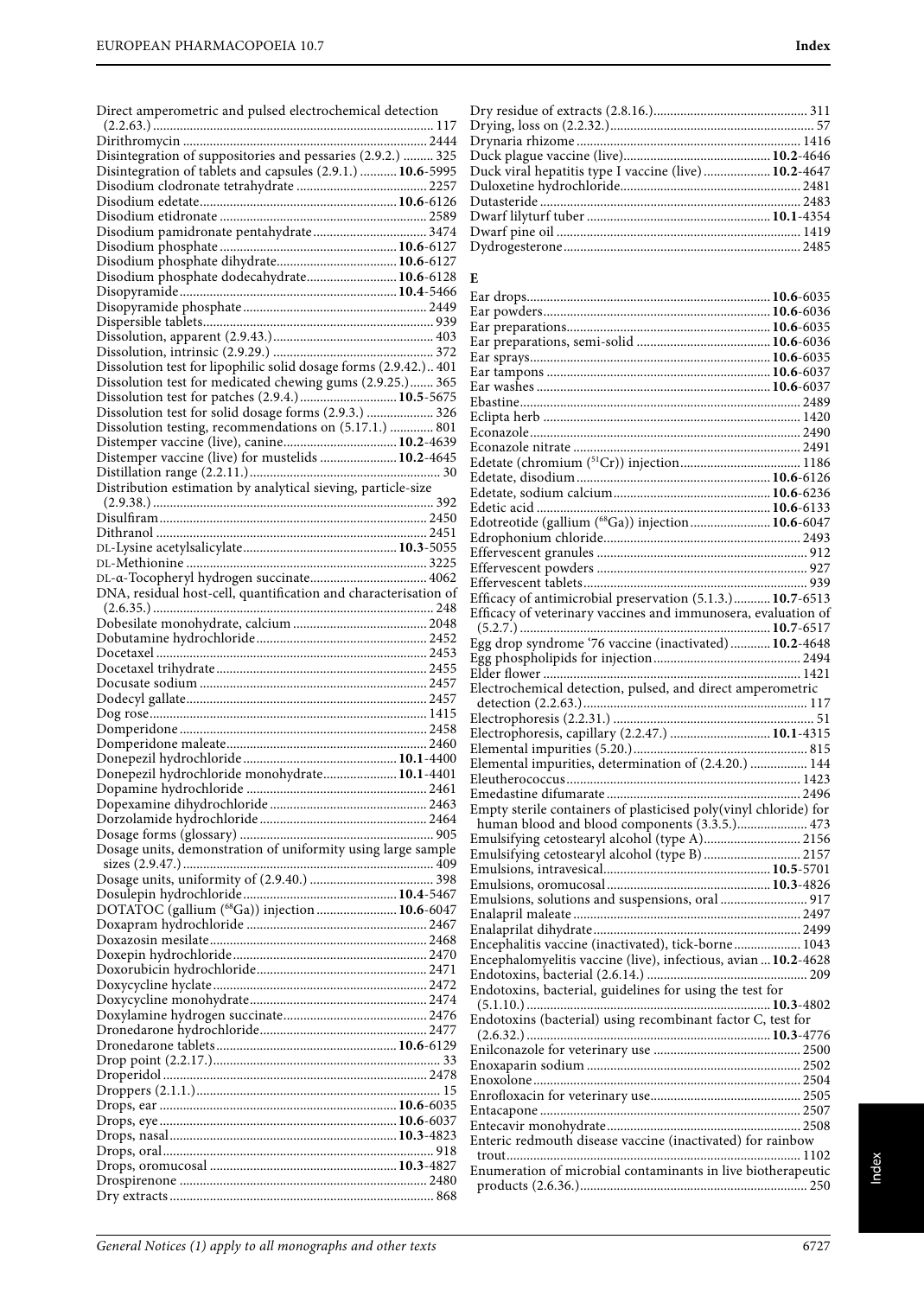Direct amperometric and pulsed electrochemical detection (2.2.63.) ... 117
Dirithromycin ... 2444
Disintegration of suppositories and pessaries (2.9.2.) ... 325
Disintegration of tablets and capsules (2.9.1.) ... **10.6**-5995
Disodium clodronate tetrahydrate ... 2257
Disodium edetate ... **10.6**-6126
Disodium etidronate ... 2589
Disodium pamidronate pentahydrate ... 3474
Disodium phosphate ... **10.6**-6127
Disodium phosphate dihydrate ... **10.6**-6127
Disodium phosphate dodecahydrate ... **10.6**-6128
Disopyramide ... **10.4**-5466
Disopyramide phosphate ... 2449
Dispersible tablets ... 939
Dissolution, apparent (2.9.43.) ... 403
Dissolution, intrinsic (2.9.29.) ... 372
Dissolution test for lipophilic solid dosage forms (2.9.42.) .. 401
Dissolution test for medicated chewing gums (2.9.25.) ... 365
Dissolution test for patches (2.9.4.) ... **10.5**-5675
Dissolution test for solid dosage forms (2.9.3.) ... 326
Dissolution testing, recommendations on (5.17.1.) ... 801
Distemper vaccine (live), canine ... **10.2**-4639
Distemper vaccine (live) for mustelids ... **10.2**-4645
Distillation range (2.2.11.) ... 30
Distribution estimation by analytical sieving, particle-size (2.9.38.) ... 392
Disulfiram ... 2450
Dithranol ... 2451
DL-Lysine acetylsalicylate ... **10.3**-5055
DL-Methionine ... 3225
DL-α-Tocopheryl hydrogen succinate ... 4062
DNA, residual host-cell, quantification and characterisation of (2.6.35.) ... 248
Dobesilate monohydrate, calcium ... 2048
Dobutamine hydrochloride ... 2452
Docetaxel ... 2453
Docetaxel trihydrate ... 2455
Docusate sodium ... 2457
Dodecyl gallate ... 2457
Dog rose ... 1415
Domperidone ... 2458
Domperidone maleate ... 2460
Donepezil hydrochloride ... **10.1**-4400
Donepezil hydrochloride monohydrate ... **10.1**-4401
Dopamine hydrochloride ... 2461
Dopexamine dihydrochloride ... 2463
Dorzolamide hydrochloride ... 2464
Dosage forms (glossary) ... 905
Dosage units, demonstration of uniformity using large sample sizes (2.9.47.) ... 409
Dosage units, uniformity of (2.9.40.) ... 398
Dosulepin hydrochloride ... **10.4**-5467
DOTATOC (gallium ($^{68}$Ga)) injection ... **10.6**-6047
Doxapram hydrochloride ... 2467
Doxazosin mesilate ... 2468
Doxepin hydrochloride ... 2470
Doxorubicin hydrochloride ... 2471
Doxycycline hyclate ... 2472
Doxycycline monohydrate ... 2474
Doxylamine hydrogen succinate ... 2476
Dronedarone hydrochloride ... 2477
Dronedarone tablets ... **10.6**-6129
Drop point (2.2.17.) ... 33
Droperidol ... 2478
Droppers (2.1.1.) ... 15
Drops, ear ... **10.6**-6035
Drops, eye ... **10.6**-6037
Drops, nasal ... **10.3**-4823
Drops, oral ... 918
Drops, oromucosal ... **10.3**-4827
Drospirenone ... 2480
Dry extracts ... 868
Dry residue of extracts (2.8.16.) ... 311
Drying, loss on (2.2.32.) ... 57
Drynaria rhizome ... 1416
Duck plague vaccine (live) ... **10.2**-4646
Duck viral hepatitis type I vaccine (live) ... **10.2**-4647
Duloxetine hydrochloride ... 2481
Dutasteride ... 2483
Dwarf lilyturf tuber ... **10.1**-4354
Dwarf pine oil ... 1419
Dydrogesterone ... 2485

## E

Ear drops ... **10.6**-6035
Ear powders ... **10.6**-6036
Ear preparations ... **10.6**-6035
Ear preparations, semi-solid ... **10.6**-6036
Ear sprays ... **10.6**-6035
Ear tampons ... **10.6**-6037
Ear washes ... **10.6**-6037
Ebastine ... 2489
Eclipta herb ... 1420
Econazole ... 2490
Econazole nitrate ... 2491
Edetate (chromium ($^{51}$Cr)) injection ... 1186
Edetate, disodium ... **10.6**-6126
Edetate, sodium calcium ... **10.6**-6236
Edetic acid ... **10.6**-6133
Edotreotide (gallium ($^{68}$Ga)) injection ... **10.6**-6047
Edrophonium chloride ... 2493
Effervescent granules ... 912
Effervescent powders ... 927
Effervescent tablets ... 939
Efficacy of antimicrobial preservation (5.1.3.) ... **10.7**-6513
Efficacy of veterinary vaccines and immunosera, evaluation of (5.2.7.) ... **10.7**-6517
Egg drop syndrome '76 vaccine (inactivated) ... **10.2**-4648
Egg phospholipids for injection ... 2494
Elder flower ... 1421
Electrochemical detection, pulsed, and direct amperometric detection (2.2.63.) ... 117
Electrophoresis (2.2.31.) ... 51
Electrophoresis, capillary (2.2.47.) ... **10.1**-4315
Elemental impurities (5.20.) ... 815
Elemental impurities, determination of (2.4.20.) ... 144
Eleutherococcus ... 1423
Emedastine difumarate ... 2496
Empty sterile containers of plasticised poly(vinyl chloride) for human blood and blood components (3.3.5.) ... 473
Emulsifying cetostearyl alcohol (type A) ... 2156
Emulsifying cetostearyl alcohol (type B) ... 2157
Emulsions, intravesical ... **10.5**-5701
Emulsions, oromucosal ... **10.3**-4826
Emulsions, solutions and suspensions, oral ... 917
Enalapril maleate ... 2497
Enalaprilat dihydrate ... 2499
Encephalitis vaccine (inactivated), tick-borne ... 1043
Encephalomyelitis vaccine (live), infectious, avian ... **10.2**-4628
Endotoxins, bacterial (2.6.14.) ... 209
Endotoxins, bacterial, guidelines for using the test for (5.1.10.) ... **10.3**-4802
Endotoxins (bacterial) using recombinant factor C, test for (2.6.32.) ... **10.3**-4776
Enilconazole for veterinary use ... 2500
Enoxaparin sodium ... 2502
Enoxolone ... 2504
Enrofloxacin for veterinary use ... 2505
Entacapone ... 2507
Entecavir monohydrate ... 2508
Enteric redmouth disease vaccine (inactivated) for rainbow trout ... 1102
Enumeration of microbial contaminants in live biotherapeutic products (2.6.36.) ... 250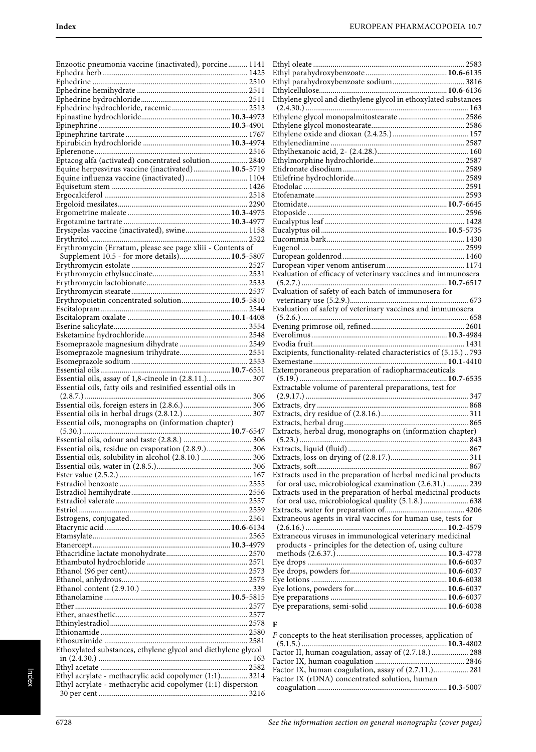Enzootic pneumonia vaccine (inactivated), porcine.......... 1141
Ephedra herb.......... 1425
Ephedrine.......... 2510
Ephedrine hemihydrate.......... 2511
Ephedrine hydrochloride.......... 2511
Ephedrine hydrochloride, racemic.......... 2513
Epinastine hydrochloride.......... **10.3**-4973
Epinephrine.......... **10.3**-4901
Epinephrine tartrate.......... 1767
Epirubicin hydrochloride.......... **10.3**-4974
Eplerenone.......... 2516
Eptacog alfa (activated) concentrated solution.......... 2840
Equine herpesvirus vaccine (inactivated).......... **10.5**-5719
Equine influenza vaccine (inactivated).......... 1104
Equisetum stem.......... 1426
Ergocalciferol.......... 2518
Ergoloid mesilates.......... 2290
Ergometrine maleate.......... **10.3**-4975
Ergotamine tartrate.......... **10.3**-4977
Erysipelas vaccine (inactivated), swine.......... 1158
Erythritol.......... 2522
Erythromycin (Erratum, please see page xliii - Contents of Supplement 10.5 - for more details).......... **10.5**-5807
Erythromycin estolate.......... 2527
Erythromycin ethylsuccinate.......... 2531
Erythromycin lactobionate.......... 2533
Erythromycin stearate.......... 2537
Erythropoietin concentrated solution.......... **10.5**-5810
Escitalopram.......... 2544
Escitalopram oxalate.......... **10.1**-4408
Eserine salicylate.......... 3554
Esketamine hydrochloride.......... 2548
Esomeprazole magnesium dihydrate.......... 2549
Esomeprazole magnesium trihydrate.......... 2551
Esomeprazole sodium.......... 2553
Essential oils.......... **10.7**-6551
Essential oils, assay of 1,8-cineole in (2.8.11.).......... 307
Essential oils, fatty oils and resinified essential oils in (2.8.7.).......... 306
Essential oils, foreign esters in (2.8.6.).......... 306
Essential oils in herbal drugs (2.8.12.).......... 307
Essential oils, monographs on (information chapter) (5.30.).......... **10.7**-6547
Essential oils, odour and taste (2.8.8.).......... 306
Essential oils, residue on evaporation (2.8.9.).......... 306
Essential oils, solubility in alcohol (2.8.10.).......... 306
Essential oils, water in (2.8.5.).......... 306
Ester value (2.5.2.).......... 167
Estradiol benzoate.......... 2555
Estradiol hemihydrate.......... 2556
Estradiol valerate.......... 2557
Estriol.......... 2559
Estrogens, conjugated.......... 2561
Etacrynic acid.......... **10.6**-6134
Etamsylate.......... 2565
Etanercept.......... **10.3**-4979
Ethacridine lactate monohydrate.......... 2570
Ethambutol hydrochloride.......... 2571
Ethanol (96 per cent).......... 2573
Ethanol, anhydrous.......... 2575
Ethanol content (2.9.10.).......... 339
Ethanolamine.......... **10.5**-5815
Ether.......... 2577
Ether, anaesthetic.......... 2577
Ethinylestradiol.......... 2578
Ethionamide.......... 2580
Ethosuximide.......... 2581
Ethoxylated substances, ethylene glycol and diethylene glycol in (2.4.30.).......... 163
Ethyl acetate.......... 2582
Ethyl acrylate - methacrylic acid copolymer (1:1).......... 3214
Ethyl acrylate - methacrylic acid copolymer (1:1) dispersion 30 per cent.......... 3216
Ethyl oleate.......... 2583
Ethyl parahydroxybenzoate.......... **10.6**-6135
Ethyl parahydroxybenzoate sodium.......... 3816
Ethylcellulose.......... **10.6**-6136
Ethylene glycol and diethylene glycol in ethoxylated substances (2.4.30.).......... 163
Ethylene glycol monopalmitostearate.......... 2586
Ethylene glycol monostearate.......... 2586
Ethylene oxide and dioxan (2.4.25.).......... 157
Ethylenediamine.......... 2587
Ethylhexanoic acid, 2- (2.4.28.).......... 160
Ethylmorphine hydrochloride.......... 2587
Etidronate disodium.......... 2589
Etilefrine hydrochloride.......... 2589
Etodolac.......... 2591
Etofenamate.......... 2593
Etomidate.......... **10.7**-6645
Etoposide.......... 2596
Eucalyptus leaf.......... 1428
Eucalyptus oil.......... **10.5**-5735
Eucommia bark.......... 1430
Eugenol.......... 2599
European goldenrod.......... 1460
European viper venom antiserum.......... 1174
Evaluation of efficacy of veterinary vaccines and immunosera (5.2.7.).......... **10.7**-6517
Evaluation of safety of each batch of immunosera for veterinary use (5.2.9.).......... 673
Evaluation of safety of veterinary vaccines and immunosera (5.2.6.).......... 658
Evening primrose oil, refined.......... 2601
Everolimus.......... **10.3**-4984
Evodia fruit.......... 1431
Excipients, functionality-related characteristics of (5.15.).......... 793
Exemestane.......... **10.1**-4410
Extemporaneous preparation of radiopharmaceuticals (5.19.).......... **10.7**-6535
Extractable volume of parenteral preparations, test for (2.9.17.).......... 347
Extracts, dry.......... 868
Extracts, dry residue of (2.8.16.).......... 311
Extracts, herbal drug.......... 865
Extracts, herbal drug, monographs on (information chapter) (5.23.).......... 843
Extracts, liquid (fluid).......... 867
Extracts, loss on drying of (2.8.17.).......... 311
Extracts, soft.......... 867
Extracts used in the preparation of herbal medicinal products for oral use, microbiological examination (2.6.31.).......... 239
Extracts used in the preparation of herbal medicinal products for oral use, microbiological quality (5.1.8.).......... 638
Extracts, water for preparation of.......... 4206
Extraneous agents in viral vaccines for human use, tests for (2.6.16.).......... **10.2**-4579
Extraneous viruses in immunological veterinary medicinal products - principles for the detection of, using culture methods (2.6.37.).......... **10.3**-4778
Eye drops.......... **10.6**-6037
Eye drops, powders for.......... **10.6**-6037
Eye lotions.......... **10.6**-6038
Eye lotions, powders for.......... **10.6**-6037
Eye preparations.......... **10.6**-6037
Eye preparations, semi-solid.......... **10.6**-6038

## F

*F* concepts to the heat sterilisation processes, application of (5.1.5.).......... **10.3**-4802
Factor II, human coagulation, assay of (2.7.18.).......... 288
Factor IX, human coagulation.......... 2846
Factor IX, human coagulation, assay of (2.7.11.).......... 281
Factor IX (rDNA) concentrated solution, human coagulation.......... **10.3**-5007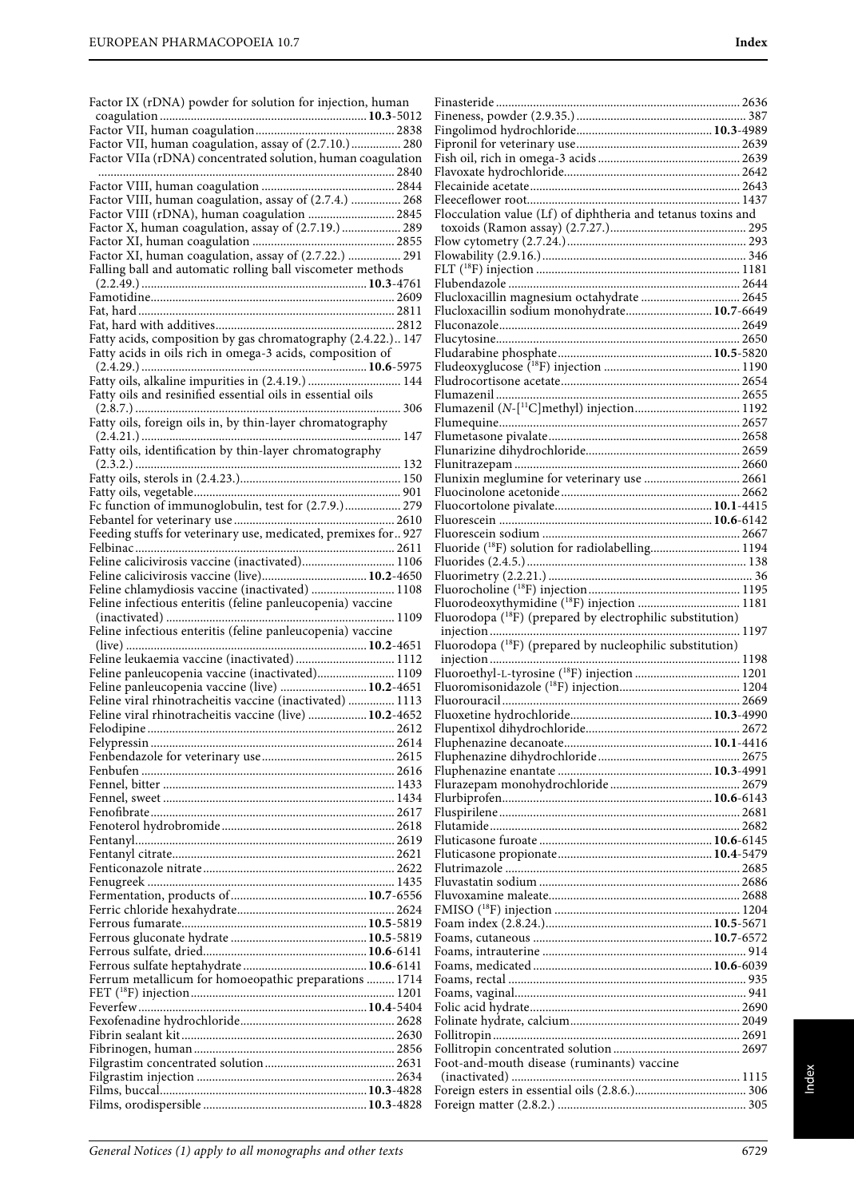Factor IX (rDNA) powder for solution for injection, human coagulation ... **10.3**-5012
Factor VII, human coagulation ... 2838
Factor VII, human coagulation, assay of (2.7.10.) ... 280
Factor VIIa (rDNA) concentrated solution, human coagulation ... 2840
Factor VIII, human coagulation ... 2844
Factor VIII, human coagulation, assay of (2.7.4.) ... 268
Factor VIII (rDNA), human coagulation ... 2845
Factor X, human coagulation, assay of (2.7.19.) ... 289
Factor XI, human coagulation ... 2855
Factor XI, human coagulation, assay of (2.7.22.) ... 291
Falling ball and automatic rolling ball viscometer methods (2.2.49.) ... **10.3**-4761
Famotidine ... 2609
Fat, hard ... 2811
Fat, hard with additives ... 2812
Fatty acids, composition by gas chromatography (2.4.22.) ... 147
Fatty acids in oils rich in omega-3 acids, composition of (2.4.29.) ... **10.6**-5975
Fatty oils, alkaline impurities in (2.4.19.) ... 144
Fatty oils and resinified essential oils in essential oils (2.8.7.) ... 306
Fatty oils, foreign oils in, by thin-layer chromatography (2.4.21.) ... 147
Fatty oils, identification by thin-layer chromatography (2.3.2.) ... 132
Fatty oils, sterols in (2.4.23.) ... 150
Fatty oils, vegetable ... 901
Fc function of immunoglobulin, test for (2.7.9.) ... 279
Febantel for veterinary use ... 2610
Feeding stuffs for veterinary use, medicated, premixes for ... 927
Felbinac ... 2611
Feline calicivirosis vaccine (inactivated) ... 1106
Feline calicivirosis vaccine (live) ... **10.2**-4650
Feline chlamydiosis vaccine (inactivated) ... 1108
Feline infectious enteritis (feline panleucopenia) vaccine (inactivated) ... 1109
Feline infectious enteritis (feline panleucopenia) vaccine (live) ... **10.2**-4651
Feline leukaemia vaccine (inactivated) ... 1112
Feline panleucopenia vaccine (inactivated) ... 1109
Feline panleucopenia vaccine (live) ... **10.2**-4651
Feline viral rhinotracheitis vaccine (inactivated) ... 1113
Feline viral rhinotracheitis vaccine (live) ... **10.2**-4652
Felodipine ... 2612
Felypressin ... 2614
Fenbendazole for veterinary use ... 2615
Fenbufen ... 2616
Fennel, bitter ... 1433
Fennel, sweet ... 1434
Fenofibrate ... 2617
Fenoterol hydrobromide ... 2618
Fentanyl ... 2619
Fentanyl citrate ... 2621
Fenticonazole nitrate ... 2622
Fenugreek ... 1435
Fermentation, products of ... **10.7**-6556
Ferric chloride hexahydrate ... 2624
Ferrous fumarate ... **10.5**-5819
Ferrous gluconate hydrate ... **10.5**-5819
Ferrous sulfate, dried ... **10.6**-6141
Ferrous sulfate heptahydrate ... **10.6**-6141
Ferrum metallicum for homoeopathic preparations ... 1714
FET ($^{18}$F) injection ... 1201
Feverfew ... **10.4**-5404
Fexofenadine hydrochloride ... 2628
Fibrin sealant kit ... 2630
Fibrinogen, human ... 2856
Filgrastim concentrated solution ... 2631
Filgrastim injection ... 2634
Films, buccal ... **10.3**-4828
Films, orodispersible ... **10.3**-4828
Finasteride ... 2636
Fineness, powder (2.9.35.) ... 387
Fingolimod hydrochloride ... **10.3**-4989
Fipronil for veterinary use ... 2639
Fish oil, rich in omega-3 acids ... 2639
Flavoxate hydrochloride ... 2642
Flecainide acetate ... 2643
Fleeceflower root ... 1437
Flocculation value (Lf) of diphtheria and tetanus toxins and toxoids (Ramon assay) (2.7.27.) ... 295
Flow cytometry (2.7.24.) ... 293
Flowability (2.9.16.) ... 346
FLT ($^{18}$F) injection ... 1181
Flubendazole ... 2644
Flucloxacillin magnesium octahydrate ... 2645
Flucloxacillin sodium monohydrate ... **10.7**-6649
Fluconazole ... 2649
Flucytosine ... 2650
Fludarabine phosphate ... **10.5**-5820
Fludeoxyglucose ($^{18}$F) injection ... 1190
Fludrocortisone acetate ... 2654
Flumazenil ... 2655
Flumazenil (*N*-[$^{11}$C]methyl) injection ... 1192
Flumequine ... 2657
Flumetasone pivalate ... 2658
Flunarizine dihydrochloride ... 2659
Flunitrazepam ... 2660
Flunixin meglumine for veterinary use ... 2661
Fluocinolone acetonide ... 2662
Fluocortolone pivalate ... **10.1**-4415
Fluorescein ... **10.6**-6142
Fluorescein sodium ... 2667
Fluoride ($^{18}$F) solution for radiolabelling ... 1194
Fluorides (2.4.5.) ... 138
Fluorimetry (2.2.21.) ... 36
Fluorocholine ($^{18}$F) injection ... 1195
Fluorodeoxythymidine ($^{18}$F) injection ... 1181
Fluorodopa ($^{18}$F) (prepared by electrophilic substitution) injection ... 1197
Fluorodopa ($^{18}$F) (prepared by nucleophilic substitution) injection ... 1198
Fluoroethyl-L-tyrosine ($^{18}$F) injection ... 1201
Fluoromisonidazole ($^{18}$F) injection ... 1204
Fluorouracil ... 2669
Fluoxetine hydrochloride ... **10.3**-4990
Flupentixol dihydrochloride ... 2672
Fluphenazine decanoate ... **10.1**-4416
Fluphenazine dihydrochloride ... 2675
Fluphenazine enantate ... **10.3**-4991
Flurazepam monohydrochloride ... 2679
Flurbiprofen ... **10.6**-6143
Fluspirilene ... 2681
Flutamide ... 2682
Fluticasone furoate ... **10.6**-6145
Fluticasone propionate ... **10.4**-5479
Flutrimazole ... 2685
Fluvastatin sodium ... 2686
Fluvoxamine maleate ... 2688
FMISO ($^{18}$F) injection ... 1204
Foam index (2.8.24.) ... **10.5**-5671
Foams, cutaneous ... **10.7**-6572
Foams, intrauterine ... 914
Foams, medicated ... **10.6**-6039
Foams, rectal ... 935
Foams, vaginal ... 941
Folic acid hydrate ... 2690
Folinate hydrate, calcium ... 2049
Follitropin ... 2691
Follitropin concentrated solution ... 2697
Foot-and-mouth disease (ruminants) vaccine (inactivated) ... 1115
Foreign esters in essential oils (2.8.6.) ... 306
Foreign matter (2.8.2.) ... 305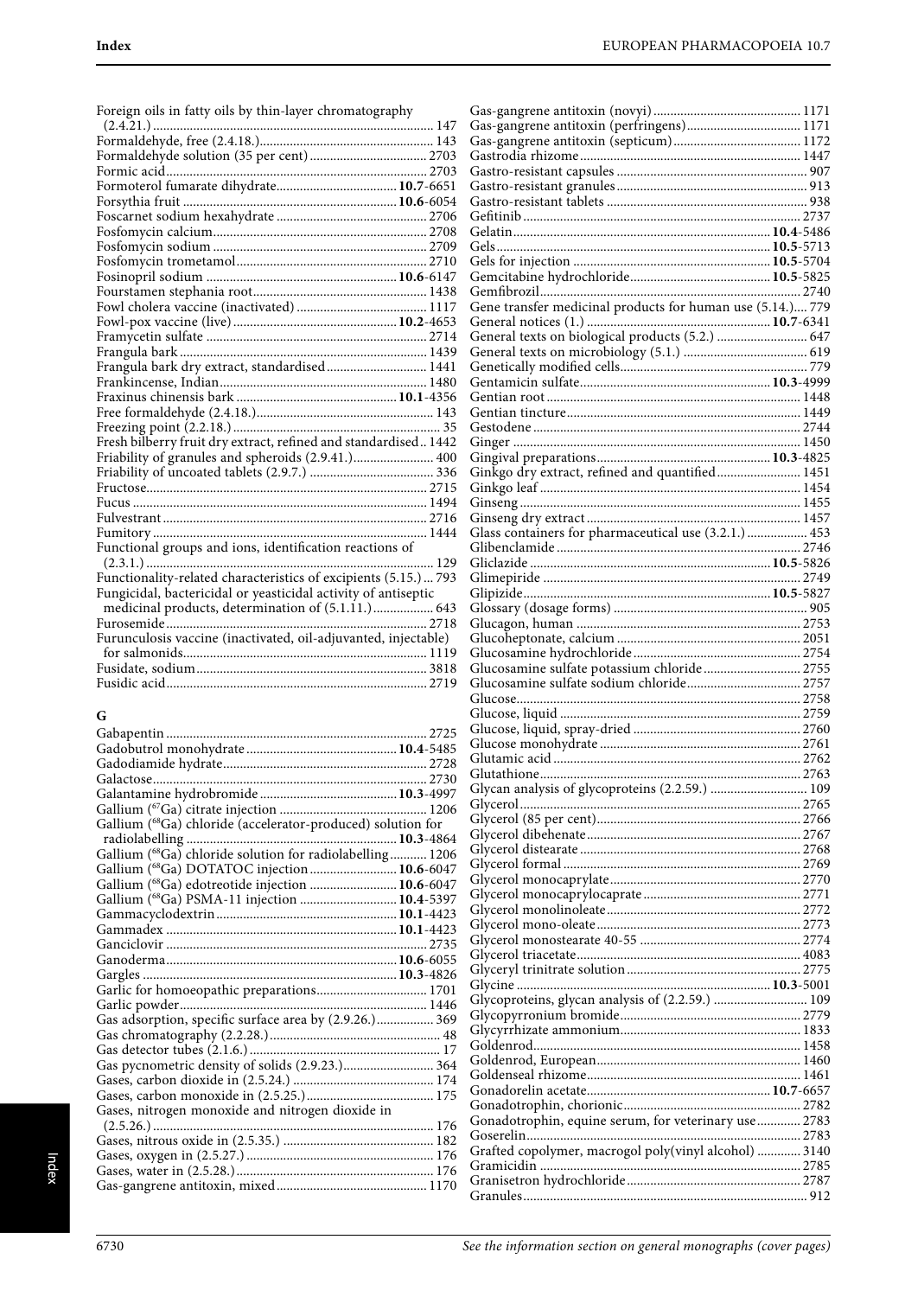Foreign oils in fatty oils by thin-layer chromatography (2.4.21.) ... 147
Formaldehyde, free (2.4.18.) ... 143
Formaldehyde solution (35 per cent) ... 2703
Formic acid ... 2703
Formoterol fumarate dihydrate ... **10.7**-6651
Forsythia fruit ... **10.6**-6054
Foscarnet sodium hexahydrate ... 2706
Fosfomycin calcium ... 2708
Fosfomycin sodium ... 2709
Fosfomycin trometamol ... 2710
Fosinopril sodium ... **10.6**-6147
Fourstamen stephania root ... 1438
Fowl cholera vaccine (inactivated) ... 1117
Fowl-pox vaccine (live) ... **10.2**-4653
Framycetin sulfate ... 2714
Frangula bark ... 1439
Frangula bark dry extract, standardised ... 1441
Frankincense, Indian ... 1480
Fraxinus chinensis bark ... **10.1**-4356
Free formaldehyde (2.4.18.) ... 143
Freezing point (2.2.18.) ... 35
Fresh bilberry fruit dry extract, refined and standardised .. 1442
Friability of granules and spheroids (2.9.41.) ... 400
Friability of uncoated tablets (2.9.7.) ... 336
Fructose ... 2715
Fucus ... 1494
Fulvestrant ... 2716
Fumitory ... 1444
Functional groups and ions, identification reactions of (2.3.1.) ... 129
Functionality-related characteristics of excipients (5.15.) ... 793
Fungicidal, bactericidal or yeasticidal activity of antiseptic medicinal products, determination of (5.1.11.) ... 643
Furosemide ... 2718
Furunculosis vaccine (inactivated, oil-adjuvanted, injectable) for salmonids ... 1119
Fusidate, sodium ... 3818
Fusidic acid ... 2719

## G

Gabapentin ... 2725
Gadobutrol monohydrate ... **10.4**-5485
Gadodiamide hydrate ... 2728
Galactose ... 2730
Galantamine hydrobromide ... **10.3**-4997
Gallium ($^{67}$Ga) citrate injection ... 1206
Gallium ($^{68}$Ga) chloride (accelerator-produced) solution for radiolabelling ... **10.3**-4864
Gallium ($^{68}$Ga) chloride solution for radiolabelling ... 1206
Gallium ($^{68}$Ga) DOTATOC injection ... **10.6**-6047
Gallium ($^{68}$Ga) edotreotide injection ... **10.6**-6047
Gallium ($^{68}$Ga) PSMA-11 injection ... **10.4**-5397
Gammacyclodextrin ... **10.1**-4423
Gammadex ... **10.1**-4423
Ganciclovir ... 2735
Ganoderma ... **10.6**-6055
Gargles ... **10.3**-4826
Garlic for homoeopathic preparations ... 1701
Garlic powder ... 1446
Gas adsorption, specific surface area by (2.9.26.) ... 369
Gas chromatography (2.2.28.) ... 48
Gas detector tubes (2.1.6.) ... 17
Gas pycnometric density of solids (2.9.23.) ... 364
Gases, carbon dioxide in (2.5.24.) ... 174
Gases, carbon monoxide in (2.5.25.) ... 175
Gases, nitrogen monoxide and nitrogen dioxide in (2.5.26.) ... 176
Gases, nitrous oxide in (2.5.35.) ... 182
Gases, oxygen in (2.5.27.) ... 176
Gases, water in (2.5.28.) ... 176
Gas-gangrene antitoxin, mixed ... 1170
Gas-gangrene antitoxin (novyi) ... 1171
Gas-gangrene antitoxin (perfringens) ... 1171
Gas-gangrene antitoxin (septicum) ... 1172
Gastrodia rhizome ... 1447
Gastro-resistant capsules ... 907
Gastro-resistant granules ... 913
Gastro-resistant tablets ... 938
Gefitinib ... 2737
Gelatin ... **10.4**-5486
Gels ... **10.5**-5713
Gels for injection ... **10.5**-5704
Gemcitabine hydrochloride ... **10.5**-5825
Gemfibrozil ... 2740
Gene transfer medicinal products for human use (5.14.) ... 779
General notices (1.) ... **10.7**-6341
General texts on biological products (5.2.) ... 647
General texts on microbiology (5.1.) ... 619
Genetically modified cells ... 779
Gentamicin sulfate ... **10.3**-4999
Gentian root ... 1448
Gentian tincture ... 1449
Gestodene ... 2744
Ginger ... 1450
Gingival preparations ... **10.3**-4825
Ginkgo dry extract, refined and quantified ... 1451
Ginkgo leaf ... 1454
Ginseng ... 1455
Ginseng dry extract ... 1457
Glass containers for pharmaceutical use (3.2.1.) ... 453
Glibenclamide ... 2746
Gliclazide ... **10.5**-5826
Glimepiride ... 2749
Glipizide ... **10.5**-5827
Glossary (dosage forms) ... 905
Glucagon, human ... 2753
Glucoheptonate, calcium ... 2051
Glucosamine hydrochloride ... 2754
Glucosamine sulfate potassium chloride ... 2755
Glucosamine sulfate sodium chloride ... 2757
Glucose ... 2758
Glucose, liquid ... 2759
Glucose, liquid, spray-dried ... 2760
Glucose monohydrate ... 2761
Glutamic acid ... 2762
Glutathione ... 2763
Glycan analysis of glycoproteins (2.2.59.) ... 109
Glycerol ... 2765
Glycerol (85 per cent) ... 2766
Glycerol dibehenate ... 2767
Glycerol distearate ... 2768
Glycerol formal ... 2769
Glycerol monocaprylate ... 2770
Glycerol monocaprylocaprate ... 2771
Glycerol monolinoleate ... 2772
Glycerol mono-oleate ... 2773
Glycerol monostearate 40-55 ... 2774
Glycerol triacetate ... 4083
Glyceryl trinitrate solution ... 2775
Glycine ... **10.3**-5001
Glycoproteins, glycan analysis of (2.2.59.) ... 109
Glycopyrronium bromide ... 2779
Glycyrrhizate ammonium ... 1833
Goldenrod ... 1458
Goldenrod, European ... 1460
Goldenseal rhizome ... 1461
Gonadorelin acetate ... **10.7**-6657
Gonadotrophin, chorionic ... 2782
Gonadotrophin, equine serum, for veterinary use ... 2783
Goserelin ... 2783
Grafted copolymer, macrogol poly(vinyl alcohol) ... 3140
Gramicidin ... 2785
Granisetron hydrochloride ... 2787
Granules ... 912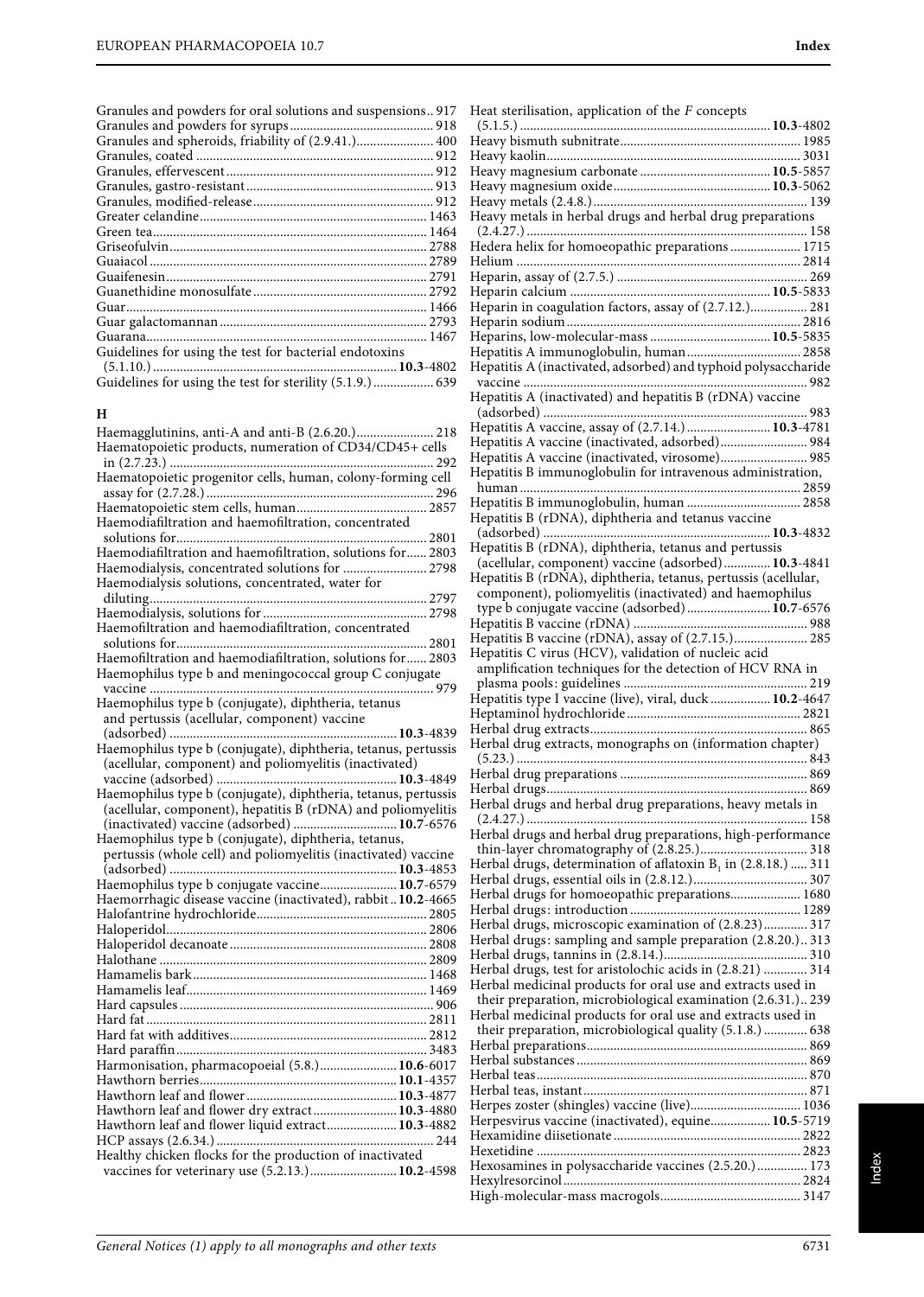Granules and powders for oral solutions and suspensions.. 917
Granules and powders for syrups.......................................... 918
Granules and spheroids, friability of (2.9.41.)...................... 400
Granules, coated ..................................................................... 912
Granules, effervescent ........................................................... 912
Granules, gastro-resistant ...................................................... 913
Granules, modified-release .................................................... 912
Greater celandine.................................................................. 1463
Green tea ................................................................................ 1464
Griseofulvin........................................................................... 2788
Guaiacol ................................................................................. 2789
Guaifenesin............................................................................ 2791
Guanethidine monosulfate .................................................. 2792
Guar........................................................................................ 1466
Guar galactomannan............................................................ 2793
Guarana.................................................................................. 1467
Guidelines for using the test for bacterial endotoxins (5.1.10.) ........................................................................ **10.3**-4802
Guidelines for using the test for sterility (5.1.9.) .................. 639

## H

Haemagglutinins, anti-A and anti-B (2.6.20.)...................... 218
Haematopoietic products, numeration of CD34/CD45+ cells in (2.7.23.) ............................................................................. 292
Haematopoietic progenitor cells, human, colony-forming cell assay for (2.7.28.) .................................................................. 296
Haematopoietic stem cells, human...................................... 2857
Haemodiafiltration and haemofiltration, concentrated solutions for.......................................................................... 2801
Haemodiafiltration and haemofiltration, solutions for...... 2803
Haemodialysis, concentrated solutions for ......................... 2798
Haemodialysis solutions, concentrated, water for diluting.................................................................................. 2797
Haemodialysis, solutions for ................................................ 2798
Haemofiltration and haemodiafiltration, concentrated solutions for.......................................................................... 2801
Haemofiltration and haemodiafiltration, solutions for...... 2803
Haemophilus type b and meningococcal group C conjugate vaccine .................................................................................... 979
Haemophilus type b (conjugate), diphtheria, tetanus and pertussis (acellular, component) vaccine (adsorbed) ........................................................................ **10.3**-4839
Haemophilus type b (conjugate), diphtheria, tetanus, pertussis (acellular, component) and poliomyelitis (inactivated) vaccine (adsorbed) ..................................................... **10.3**-4849
Haemophilus type b (conjugate), diphtheria, tetanus, pertussis (acellular, component), hepatitis B (rDNA) and poliomyelitis (inactivated) vaccine (adsorbed) .............................. **10.7**-6576
Haemophilus type b (conjugate), diphtheria, tetanus, pertussis (whole cell) and poliomyelitis (inactivated) vaccine (adsorbed) ........................................................................ **10.3**-4853
Haemophilus type b conjugate vaccine....................... **10.7**-6579
Haemorrhagic disease vaccine (inactivated), rabbit.. **10.2**-4665
Halofantrine hydrochloride.................................................. 2805
Haloperidol............................................................................. 2806
Haloperidol decanoate .......................................................... 2808
Halothane ............................................................................... 2809
Hamamelis bark..................................................................... 1468
Hamamelis leaf....................................................................... 1469
Hard capsules .......................................................................... 906
Hard fat................................................................................... 2811
Hard fat with additives.......................................................... 2812
Hard paraffin.......................................................................... 3483
Harmonisation, pharmacopoeial (5.8.)...................... **10.6**-6017
Hawthorn berries.......................................................... **10.1**-4357
Hawthorn leaf and flower ............................................ **10.3**-4877
Hawthorn leaf and flower dry extract......................... **10.3**-4880
Hawthorn leaf and flower liquid extract..................... **10.3**-4882
HCP assays (2.6.34.) ................................................................ 244
Healthy chicken flocks for the production of inactivated vaccines for veterinary use (5.2.13.).......................... **10.2**-4598
Heat sterilisation, application of the *F* concepts (5.1.5.) ........................................................................... **10.3**-4802
Heavy bismuth subnitrate..................................................... 1985
Heavy kaolin........................................................................... 3031
Heavy magnesium carbonate ...................................... **10.5**-5857
Heavy magnesium oxide.............................................. **10.3**-5062
Heavy metals (2.4.8.)............................................................... 139
Heavy metals in herbal drugs and herbal drug preparations (2.4.27.) .................................................................................. 158
Hedera helix for homoeopathic preparations ..................... 1715
Helium .................................................................................... 2814
Heparin, assay of (2.7.5.) ........................................................ 269
Heparin calcium ........................................................... **10.5**-5833
Heparin in coagulation factors, assay of (2.7.12.)................. 281
Heparin sodium..................................................................... 2816
Heparins, low-molecular-mass ................................... **10.5**-5835
Hepatitis A immunoglobulin, human................................. 2858
Hepatitis A (inactivated, adsorbed) and typhoid polysaccharide vaccine .................................................................................... 982
Hepatitis A (inactivated) and hepatitis B (rDNA) vaccine (adsorbed) ............................................................................. 983
Hepatitis A vaccine, assay of (2.7.14.) ......................... **10.3**-4781
Hepatitis A vaccine (inactivated, adsorbed).......................... 984
Hepatitis A vaccine (inactivated, virosome).......................... 985
Hepatitis B immunoglobulin for intravenous administration, human ................................................................................. 2859
Hepatitis B immunoglobulin, human ................................. 2858
Hepatitis B (rDNA), diphtheria and tetanus vaccine (adsorbed) ........................................................................ **10.3**-4832
Hepatitis B (rDNA), diphtheria, tetanus and pertussis (acellular, component) vaccine (adsorbed) ............. **10.3**-4841
Hepatitis B (rDNA), diphtheria, tetanus, pertussis (acellular, component), poliomyelitis (inactivated) and haemophilus type b conjugate vaccine (adsorbed) ......................... **10.7**-6576
Hepatitis B vaccine (rDNA) ................................................... 988
Hepatitis B vaccine (rDNA), assay of (2.7.15.)...................... 285
Hepatitis C virus (HCV), validation of nucleic acid amplification techniques for the detection of HCV RNA in plasma pools: guidelines ..................................................... 219
Hepatitis type I vaccine (live), viral, duck .................. **10.2**-4647
Heptaminol hydrochloride................................................... 2821
Herbal drug extracts................................................................ 865
Herbal drug extracts, monographs on (information chapter) (5.23.) ..................................................................................... 843
Herbal drug preparations ....................................................... 869
Herbal drugs............................................................................ 869
Herbal drugs and herbal drug preparations, heavy metals in (2.4.27.) .................................................................................. 158
Herbal drugs and herbal drug preparations, high-performance thin-layer chromatography of (2.8.25.)............................... 318
Herbal drugs, determination of aflatoxin $B_1$ in (2.8.18.) ..... 311
Herbal drugs, essential oils in (2.8.12.)................................. 307
Herbal drugs for homoeopathic preparations..................... 1680
Herbal drugs: introduction .................................................. 1289
Herbal drugs, microscopic examination of (2.8.23)............. 317
Herbal drugs: sampling and sample preparation (2.8.20.).. 313
Herbal drugs, tannins in (2.8.14.).......................................... 310
Herbal drugs, test for aristolochic acids in (2.8.21) ............. 314
Herbal medicinal products for oral use and extracts used in their preparation, microbiological examination (2.6.31.).. 239
Herbal medicinal products for oral use and extracts used in their preparation, microbiological quality (5.1.8.) ............. 638
Herbal preparations................................................................. 869
Herbal substances .................................................................... 869
Herbal teas................................................................................ 870
Herbal teas, instant.................................................................. 871
Herpes zoster (shingles) vaccine (live)................................. 1036
Herpesvirus vaccine (inactivated), equine.................. **10.5**-5719
Hexamidine diisetionate ....................................................... 2822
Hexetidine .............................................................................. 2823
Hexosamines in polysaccharide vaccines (2.5.20.) ............... 173
Hexylresorcinol...................................................................... 2824
High-molecular-mass macrogols.......................................... 3147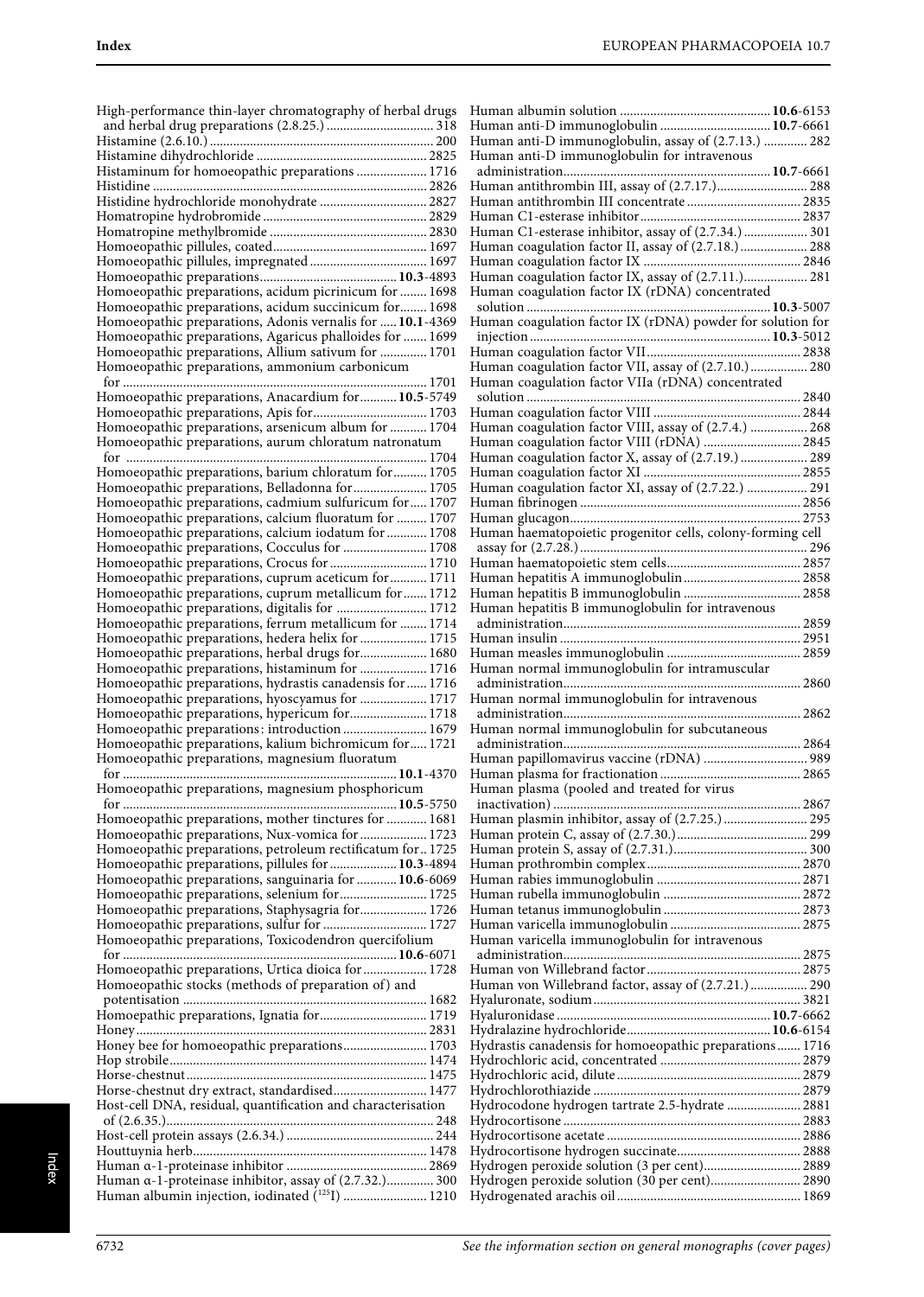High-performance thin-layer chromatography of herbal drugs and herbal drug preparations (2.8.25.) ............................... 318
Histamine (2.6.10.) ................................................................ 200
Histamine dihydrochloride .................................................. 2825
Histaminum for homoeopathic preparations .................... 1716
Histidine .............................................................................. 2826
Histidine hydrochloride monohydrate ............................... 2827
Homatropine hydrobromide ................................................ 2829
Homatropine methylbromide .............................................. 2830
Homoeopathic pillules, coated............................................. 1697
Homoeopathic pillules, impregnated .................................. 1697
Homoeopathic preparations........................................**10.3**-4893
Homoeopathic preparations, acidum picrinicum for ........ 1698
Homoeopathic preparations, acidum succinicum for........ 1698
Homoeopathic preparations, Adonis vernalis for .....**10.1**-4369
Homoeopathic preparations, Agaricus phalloides for ....... 1699
Homoeopathic preparations, Allium sativum for ............. 1701
Homoeopathic preparations, ammonium carbonicum for ......................................................................................... 1701
Homoeopathic preparations, Anacardium for...........**10.5**-5749
Homoeopathic preparations, Apis for................................. 1703
Homoeopathic preparations, arsenicum album for ........... 1704
Homoeopathic preparations, aurum chloratum natronatum for ........................................................................................ 1704
Homoeopathic preparations, barium chloratum for.......... 1705
Homoeopathic preparations, Belladonna for..................... 1705
Homoeopathic preparations, cadmium sulfuricum for..... 1707
Homoeopathic preparations, calcium fluoratum for ......... 1707
Homoeopathic preparations, calcium iodatum for ............ 1708
Homoeopathic preparations, Cocculus for ........................ 1708
Homoeopathic preparations, Crocus for ............................ 1710
Homoeopathic preparations, cuprum aceticum for........... 1711
Homoeopathic preparations, cuprum metallicum for....... 1712
Homoeopathic preparations, digitalis for .......................... 1712
Homoeopathic preparations, ferrum metallicum for ........ 1714
Homoeopathic preparations, hedera helix for .................... 1715
Homoeopathic preparations, herbal drugs for.................... 1680
Homoeopathic preparations, histaminum for .................... 1716
Homoeopathic preparations, hydrastis canadensis for ...... 1716
Homoeopathic preparations, hyoscyamus for .................... 1717
Homoeopathic preparations, hypericum for...................... 1718
Homoeopathic preparations: introduction ......................... 1679
Homoeopathic preparations, kalium bichromicum for..... 1721
Homoeopathic preparations, magnesium fluoratum for ................................................................................**10.1**-4370
Homoeopathic preparations, magnesium phosphoricum for .................................................................................**10.5**-5750
Homoeopathic preparations, mother tinctures for ............ 1681
Homoeopathic preparations, Nux-vomica for .................... 1723
Homoeopathic preparations, petroleum rectificatum for.. 1725
Homoeopathic preparations, pillules for ....................**10.3**-4894
Homoeopathic preparations, sanguinaria for ............**10.6**-6069
Homoeopathic preparations, selenium for.......................... 1725
Homoeopathic preparations, Staphysagria for.................... 1726
Homoeopathic preparations, sulfur for ............................... 1727
Homoeopathic preparations, Toxicodendron quercifolium for .................................................................................**10.6**-6071
Homoeopathic preparations, Urtica dioica for ................... 1728
Homoeopathic stocks (methods of preparation of) and potentisation ......................................................................... 1682
Homoepathic preparations, Ignatia for................................ 1719
Honey..................................................................................... 2831
Honey bee for homoeopathic preparations......................... 1703
Hop strobile............................................................................ 1474
Horse-chestnut....................................................................... 1475
Horse-chestnut dry extract, standardised............................ 1477
Host-cell DNA, residual, quantification and characterisation of (2.6.35.)............................................................................... 248
Host-cell protein assays (2.6.34.) ........................................... 244
Houttuynia herb..................................................................... 1478
Human α-1-proteinase inhibitor .......................................... 2869
Human α-1-proteinase inhibitor, assay of (2.7.32.).............. 300
Human albumin injection, iodinated ([125]I) ......................... 1210
Human albumin solution ............................................**10.6**-6153
Human anti-D immunoglobulin ................................**10.7**-6661
Human anti-D immunoglobulin, assay of (2.7.13.) ............. 282
Human anti-D immunoglobulin for intravenous administration.............................................................**10.7**-6661
Human antithrombin III, assay of (2.7.17.)........................... 288
Human antithrombin III concentrate .................................. 2835
Human C1-esterase inhibitor............................................... 2837
Human C1-esterase inhibitor, assay of (2.7.34.) .................. 301
Human coagulation factor II, assay of (2.7.18.).................... 288
Human coagulation factor IX .............................................. 2846
Human coagulation factor IX, assay of (2.7.11.)................... 281
Human coagulation factor IX (rDNA) concentrated solution ........................................................................**10.3**-5007
Human coagulation factor IX (rDNA) powder for solution for injection .......................................................................**10.3**-5012
Human coagulation factor VII............................................. 2838
Human coagulation factor VII, assay of (2.7.10.)................. 280
Human coagulation factor VIIa (rDNA) concentrated solution ................................................................................. 2840
Human coagulation factor VIII ........................................... 2844
Human coagulation factor VIII, assay of (2.7.4.) ................. 268
Human coagulation factor VIII (rDNA) ............................. 2845
Human coagulation factor X, assay of (2.7.19.).................... 289
Human coagulation factor XI .............................................. 2855
Human coagulation factor XI, assay of (2.7.22.) .................. 291
Human fibrinogen ................................................................. 2856
Human glucagon.................................................................... 2753
Human haematopoietic progenitor cells, colony-forming cell assay for (2.7.28.)................................................................... 296
Human haematopoietic stem cells........................................ 2857
Human hepatitis A immunoglobulin................................... 2858
Human hepatitis B immunoglobulin .................................. 2858
Human hepatitis B immunoglobulin for intravenous administration...................................................................... 2859
Human insulin ....................................................................... 2951
Human measles immunoglobulin ....................................... 2859
Human normal immunoglobulin for intramuscular administration...................................................................... 2860
Human normal immunoglobulin for intravenous administration...................................................................... 2862
Human normal immunoglobulin for subcutaneous administration...................................................................... 2864
Human papillomavirus vaccine (rDNA) ............................... 989
Human plasma for fractionation .......................................... 2865
Human plasma (pooled and treated for virus inactivation) ......................................................................... 2867
Human plasmin inhibitor, assay of (2.7.25.) ......................... 295
Human protein C, assay of (2.7.30.)...................................... 299
Human protein S, assay of (2.7.31.)....................................... 300
Human prothrombin complex............................................. 2870
Human rabies immunoglobulin .......................................... 2871
Human rubella immunoglobulin ........................................ 2872
Human tetanus immunoglobulin ........................................ 2873
Human varicella immunoglobulin ...................................... 2875
Human varicella immunoglobulin for intravenous administration...................................................................... 2875
Human von Willebrand factor............................................. 2875
Human von Willebrand factor, assay of (2.7.21.)................. 290
Hyaluronate, sodium............................................................. 3821
Hyaluronidase ...............................................................**10.7**-6662
Hydralazine hydrochloride..........................................**10.6**-6154
Hydrastis canadensis for homoeopathic preparations....... 1716
Hydrochloric acid, concentrated .......................................... 2879
Hydrochloric acid, dilute ...................................................... 2879
Hydrochlorothiazide ............................................................. 2879
Hydrocodone hydrogen tartrate 2.5-hydrate ...................... 2881
Hydrocortisone ...................................................................... 2883
Hydrocortisone acetate ......................................................... 2886
Hydrocortisone hydrogen succinate.................................... 2888
Hydrogen peroxide solution (3 per cent)............................ 2889
Hydrogen peroxide solution (30 per cent).......................... 2890
Hydrogenated arachis oil...................................................... 1869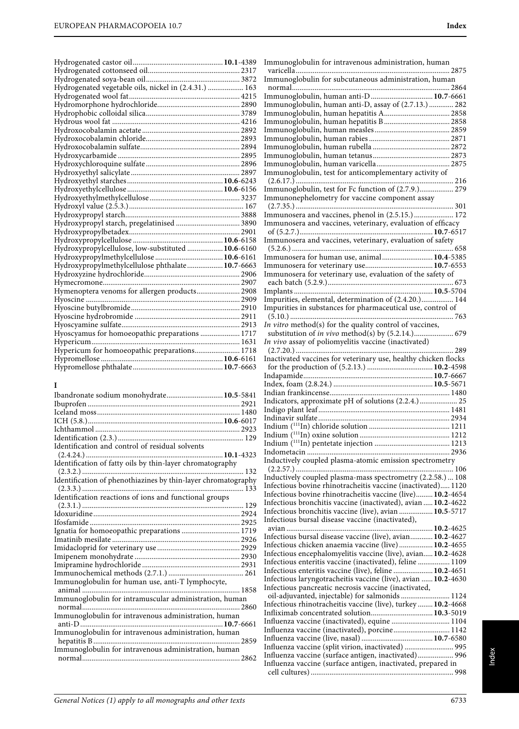Hydrogenated castor oil ................................................ **10.1**-4389
Hydrogenated cottonseed oil ................................................ 2317
Hydrogenated soya-bean oil ................................................ 3872
Hydrogenated vegetable oils, nickel in (2.4.31.) ................... 163
Hydrogenated wool fat ................................................ 4215
Hydromorphone hydrochloride ................................................ 2890
Hydrophobic colloidal silica ................................................ 3789
Hydrous wool fat ................................................ 4216
Hydroxocobalamin acetate ................................................ 2892
Hydroxocobalamin chloride ................................................ 2893
Hydroxocobalamin sulfate ................................................ 2894
Hydroxycarbamide ................................................ 2895
Hydroxychloroquine sulfate ................................................ 2896
Hydroxyethyl salicylate ................................................ 2897
Hydroxyethyl starches ................................................ **10.6**-6243
Hydroxyethylcellulose ................................................ **10.6**-6156
Hydroxyethylmethylcellulose ................................................ 3237
Hydroxyl value (2.5.3.) ................................................ 167
Hydroxypropyl starch ................................................ 3888
Hydroxypropyl starch, pregelatinised ................................... 3890
Hydroxypropylbetadex ................................................ 2901
Hydroxypropylcellulose ................................................ **10.6**-6158
Hydroxypropylcellulose, low-substituted ................... **10.6**-6160
Hydroxypropylmethylcellulose ................................... **10.6**-6161
Hydroxypropylmethylcellulose phthalate ................... **10.7**-6663
Hydroxyzine hydrochloride ................................................ 2906
Hymecromone ................................................ 2907
Hymenoptera venoms for allergen products ....................... 2908
Hyoscine ................................................ 2909
Hyoscine butylbromide ................................................ 2910
Hyoscine hydrobromide ................................................ 2911
Hyoscyamine sulfate ................................................ 2913
Hyoscyamus for homoeopathic preparations ..................... 1717
Hypericum ................................................ 1631
Hypericum for homoeopathic preparations ........................ 1718
Hypromellose ................................................ **10.6**-6161
Hypromellose phthalate ................................................ **10.7**-6663

## I

Ibandronate sodium monohydrate ............................. **10.5**-5841
Ibuprofen ................................................ 2921
Iceland moss ................................................ 1480
ICH (5.8.) ................................................ **10.6**-6017
Ichthammol ................................................ 2923
Identification (2.3.) ................................................ 129
Identification and control of residual solvents (2.4.24.) ................................................ **10.1**-4323
Identification of fatty oils by thin-layer chromatography (2.3.2.) ................................................ 132
Identification of phenothiazines by thin-layer chromatography (2.3.3.) ................................................ 133
Identification reactions of ions and functional groups (2.3.1.) ................................................ 129
Idoxuridine ................................................ 2924
Ifosfamide ................................................ 2925
Ignatia for homoeopathic preparations ............................... 1719
Imatinib mesilate ................................................ 2926
Imidacloprid for veterinary use ................................................ 2929
Imipenem monohydrate ................................................ 2930
Imipramine hydrochloride ................................................ 2931
Immunochemical methods (2.7.1.) ........................................ 261
Immunoglobulin for human use, anti-T lymphocyte, animal ................................................ 1858
Immunoglobulin for intramuscular administration, human normal ................................................ 2860
Immunoglobulin for intravenous administration, human anti-D ................................................ **10.7**-6661
Immunoglobulin for intravenous administration, human hepatitis B ................................................ 2859
Immunoglobulin for intravenous administration, human normal ................................................ 2862
Immunoglobulin for intravenous administration, human varicella ................................................ 2875
Immunoglobulin for subcutaneous administration, human normal ................................................ 2864
Immunoglobulin, human anti-D ................................ **10.7**-6661
Immunoglobulin, human anti-D, assay of (2.7.13.) ............. 282
Immunoglobulin, human hepatitis A ................................... 2858
Immunoglobulin, human hepatitis B ................................... 2858
Immunoglobulin, human measles ........................................ 2859
Immunoglobulin, human rabies ........................................... 2871
Immunoglobulin, human rubella ......................................... 2872
Immunoglobulin, human tetanus ......................................... 2873
Immunoglobulin, human varicella ....................................... 2875
Immunoglobulin, test for anticomplementary activity of (2.6.17.) ................................................ 216
Immunoglobulin, test for Fc function of (2.7.9.) .................. 279
Immunonephelometry for vaccine component assay (2.7.35.) ................................................ 301
Immunosera and vaccines, phenol in (2.5.15.) ..................... 172
Immunosera and vaccines, veterinary, evaluation of efficacy of (5.2.7.) ................................................ **10.7**-6517
Immunosera and vaccines, veterinary, evaluation of safety (5.2.6.) ................................................ 658
Immunosera for human use, animal ........................... **10.4**-5385
Immunosera for veterinary use ................................... **10.7**-6553
Immunosera for veterinary use, evaluation of the safety of each batch (5.2.9.) ................................................ 673
Implants ................................................ **10.5**-5704
Impurities, elemental, determination of (2.4.20.) ................. 144
Impurities in substances for pharmaceutical use, control of (5.10.) ................................................ 763
*In vitro* method(s) for the quality control of vaccines, substitution of *in vivo* method(s) by (5.2.14.) ..................... 679
*In vivo* assay of poliomyelitis vaccine (inactivated) (2.7.20.) ................................................ 289
Inactivated vaccines for veterinary use, healthy chicken flocks for the production of (5.2.13.) ................................. **10.2**-4598
Indapamide ................................................ **10.7**-6667
Index, foam (2.8.24.) ................................................ **10.5**-5671
Indian frankincense ................................................ 1480
Indicators, approximate pH of solutions (2.2.4.) .................... 25
Indigo plant leaf ................................................ 1481
Indinavir sulfate ................................................ 2934
Indium ($^{111}$In) chloride solution ........................................... 1211
Indium ($^{111}$In) oxine solution ................................................ 1212
Indium ($^{111}$In) pentetate injection ........................................ 1213
Indometacin ................................................ 2936
Inductively coupled plasma-atomic emission spectrometry (2.2.57.) ................................................ 106
Inductively coupled plasma-mass spectrometry (2.2.58.) ... 108
Infectious bovine rhinotracheitis vaccine (inactivated) ..... 1120
Infectious bovine rhinotracheitis vaccine (live) ......... **10.2**-4654
Infectious bronchitis vaccine (inactivated), avian ..... **10.2**-4622
Infectious bronchitis vaccine (live), avian .................. **10.5**-5717
Infectious bursal disease vaccine (inactivated), avian ................................................ **10.2**-4625
Infectious bursal disease vaccine (live), avian ............ **10.2**-4627
Infectious chicken anaemia vaccine (live) ................. **10.2**-4655
Infectious encephalomyelitis vaccine (live), avian ..... **10.2**-4628
Infectious enteritis vaccine (inactivated), feline ................. 1109
Infectious enteritis vaccine (live), feline ..................... **10.2**-4651
Infectious laryngotracheitis vaccine (live), avian ...... **10.2**-4630
Infectious pancreatic necrosis vaccine (inactivated, oil-adjuvanted, injectable) for salmonids .......................... 1124
Infectious rhinotracheitis vaccine (live), turkey ........ **10.2**-4668
Infliximab concentrated solution ................................ **10.3**-5019
Influenza vaccine (inactivated), equine ............................... 1104
Influenza vaccine (inactivated), porcine .............................. 1142
Influenza vaccine (live, nasal) ..................................... **10.7**-6580
Influenza vaccine (split virion, inactivated) .......................... 995
Influenza vaccine (surface antigen, inactivated) ................... 996
Influenza vaccine (surface antigen, inactivated, prepared in cell cultures) ................................................ 998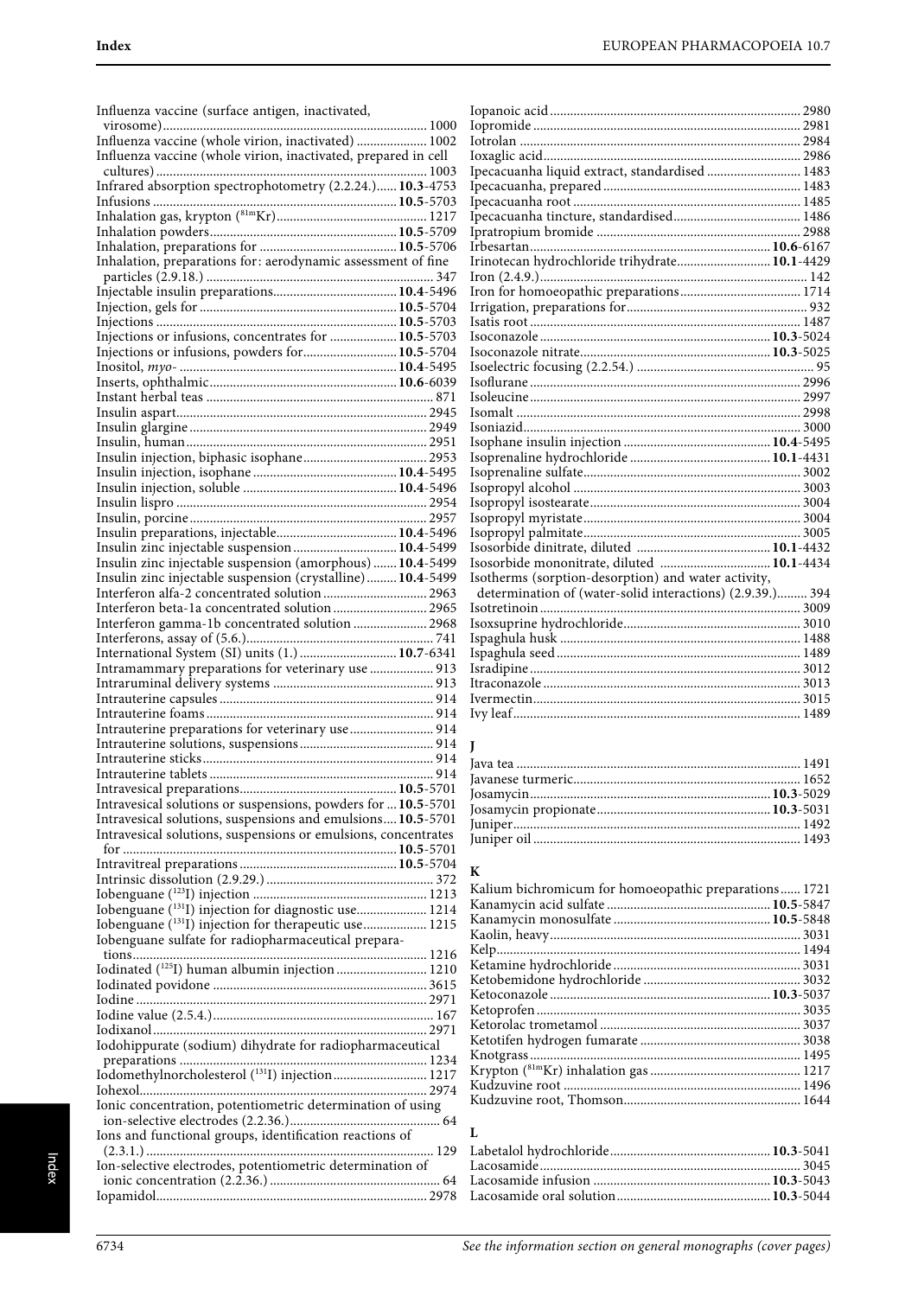Influenza vaccine (surface antigen, inactivated, virosome) ... 1000
Influenza vaccine (whole virion, inactivated) ... 1002
Influenza vaccine (whole virion, inactivated, prepared in cell cultures) ... 1003
Infrared absorption spectrophotometry (2.2.24.) ... **10.3**-4753
Infusions ... **10.5**-5703
Inhalation gas, krypton ($^{81m}$Kr) ... 1217
Inhalation powders ... **10.5**-5709
Inhalation, preparations for ... **10.5**-5706
Inhalation, preparations for: aerodynamic assessment of fine particles (2.9.18.) ... 347
Injectable insulin preparations ... **10.4**-5496
Injection, gels for ... **10.5**-5704
Injections ... **10.5**-5703
Injections or infusions, concentrates for ... **10.5**-5703
Injections or infusions, powders for ... **10.5**-5704
Inositol, *myo-* ... **10.4**-5495
Inserts, ophthalmic ... **10.6**-6039
Instant herbal teas ... 871
Insulin aspart ... 2945
Insulin glargine ... 2949
Insulin, human ... 2951
Insulin injection, biphasic isophane ... 2953
Insulin injection, isophane ... **10.4**-5495
Insulin injection, soluble ... **10.4**-5496
Insulin lispro ... 2954
Insulin, porcine ... 2957
Insulin preparations, injectable ... **10.4**-5496
Insulin zinc injectable suspension ... **10.4**-5499
Insulin zinc injectable suspension (amorphous) ... **10.4**-5499
Insulin zinc injectable suspension (crystalline) ... **10.4**-5499
Interferon alfa-2 concentrated solution ... 2963
Interferon beta-1a concentrated solution ... 2965
Interferon gamma-1b concentrated solution ... 2968
Interferons, assay of (5.6.) ... 741
International System (SI) units (1.) ... **10.7**-6341
Intramammary preparations for veterinary use ... 913
Intraruminal delivery systems ... 913
Intrauterine capsules ... 914
Intrauterine foams ... 914
Intrauterine preparations for veterinary use ... 914
Intrauterine solutions, suspensions ... 914
Intrauterine sticks ... 914
Intrauterine tablets ... 914
Intravesical preparations ... **10.5**-5701
Intravesical solutions or suspensions, powders for ... **10.5**-5701
Intravesical solutions, suspensions and emulsions ... **10.5**-5701
Intravesical solutions, suspensions or emulsions, concentrates for ... **10.5**-5701
Intravitreal preparations ... **10.5**-5704
Intrinsic dissolution (2.9.29.) ... 372
Iobenguane ($^{123}$I) injection ... 1213
Iobenguane ($^{131}$I) injection for diagnostic use ... 1214
Iobenguane ($^{131}$I) injection for therapeutic use ... 1215
Iobenguane sulfate for radiopharmaceutical preparations ... 1216
Iodinated ($^{125}$I) human albumin injection ... 1210
Iodinated povidone ... 3615
Iodine ... 2971
Iodine value (2.5.4.) ... 167
Iodixanol ... 2971
Iodohippurate (sodium) dihydrate for radiopharmaceutical preparations ... 1234
Iodomethylnorcholesterol ($^{131}$I) injection ... 1217
Iohexol ... 2974
Ionic concentration, potentiometric determination of using ion-selective electrodes (2.2.36.) ... 64
Ions and functional groups, identification reactions of (2.3.1.) ... 129
Ion-selective electrodes, potentiometric determination of ionic concentration (2.2.36.) ... 64
Iopamidol ... 2978
Iopanoic acid ... 2980
Iopromide ... 2981
Iotrolan ... 2984
Ioxaglic acid ... 2986
Ipecacuanha liquid extract, standardised ... 1483
Ipecacuanha, prepared ... 1483
Ipecacuanha root ... 1485
Ipecacuanha tincture, standardised ... 1486
Ipratropium bromide ... 2988
Irbesartan ... **10.6**-6167
Irinotecan hydrochloride trihydrate ... **10.1**-4429
Iron (2.4.9.) ... 142
Iron for homoeopathic preparations ... 1714
Irrigation, preparations for ... 932
Isatis root ... 1487
Isoconazole ... **10.3**-5024
Isoconazole nitrate ... **10.3**-5025
Isoelectric focusing (2.2.54.) ... 95
Isoflurane ... 2996
Isoleucine ... 2997
Isomalt ... 2998
Isoniazid ... 3000
Isophane insulin injection ... **10.4**-5495
Isoprenaline hydrochloride ... **10.1**-4431
Isoprenaline sulfate ... 3002
Isopropyl alcohol ... 3003
Isopropyl isostearate ... 3004
Isopropyl myristate ... 3004
Isopropyl palmitate ... 3005
Isosorbide dinitrate, diluted ... **10.1**-4432
Isosorbide mononitrate, diluted ... **10.1**-4434
Isotherms (sorption-desorption) and water activity, determination of (water-solid interactions) (2.9.39.) ... 394
Isotretinoin ... 3009
Isoxsuprine hydrochloride ... 3010
Ispaghula husk ... 1488
Ispaghula seed ... 1489
Isradipine ... 3012
Itraconazole ... 3013
Ivermectin ... 3015
Ivy leaf ... 1489

## J

Java tea ... 1491
Javanese turmeric ... 1652
Josamycin ... **10.3**-5029
Josamycin propionate ... **10.3**-5031
Juniper ... 1492
Juniper oil ... 1493

## K

Kalium bichromicum for homoeopathic preparations ... 1721
Kanamycin acid sulfate ... **10.5**-5847
Kanamycin monosulfate ... **10.5**-5848
Kaolin, heavy ... 3031
Kelp ... 1494
Ketamine hydrochloride ... 3031
Ketobemidone hydrochloride ... 3032
Ketoconazole ... **10.3**-5037
Ketoprofen ... 3035
Ketorolac trometamol ... 3037
Ketotifen hydrogen fumarate ... 3038
Knotgrass ... 1495
Krypton ($^{81m}$Kr) inhalation gas ... 1217
Kudzuvine root ... 1496
Kudzuvine root, Thomson ... 1644

## L

Labetalol hydrochloride ... **10.3**-5041
Lacosamide ... 3045
Lacosamide infusion ... **10.3**-5043
Lacosamide oral solution ... **10.3**-5044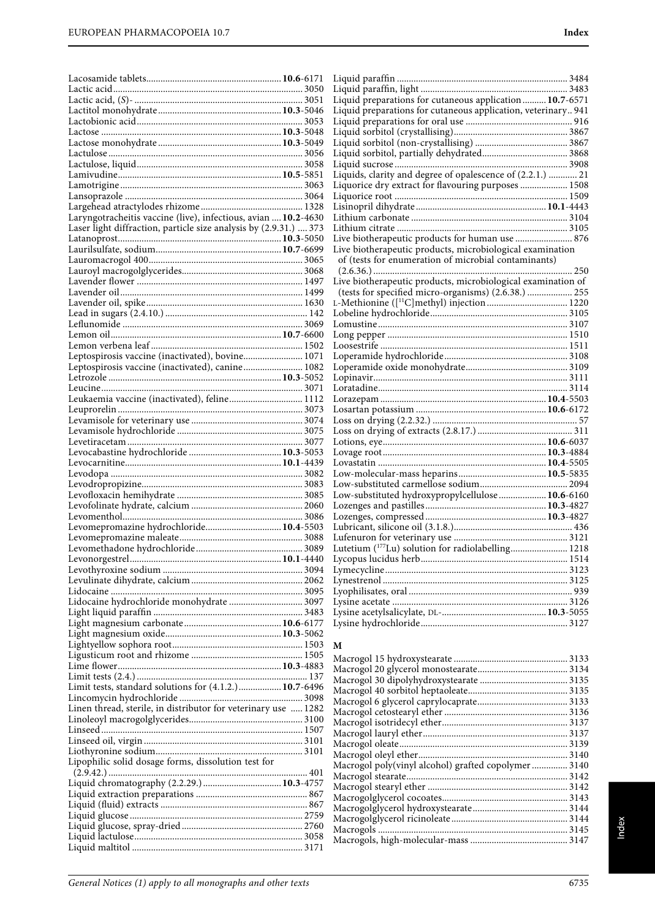Lacosamide tablets ........ **10.6**-6171
Lactic acid ........ 3050
Lactic acid, (*S*)- ........ 3051
Lactitol monohydrate ........ **10.3**-5046
Lactobionic acid ........ 3053
Lactose ........ **10.3**-5048
Lactose monohydrate ........ **10.3**-5049
Lactulose ........ 3056
Lactulose, liquid ........ 3058
Lamivudine ........ **10.5**-5851
Lamotrigine ........ 3063
Lansoprazole ........ 3064
Largehead atractylodes rhizome ........ 1328
Laryngotracheitis vaccine (live), infectious, avian ........ **10.2**-4630
Laser light diffraction, particle size analysis by (2.9.31.) ........ 373
Latanoprost ........ **10.3**-5050
Laurilsulfate, sodium ........ **10.7**-6699
Lauromacrogol 400 ........ 3065
Lauroyl macrogolglycerides ........ 3068
Lavender flower ........ 1497
Lavender oil ........ 1499
Lavender oil, spike ........ 1630
Lead in sugars (2.4.10.) ........ 142
Leflunomide ........ 3069
Lemon oil ........ **10.7**-6600
Lemon verbena leaf ........ 1502
Leptospirosis vaccine (inactivated), bovine ........ 1071
Leptospirosis vaccine (inactivated), canine ........ 1082
Letrozole ........ **10.3**-5052
Leucine ........ 3071
Leukaemia vaccine (inactivated), feline ........ 1112
Leuprorelin ........ 3073
Levamisole for veterinary use ........ 3074
Levamisole hydrochloride ........ 3075
Levetiracetam ........ 3077
Levocabastine hydrochloride ........ **10.3**-5053
Levocarnitine ........ **10.1**-4439
Levodopa ........ 3082
Levodropropizine ........ 3083
Levofloxacin hemihydrate ........ 3085
Levofolinate hydrate, calcium ........ 2060
Levomenthol ........ 3086
Levomepromazine hydrochloride ........ **10.4**-5503
Levomepromazine maleate ........ 3088
Levomethadone hydrochloride ........ 3089
Levonorgestrel ........ **10.1**-4440
Levothyroxine sodium ........ 3094
Levulinate dihydrate, calcium ........ 2062
Lidocaine ........ 3095
Lidocaine hydrochloride monohydrate ........ 3097
Light liquid paraffin ........ 3483
Light magnesium carbonate ........ **10.6**-6177
Light magnesium oxide ........ **10.3**-5062
Lightyellow sophora root ........ 1503
Ligusticum root and rhizome ........ 1505
Lime flower ........ **10.3**-4883
Limit tests (2.4.) ........ 137
Limit tests, standard solutions for (4.1.2.) ........ **10.7**-6496
Lincomycin hydrochloride ........ 3098
Linen thread, sterile, in distributor for veterinary use ........ 1282
Linoleoyl macrogolglycerides ........ 3100
Linseed ........ 1507
Linseed oil, virgin ........ 3101
Liothyronine sodium ........ 3101
Lipophilic solid dosage forms, dissolution test for (2.9.42.) ........ 401
Liquid chromatography (2.2.29.) ........ **10.3**-4757
Liquid extraction preparations ........ 867
Liquid (fluid) extracts ........ 867
Liquid glucose ........ 2759
Liquid glucose, spray-dried ........ 2760
Liquid lactulose ........ 3058
Liquid maltitol ........ 3171
Liquid paraffin ........ 3484
Liquid paraffin, light ........ 3483
Liquid preparations for cutaneous application ........ **10.7**-6571
Liquid preparations for cutaneous application, veterinary ........ 941
Liquid preparations for oral use ........ 916
Liquid sorbitol (crystallising) ........ 3867
Liquid sorbitol (non-crystallising) ........ 3867
Liquid sorbitol, partially dehydrated ........ 3868
Liquid sucrose ........ 3908
Liquids, clarity and degree of opalescence of (2.2.1.) ........ 21
Liquorice dry extract for flavouring purposes ........ 1508
Liquorice root ........ 1509
Lisinopril dihydrate ........ **10.1**-4443
Lithium carbonate ........ 3104
Lithium citrate ........ 3105
Live biotherapeutic products for human use ........ 876
Live biotherapeutic products, microbiological examination of (tests for enumeration of microbial contaminants) (2.6.36.) ........ 250
Live biotherapeutic products, microbiological examination of (tests for specified micro-organisms) (2.6.38.) ........ 255
L-Methionine ([$^{11}$C]methyl) injection ........ 1220
Lobeline hydrochloride ........ 3105
Lomustine ........ 3107
Long pepper ........ 1510
Loosestrife ........ 1511
Loperamide hydrochloride ........ 3108
Loperamide oxide monohydrate ........ 3109
Lopinavir ........ 3111
Loratadine ........ 3114
Lorazepam ........ **10.4**-5503
Losartan potassium ........ **10.6**-6172
Loss on drying (2.2.32.) ........ 57
Loss on drying of extracts (2.8.17.) ........ 311
Lotions, eye ........ **10.6**-6037
Lovage root ........ **10.3**-4884
Lovastatin ........ **10.4**-5505
Low-molecular-mass heparins ........ **10.5**-5835
Low-substituted carmellose sodium ........ 2094
Low-substituted hydroxypropylcellulose ........ **10.6**-6160
Lozenges and pastilles ........ **10.3**-4827
Lozenges, compressed ........ **10.3**-4827
Lubricant, silicone oil (3.1.8.) ........ 436
Lufenuron for veterinary use ........ 3121
Lutetium ($^{177}$Lu) solution for radiolabelling ........ 1218
Lycopus lucidus herb ........ 1514
Lymecycline ........ 3123
Lynestrenol ........ 3125
Lyophilisates, oral ........ 939
Lysine acetate ........ 3126
Lysine acetylsalicylate, DL- ........ **10.3**-5055
Lysine hydrochloride ........ 3127

## M

Macrogol 15 hydroxystearate ........ 3133
Macrogol 20 glycerol monostearate ........ 3134
Macrogol 30 dipolyhydroxystearate ........ 3135
Macrogol 40 sorbitol heptaoleate ........ 3135
Macrogol 6 glycerol caprylocaprate ........ 3133
Macrogol cetostearyl ether ........ 3136
Macrogol isotridecyl ether ........ 3137
Macrogol lauryl ether ........ 3137
Macrogol oleate ........ 3139
Macrogol oleyl ether ........ 3140
Macrogol poly(vinyl alcohol) grafted copolymer ........ 3140
Macrogol stearate ........ 3142
Macrogol stearyl ether ........ 3142
Macrogolglycerol cocoates ........ 3143
Macrogolglycerol hydroxystearate ........ 3144
Macrogolglycerol ricinoleate ........ 3144
Macrogols ........ 3145
Macrogols, high-molecular-mass ........ 3147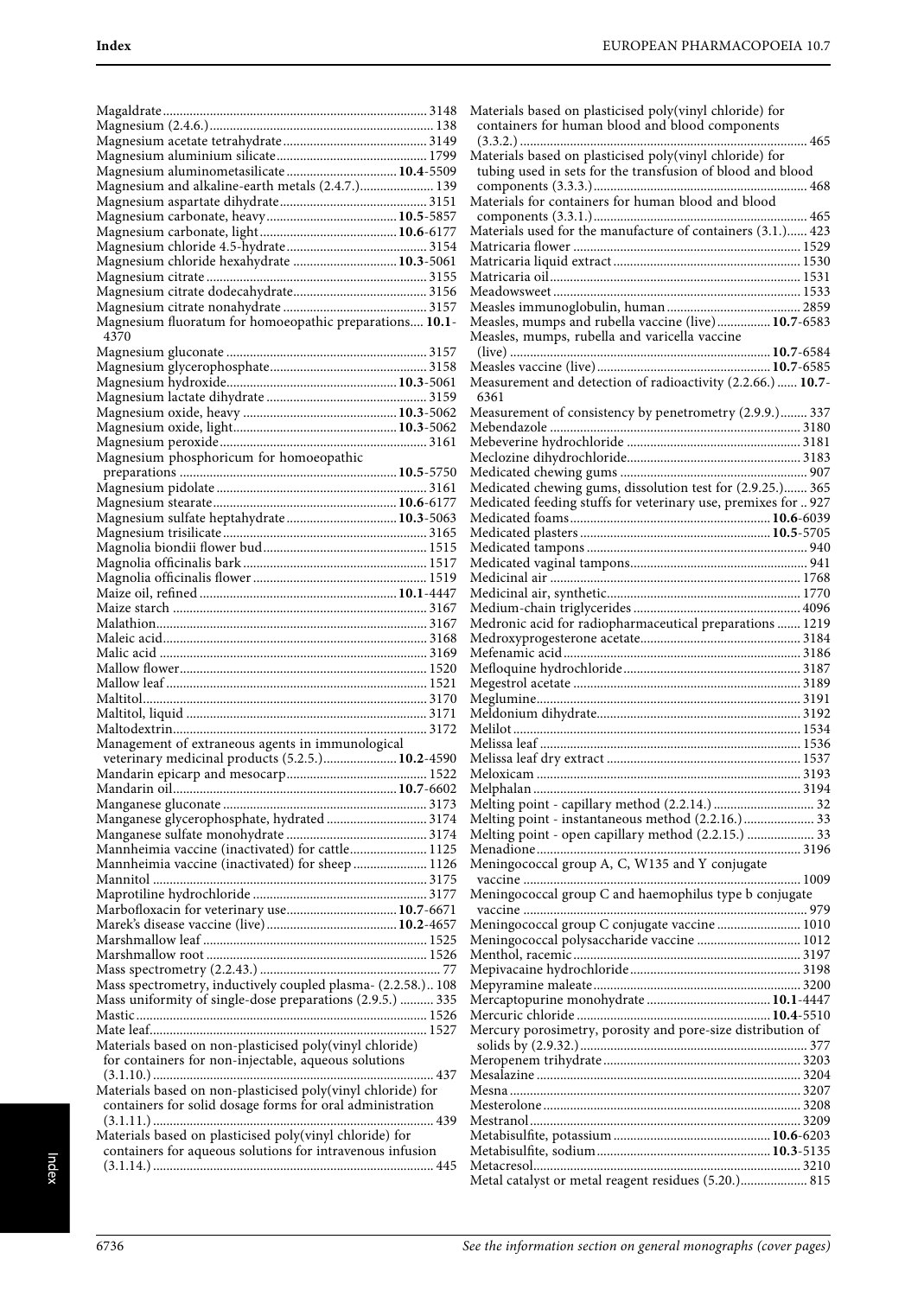Magaldrate 3148
Magnesium (2.4.6.) 138
Magnesium acetate tetrahydrate 3149
Magnesium aluminium silicate 1799
Magnesium aluminometasilicate **10.4**-5509
Magnesium and alkaline-earth metals (2.4.7.) 139
Magnesium aspartate dihydrate 3151
Magnesium carbonate, heavy **10.5**-5857
Magnesium carbonate, light **10.6**-6177
Magnesium chloride 4.5-hydrate 3154
Magnesium chloride hexahydrate **10.3**-5061
Magnesium citrate 3155
Magnesium citrate dodecahydrate 3156
Magnesium citrate nonahydrate 3157
Magnesium fluoratum for homoeopathic preparations **10.1**-4370
Magnesium gluconate 3157
Magnesium glycerophosphate 3158
Magnesium hydroxide **10.3**-5061
Magnesium lactate dihydrate 3159
Magnesium oxide, heavy **10.3**-5062
Magnesium oxide, light **10.3**-5062
Magnesium peroxide 3161
Magnesium phosphoricum for homoeopathic preparations **10.5**-5750
Magnesium pidolate 3161
Magnesium stearate **10.6**-6177
Magnesium sulfate heptahydrate **10.3**-5063
Magnesium trisilicate 3165
Magnolia biondii flower bud 1515
Magnolia officinalis bark 1517
Magnolia officinalis flower 1519
Maize oil, refined **10.1**-4447
Maize starch 3167
Malathion 3167
Maleic acid 3168
Malic acid 3169
Mallow flower 1520
Mallow leaf 1521
Maltitol 3170
Maltitol, liquid 3171
Maltodextrin 3172
Management of extraneous agents in immunological veterinary medicinal products (5.2.5.) **10.2**-4590
Mandarin epicarp and mesocarp 1522
Mandarin oil **10.7**-6602
Manganese gluconate 3173
Manganese glycerophosphate, hydrated 3174
Manganese sulfate monohydrate 3174
Mannheimia vaccine (inactivated) for cattle 1125
Mannheimia vaccine (inactivated) for sheep 1126
Mannitol 3175
Maprotiline hydrochloride 3177
Marbofloxacin for veterinary use **10.7**-6671
Marek's disease vaccine (live) **10.2**-4657
Marshmallow leaf 1525
Marshmallow root 1526
Mass spectrometry (2.2.43.) 77
Mass spectrometry, inductively coupled plasma- (2.2.58.) 108
Mass uniformity of single-dose preparations (2.9.5.) 335
Mastic 1526
Mate leaf 1527
Materials based on non-plasticised poly(vinyl chloride) for containers for non-injectable, aqueous solutions (3.1.10.) 437
Materials based on non-plasticised poly(vinyl chloride) for containers for solid dosage forms for oral administration (3.1.11.) 439
Materials based on plasticised poly(vinyl chloride) for containers for aqueous solutions for intravenous infusion (3.1.14.) 445
Materials based on plasticised poly(vinyl chloride) for containers for human blood and blood components (3.3.2.) 465
Materials based on plasticised poly(vinyl chloride) for tubing used in sets for the transfusion of blood and blood components (3.3.3.) 468
Materials for containers for human blood and blood components (3.3.1.) 465
Materials used for the manufacture of containers (3.1.) 423
Matricaria flower 1529
Matricaria liquid extract 1530
Matricaria oil 1531
Meadowsweet 1533
Measles immunoglobulin, human 2859
Measles, mumps and rubella vaccine (live) **10.7**-6583
Measles, mumps, rubella and varicella vaccine (live) **10.7**-6584
Measles vaccine (live) **10.7**-6585
Measurement and detection of radioactivity (2.2.66.) **10.7**-6361
Measurement of consistency by penetrometry (2.9.9.) 337
Mebendazole 3180
Mebeverine hydrochloride 3181
Meclozine dihydrochloride 3183
Medicated chewing gums 907
Medicated chewing gums, dissolution test for (2.9.25.) 365
Medicated feeding stuffs for veterinary use, premixes for 927
Medicated foams **10.6**-6039
Medicated plasters **10.5**-5705
Medicated tampons 940
Medicated vaginal tampons 941
Medicinal air 1768
Medicinal air, synthetic 1770
Medium-chain triglycerides 4096
Medronic acid for radiopharmaceutical preparations 1219
Medroxyprogesterone acetate 3184
Mefenamic acid 3186
Mefloquine hydrochloride 3187
Megestrol acetate 3189
Meglumine 3191
Meldonium dihydrate 3192
Melilot 1534
Melissa leaf 1536
Melissa leaf dry extract 1537
Meloxicam 3193
Melphalan 3194
Melting point - capillary method (2.2.14.) 32
Melting point - instantaneous method (2.2.16.) 33
Melting point - open capillary method (2.2.15.) 33
Menadione 3196
Meningococcal group A, C, W135 and Y conjugate vaccine 1009
Meningococcal group C and haemophilus type b conjugate vaccine 979
Meningococcal group C conjugate vaccine 1010
Meningococcal polysaccharide vaccine 1012
Menthol, racemic 3197
Mepivacaine hydrochloride 3198
Mepyramine maleate 3200
Mercaptopurine monohydrate **10.1**-4447
Mercuric chloride **10.4**-5510
Mercury porosimetry, porosity and pore-size distribution of solids by (2.9.32.) 377
Meropenem trihydrate 3203
Mesalazine 3204
Mesna 3207
Mesterolone 3208
Mestranol 3209
Metabisulfite, potassium **10.6**-6203
Metabisulfite, sodium **10.3**-5135
Metacresol 3210
Metal catalyst or metal reagent residues (5.20.) 815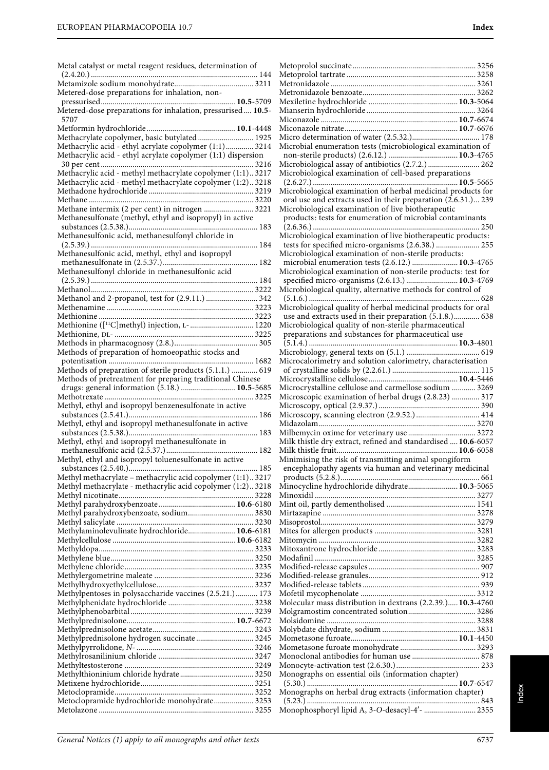Metal catalyst or metal reagent residues, determination of (2.4.20.) .... 144
Metamizole sodium monohydrate .... 3211
Metered-dose preparations for inhalation, non-pressurised .... **10.5**-5709
Metered-dose preparations for inhalation, pressurised .... **10.5**-5707
Metformin hydrochloride .... **10.1**-4448
Methacrylate copolymer, basic butylated .... 1925
Methacrylic acid - ethyl acrylate copolymer (1:1) .... 3214
Methacrylic acid - ethyl acrylate copolymer (1:1) dispersion 30 per cent .... 3216
Methacrylic acid - methyl methacrylate copolymer (1:1) .. 3217
Methacrylic acid - methyl methacrylate copolymer (1:2) .. 3218
Methadone hydrochloride .... 3219
Methane .... 3220
Methane intermix (2 per cent) in nitrogen .... 3221
Methanesulfonate (methyl, ethyl and isopropyl) in active substances (2.5.38.) .... 183
Methanesulfonic acid, methanesulfonyl chloride in (2.5.39.) .... 184
Methanesulfonic acid, methyl, ethyl and isopropyl methanesulfonate in (2.5.37.) .... 182
Methanesulfonyl chloride in methanesulfonic acid (2.5.39.) .... 184
Methanol .... 3222
Methanol and 2-propanol, test for (2.9.11.) .... 342
Methenamine .... 3223
Methionine .... 3223
Methionine ([$^{11}$C]methyl) injection, L- .... 1220
Methionine, DL- .... 3225
Methods in pharmacognosy (2.8.) .... 305
Methods of preparation of homoeopathic stocks and potentisation .... 1682
Methods of preparation of sterile products (5.1.1.) .... 619
Methods of pretreatment for preparing traditional Chinese drugs: general information (5.18.) .... **10.5**-5685
Methotrexate .... 3225
Methyl, ethyl and isopropyl benzenesulfonate in active substances (2.5.41.) .... 186
Methyl, ethyl and isopropyl methanesulfonate in active substances (2.5.38.) .... 183
Methyl, ethyl and isopropyl methanesulfonate in methanesulfonic acid (2.5.37.) .... 182
Methyl, ethyl and isopropyl toluenesulfonate in active substances (2.5.40.) .... 185
Methyl methacrylate – methacrylic acid copolymer (1:1) .. 3217
Methyl methacrylate - methacrylic acid copolymer (1:2) .. 3218
Methyl nicotinate .... 3228
Methyl parahydroxybenzoate .... **10.6**-6180
Methyl parahydroxybenzoate, sodium .... 3830
Methyl salicylate .... 3230
Methylaminolevulinate hydrochloride .... **10.6**-6181
Methylcellulose .... **10.6**-6182
Methyldopa .... 3233
Methylene blue .... 3250
Methylene chloride .... 3235
Methylergometrine maleate .... 3236
Methylhydroxyethylcellulose .... 3237
Methylpentoses in polysaccharide vaccines (2.5.21.) .... 173
Methylphenidate hydrochloride .... 3238
Methylphenobarbital .... 3239
Methylprednisolone .... **10.7**-6672
Methylprednisolone acetate .... 3243
Methylprednisolone hydrogen succinate .... 3245
Methylpyrrolidone, *N*- .... 3246
Methylrosanilinium chloride .... 3247
Methyltestosterone .... 3249
Methylthioninium chloride hydrate .... 3250
Metixene hydrochloride .... 3251
Metoclopramide .... 3252
Metoclopramide hydrochloride monohydrate .... 3253
Metolazone .... 3255
Metoprolol succinate .... 3256
Metoprolol tartrate .... 3258
Metronidazole .... 3261
Metronidazole benzoate .... 3262
Mexiletine hydrochloride .... **10.3**-5064
Mianserin hydrochloride .... 3264
Miconazole .... **10.7**-6674
Miconazole nitrate .... **10.7**-6676
Micro determination of water (2.5.32.) .... 178
Microbial enumeration tests (microbiological examination of non-sterile products) (2.6.12.) .... **10.3**-4765
Microbiological assay of antibiotics (2.7.2.) .... 262
Microbiological examination of cell-based preparations (2.6.27.) .... **10.5**-5665
Microbiological examination of herbal medicinal products for oral use and extracts used in their preparation (2.6.31.) .... 239
Microbiological examination of live biotherapeutic products: tests for enumeration of microbial contaminants (2.6.36.) .... 250
Microbiological examination of live biotherapeutic products: tests for specified micro-organisms (2.6.38.) .... 255
Microbiological examination of non-sterile products: microbial enumeration tests (2.6.12.) .... **10.3**-4765
Microbiological examination of non-sterile products: test for specified micro-organisms (2.6.13.) .... **10.3**-4769
Microbiological quality, alternative methods for control of (5.1.6.) .... 628
Microbiological quality of herbal medicinal products for oral use and extracts used in their preparation (5.1.8.) .... 638
Microbiological quality of non-sterile pharmaceutical preparations and substances for pharmaceutical use (5.1.4.) .... **10.3**-4801
Microbiology, general texts on (5.1.) .... 619
Microcalorimetry and solution calorimetry, characterisation of crystalline solids by (2.2.61.) .... 115
Microcrystalline cellulose .... **10.4**-5446
Microcrystalline cellulose and carmellose sodium .... 3269
Microscopic examination of herbal drugs (2.8.23) .... 317
Microscopy, optical (2.9.37.) .... 390
Microscopy, scanning electron (2.9.52.) .... 414
Midazolam .... 3270
Milbemycin oxime for veterinary use .... 3272
Milk thistle dry extract, refined and standardised .... **10.6**-6057
Milk thistle fruit .... **10.6**-6058
Minimising the risk of transmitting animal spongiform encephalopathy agents via human and veterinary medicinal products (5.2.8.) .... 661
Minocycline hydrochloride dihydrate .... **10.3**-5065
Minoxidil .... 3277
Mint oil, partly dementholised .... 1541
Mirtazapine .... 3278
Misoprostol .... 3279
Mites for allergen products .... 3281
Mitomycin .... 3282
Mitoxantrone hydrochloride .... 3283
Modafinil .... 3285
Modified-release capsules .... 907
Modified-release granules .... 912
Modified-release tablets .... 939
Mofetil mycophenolate .... 3312
Molecular mass distribution in dextrans (2.2.39.) .... **10.3**-4760
Molgramostim concentrated solution .... 3286
Molsidomine .... 3288
Molybdate dihydrate, sodium .... 3831
Mometasone furoate .... **10.1**-4450
Mometasone furoate monohydrate .... 3293
Monoclonal antibodies for human use .... 878
Monocyte-activation test (2.6.30.) .... 233
Monographs on essential oils (information chapter) (5.30.) .... **10.7**-6547
Monographs on herbal drug extracts (information chapter) (5.23.) .... 843
Monophosphoryl lipid A, 3-*O*-desacyl-4′- .... 2355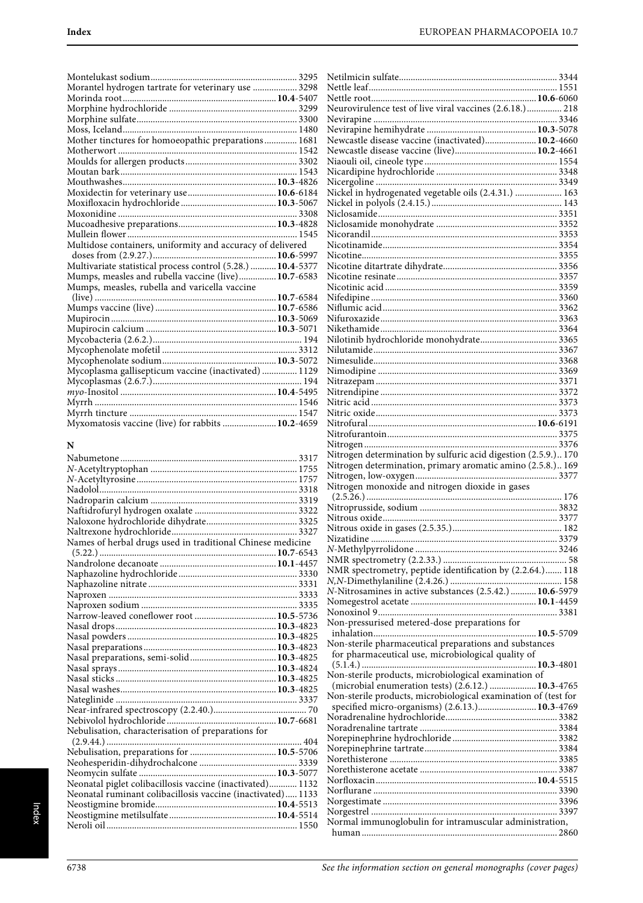Montelukast sodium............................................................. 3295
Morantel hydrogen tartrate for veterinary use .................. 3298
Morinda root.................................................................**10.4**-5407
Morphine hydrochloride ..................................................... 3299
Morphine sulfate.................................................................. 3300
Moss, Iceland....................................................................... 1480
Mother tinctures for homoeopathic preparations.............. 1681
Motherwort .......................................................................... 1542
Moulds for allergen products.............................................. 3302
Moutan bark......................................................................... 1543
Mouthwashes...................................................................**10.3**-4826
Moxidectin for veterinary use......................................**10.6**-6184
Moxifloxacin hydrochloride.........................................**10.3**-5067
Moxonidine .......................................................................... 3308
Mucoadhesive preparations..........................................**10.3**-4828
Mullein flower..................................................................... 1545
Multidose containers, uniformity and accuracy of delivered doses from (2.9.27.)....................................................**10.6**-5997
Multivariate statistical process control (5.28.) ...........**10.4**-5377
Mumps, measles and rubella vaccine (live)................**10.7**-6583
Mumps, measles, rubella and varicella vaccine (live) ........................................................................**10.7**-6584
Mumps vaccine (live)....................................................**10.7**-6586
Mupirocin......................................................................**10.3**-5069
Mupirocin calcium ........................................................**10.3**-5071
Mycobacteria (2.6.2.)............................................................ 194
Mycophenolate mofetil ....................................................... 3312
Mycophenolate sodium.................................................**10.3**-5072
Mycoplasma gallisepticum vaccine (inactivated) .............. 1129
Mycoplasmas (2.6.7.)............................................................ 194
*myo*-Inositol ..................................................................**10.4**-5495
Myrrh ................................................................................... 1546
Myrrh tincture ..................................................................... 1547
Myxomatosis vaccine (live) for rabbits .......................**10.2**-4659

**N**

Nabumetone......................................................................... 3317
*N*-Acetyltryptophan ........................................................... 1755
*N*-Acetyltyrosine................................................................. 1757
Nadolol................................................................................. 3318
Nadroparin calcium ............................................................ 3319
Naftidrofuryl hydrogen oxalate ......................................... 3322
Naloxone hydrochloride dihydrate..................................... 3325
Naltrexone hydrochloride................................................... 3327
Names of herbal drugs used in traditional Chinese medicine (5.22.) .......................................................................**10.7**-6543
Nandrolone decanoate ..................................................**10.1**-4457
Naphazoline hydrochloride................................................. 3330
Naphazoline nitrate ............................................................. 3331
Naproxen ............................................................................. 3333
Naproxen sodium ................................................................ 3335
Narrow-leaved coneflower root ..................................**10.5**-5736
Nasal drops....................................................................**10.3**-4823
Nasal powders...............................................................**10.3**-4825
Nasal preparations.........................................................**10.3**-4823
Nasal preparations, semi-solid.....................................**10.3**-4825
Nasal sprays...................................................................**10.3**-4824
Nasal sticks ...................................................................**10.3**-4825
Nasal washes..................................................................**10.3**-4825
Nateglinide .......................................................................... 3337
Near-infrared spectroscopy (2.2.40.)...................................... 70
Nebivolol hydrochloride ..............................................**10.7**-6681
Nebulisation, characterisation of preparations for (2.9.44.) ............................................................................... 404
Nebulisation, preparations for .....................................**10.5**-5706
Neohesperidin-dihydrochalcone ........................................ 3339
Neomycin sulfate ..........................................................**10.3**-5077
Neonatal piglet colibacillosis vaccine (inactivated)............ 1132
Neonatal ruminant colibacillosis vaccine (inactivated)..... 1133
Neostigmine bromide...................................................**10.4**-5513
Neostigmine metilsulfate.............................................**10.4**-5514
Neroli oil.............................................................................. 1550

Netilmicin sulfate................................................................. 3344
Nettle leaf............................................................................. 1551
Nettle root......................................................................**10.6**-6060
Neurovirulence test of live viral vaccines (2.6.18.)............... 218
Nevirapine ........................................................................... 3346
Nevirapine hemihydrate ..............................................**10.3**-5078
Newcastle disease vaccine (inactivated)......................**10.2**-4660
Newcastle disease vaccine (live)..................................**10.2**-4661
Niaouli oil, cineole type....................................................... 1554
Nicardipine hydrochloride .................................................. 3348
Nicergoline .......................................................................... 3349
Nickel in hydrogenated vegetable oils (2.4.31.) .................... 163
Nickel in polyols (2.4.15.)..................................................... 143
Niclosamide.......................................................................... 3351
Niclosamide monohydrate ................................................. 3352
Nicorandil............................................................................. 3353
Nicotinamide........................................................................ 3354
Nicotine................................................................................ 3355
Nicotine ditartrate dihydrate............................................... 3356
Nicotine resinate.................................................................. 3357
Nicotinic acid ....................................................................... 3359
Nifedipine ............................................................................ 3360
Niflumic acid........................................................................ 3362
Nifuroxazide......................................................................... 3363
Nikethamide......................................................................... 3364
Nilotinib hydrochloride monohydrate................................ 3365
Nilutamide............................................................................ 3367
Nimesulide............................................................................ 3368
Nimodipine .......................................................................... 3369
Nitrazepam ........................................................................... 3371
Nitrendipine ......................................................................... 3372
Nitric acid ............................................................................. 3373
Nitric oxide........................................................................... 3373
Nitrofural.......................................................................**10.6**-6191
Nitrofurantoin....................................................................... 3375
Nitrogen................................................................................ 3376
Nitrogen determination by sulfuric acid digestion (2.5.9.).. 170
Nitrogen determination, primary aromatic amino (2.5.8.).. 169
Nitrogen, low-oxygen........................................................... 3377
Nitrogen monoxide and nitrogen dioxide in gases (2.5.26.) ................................................................................ 176
Nitroprusside, sodium ........................................................ 3832
Nitrous oxide........................................................................ 3377
Nitrous oxide in gases (2.5.35.)............................................ 182
Nizatidine ............................................................................. 3379
*N*-Methylpyrrolidone .......................................................... 3246
NMR spectrometry (2.2.33.) ................................................... 58
NMR spectrometry, peptide identification by (2.2.64.)....... 118
*N,N*-Dimethylaniline (2.4.26.) ............................................. 158
*N*-Nitrosamines in active substances (2.5.42.) ...........**10.6**-5979
Nomegestrol acetate .....................................................**10.1**-4459
Nonoxinol 9.......................................................................... 3381
Non-pressurised metered-dose preparations for inhalation.....................................................................**10.5**-5709
Non-sterile pharmaceutical preparations and substances for pharmaceutical use, microbiological quality of (5.1.4.) ..........................................................................**10.3**-4801
Non-sterile products, microbiological examination of (microbial enumeration tests) (2.6.12.) ....................**10.3**-4765
Non-sterile products, microbiological examination of (test for specified micro-organisms) (2.6.13.).........................**10.3**-4769
Noradrenaline hydrochloride.............................................. 3382
Noradrenaline tartrate ........................................................ 3384
Norepinephrine hydrochloride ........................................... 3382
Norepinephrine tartrate....................................................... 3384
Norethisterone ..................................................................... 3385
Norethisterone acetate ......................................................... 3387
Norfloxacin...................................................................**10.4**-5515
Norflurane ............................................................................ 3390
Norgestimate ........................................................................ 3396
Norgestrel ............................................................................. 3397
Normal immunoglobulin for intramuscular administration, human.................................................................................. 2860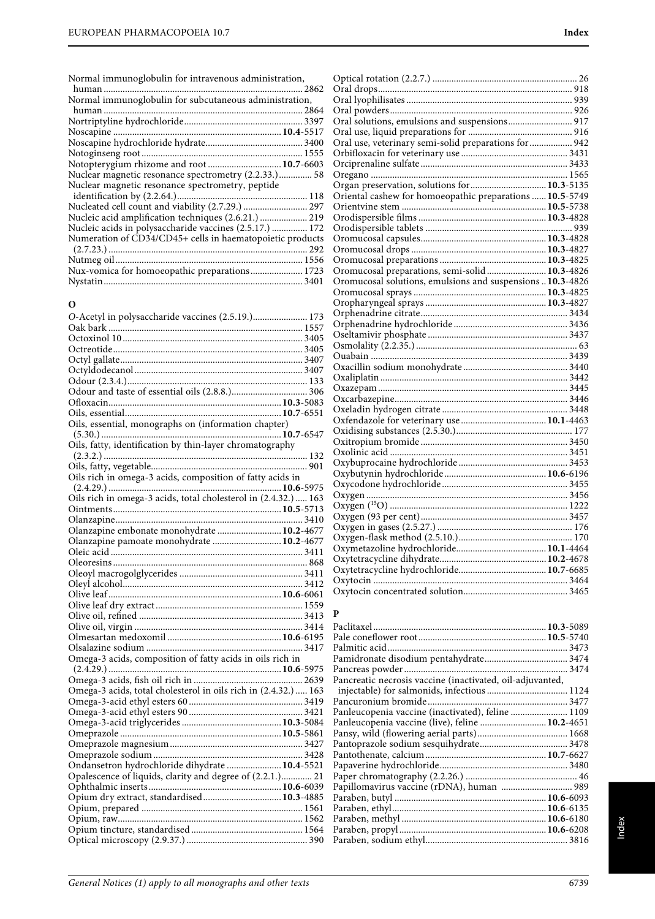Normal immunoglobulin for intravenous administration, human ... 2862
Normal immunoglobulin for subcutaneous administration, human ... 2864
Nortriptyline hydrochloride ... 3397
Noscapine ... **10.4**-5517
Noscapine hydrochloride hydrate ... 3400
Notoginseng root ... 1555
Notopterygium rhizome and root ... **10.7**-6603
Nuclear magnetic resonance spectrometry (2.2.33.) ... 58
Nuclear magnetic resonance spectrometry, peptide identification by (2.2.64.) ... 118
Nucleated cell count and viability (2.7.29.) ... 297
Nucleic acid amplification techniques (2.6.21.) ... 219
Nucleic acids in polysaccharide vaccines (2.5.17.) ... 172
Numeration of CD34/CD45+ cells in haematopoietic products (2.7.23.) ... 292
Nutmeg oil ... 1556
Nux-vomica for homoeopathic preparations ... 1723
Nystatin ... 3401

## O

*O*-Acetyl in polysaccharide vaccines (2.5.19.) ... 173
Oak bark ... 1557
Octoxinol 10 ... 3405
Octreotide ... 3405
Octyl gallate ... 3407
Octyldodecanol ... 3407
Odour (2.3.4.) ... 133
Odour and taste of essential oils (2.8.8.) ... 306
Ofloxacin ... **10.3**-5083
Oils, essential ... **10.7**-6551
Oils, essential, monographs on (information chapter) (5.30.) ... **10.7**-6547
Oils, fatty, identification by thin-layer chromatography (2.3.2.) ... 132
Oils, fatty, vegetable ... 901
Oils rich in omega-3 acids, composition of fatty acids in (2.4.29.) ... **10.6**-5975
Oils rich in omega-3 acids, total cholesterol in (2.4.32.) ... 163
Ointments ... **10.5**-5713
Olanzapine ... 3410
Olanzapine embonate monohydrate ... **10.2**-4677
Olanzapine pamoate monohydrate ... **10.2**-4677
Oleic acid ... 3411
Oleoresins ... 868
Oleoyl macrogolglycerides ... 3411
Oleyl alcohol ... 3412
Olive leaf ... **10.6**-6061
Olive leaf dry extract ... 1559
Olive oil, refined ... 3413
Olive oil, virgin ... 3414
Olmesartan medoxomil ... **10.6**-6195
Olsalazine sodium ... 3417
Omega-3 acids, composition of fatty acids in oils rich in (2.4.29.) ... **10.6**-5975
Omega-3 acids, fish oil rich in ... 2639
Omega-3 acids, total cholesterol in oils rich in (2.4.32.) ... 163
Omega-3-acid ethyl esters 60 ... 3419
Omega-3-acid ethyl esters 90 ... 3421
Omega-3-acid triglycerides ... **10.3**-5084
Omeprazole ... **10.5**-5861
Omeprazole magnesium ... 3427
Omeprazole sodium ... 3428
Ondansetron hydrochloride dihydrate ... **10.4**-5521
Opalescence of liquids, clarity and degree of (2.2.1.) ... 21
Ophthalmic inserts ... **10.6**-6039
Opium dry extract, standardised ... **10.3**-4885
Opium, prepared ... 1561
Opium, raw ... 1562
Opium tincture, standardised ... 1564
Optical microscopy (2.9.37.) ... 390
Optical rotation (2.2.7.) ... 26
Oral drops ... 918
Oral lyophilisates ... 939
Oral powders ... 926
Oral solutions, emulsions and suspensions ... 917
Oral use, liquid preparations for ... 916
Oral use, veterinary semi-solid preparations for ... 942
Orbifloxacin for veterinary use ... 3431
Orciprenaline sulfate ... 3433
Oregano ... 1565
Organ preservation, solutions for ... **10.3**-5135
Oriental cashew for homoeopathic preparations ... **10.5**-5749
Orientvine stem ... **10.5**-5738
Orodispersible films ... **10.3**-4828
Orodispersible tablets ... 939
Oromucosal capsules ... **10.3**-4828
Oromucosal drops ... **10.3**-4827
Oromucosal preparations ... **10.3**-4825
Oromucosal preparations, semi-solid ... **10.3**-4826
Oromucosal solutions, emulsions and suspensions ... **10.3**-4826
Oromucosal sprays ... **10.3**-4825
Oropharyngeal sprays ... **10.3**-4827
Orphenadrine citrate ... 3434
Orphenadrine hydrochloride ... 3436
Oseltamivir phosphate ... 3437
Osmolality (2.2.35.) ... 63
Ouabain ... 3439
Oxacillin sodium monohydrate ... 3440
Oxaliplatin ... 3442
Oxazepam ... 3445
Oxcarbazepine ... 3446
Oxeladin hydrogen citrate ... 3448
Oxfendazole for veterinary use ... **10.1**-4463
Oxidising substances (2.5.30.) ... 177
Oxitropium bromide ... 3450
Oxolinic acid ... 3451
Oxybuprocaine hydrochloride ... 3453
Oxybutynin hydrochloride ... **10.6**-6196
Oxycodone hydrochloride ... 3455
Oxygen ... 3456
Oxygen ($^{15}O$) ... 1222
Oxygen (93 per cent) ... 3457
Oxygen in gases (2.5.27.) ... 176
Oxygen-flask method (2.5.10.) ... 170
Oxymetazoline hydrochloride ... **10.1**-4464
Oxytetracycline dihydrate ... **10.2**-4678
Oxytetracycline hydrochloride ... **10.7**-6685
Oxytocin ... 3464
Oxytocin concentrated solution ... 3465

## P

Paclitaxel ... **10.3**-5089
Pale coneflower root ... **10.5**-5740
Palmitic acid ... 3473
Pamidronate disodium pentahydrate ... 3474
Pancreas powder ... 3474
Pancreatic necrosis vaccine (inactivated, oil-adjuvanted, injectable) for salmonids, infectious ... 1124
Pancuronium bromide ... 3477
Panleucopenia vaccine (inactivated), feline ... 1109
Panleucopenia vaccine (live), feline ... **10.2**-4651
Pansy, wild (flowering aerial parts) ... 1668
Pantoprazole sodium sesquihydrate ... 3478
Pantothenate, calcium ... **10.7**-6627
Papaverine hydrochloride ... 3480
Paper chromatography (2.2.26.) ... 46
Papillomavirus vaccine (rDNA), human ... 989
Paraben, butyl ... **10.6**-6093
Paraben, ethyl ... **10.6**-6135
Paraben, methyl ... **10.6**-6180
Paraben, propyl ... **10.6**-6208
Paraben, sodium ethyl ... 3816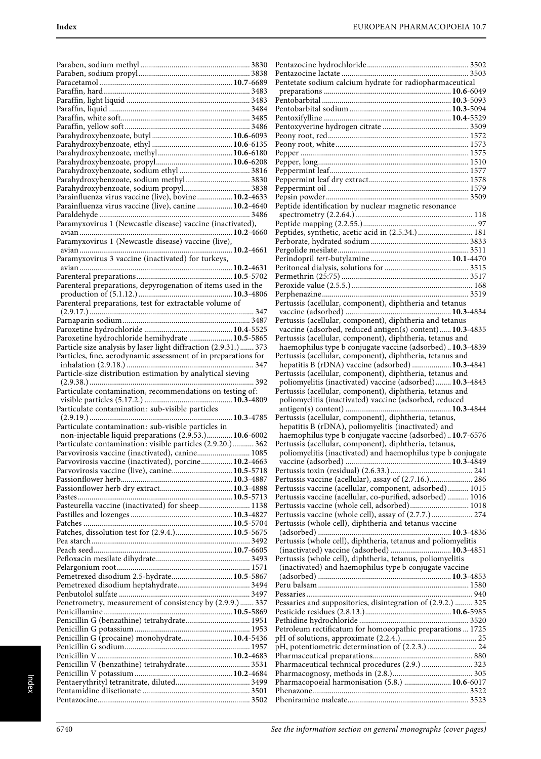Paraben, sodium methyl ... 3830
Paraben, sodium propyl ... 3838
Paracetamol ... **10.7**-6689
Paraffin, hard ... 3483
Paraffin, light liquid ... 3483
Paraffin, liquid ... 3484
Paraffin, white soft ... 3485
Paraffin, yellow soft ... 3486
Parahydroxybenzoate, butyl ... **10.6**-6093
Parahydroxybenzoate, ethyl ... **10.6**-6135
Parahydroxybenzoate, methyl ... **10.6**-6180
Parahydroxybenzoate, propyl ... **10.6**-6208
Parahydroxybenzoate, sodium ethyl ... 3816
Parahydroxybenzoate, sodium methyl ... 3830
Parahydroxybenzoate, sodium propyl ... 3838
Parainfluenza virus vaccine (live), bovine ... **10.2**-4633
Parainfluenza virus vaccine (live), canine ... **10.2**-4640
Paraldehyde ... 3486
Paramyxovirus 1 (Newcastle disease) vaccine (inactivated), avian ... **10.2**-4660
Paramyxovirus 1 (Newcastle disease) vaccine (live), avian ... **10.2**-4661
Paramyxovirus 3 vaccine (inactivated) for turkeys, avian ... **10.2**-4631
Parenteral preparations ... **10.5**-5702
Parenteral preparations, depyrogenation of items used in the production of (5.1.12.) ... **10.3**-4806
Parenteral preparations, test for extractable volume of (2.9.17.) ... 347
Parnaparin sodium ... 3487
Paroxetine hydrochloride ... **10.4**-5525
Paroxetine hydrochloride hemihydrate ... **10.5**-5865
Particle size analysis by laser light diffraction (2.9.31.) ... 373
Particles, fine, aerodynamic assessment of in preparations for inhalation (2.9.18.) ... 347
Particle-size distribution estimation by analytical sieving (2.9.38.) ... 392
Particulate contamination, recommendations on testing of: visible particles (5.17.2.) ... **10.3**-4809
Particulate contamination: sub-visible particles (2.9.19.) ... **10.3**-4785
Particulate contamination: sub-visible particles in non-injectable liquid preparations (2.9.53.) ... **10.6**-6002
Particulate contamination: visible particles (2.9.20.) ... 362
Parvovirosis vaccine (inactivated), canine ... 1085
Parvovirosis vaccine (inactivated), porcine ... **10.2**-4663
Parvovirosis vaccine (live), canine ... **10.5**-5718
Passionflower herb ... **10.3**-4887
Passionflower herb dry extract ... **10.3**-4888
Pastes ... **10.5**-5713
Pasteurella vaccine (inactivated) for sheep ... 1138
Pastilles and lozenges ... **10.3**-4827
Patches ... **10.5**-5704
Patches, dissolution test for (2.9.4.) ... **10.5**-5675
Pea starch ... 3492
Peach seed ... **10.7**-6605
Pefloxacin mesilate dihydrate ... 3493
Pelargonium root ... 1571
Pemetrexed disodium 2.5-hydrate ... **10.5**-5867
Pemetrexed disodium heptahydrate ... 3494
Penbutolol sulfate ... 3497
Penetrometry, measurement of consistency by (2.9.9.) ... 337
Penicillamine ... **10.5**-5869
Penicillin G (benzathine) tetrahydrate ... 1951
Penicillin G potassium ... 1953
Penicillin G (procaine) monohydrate ... **10.4**-5436
Penicillin G sodium ... 1957
Penicillin V ... **10.2**-4683
Penicillin V (benzathine) tetrahydrate ... 3531
Penicillin V potassium ... **10.2**-4684
Pentaerythrityl tetranitrate, diluted ... 3499
Pentamidine diisetionate ... 3501
Pentazocine ... 3502
Pentazocine hydrochloride ... 3502
Pentazocine lactate ... 3503
Pentetate sodium calcium hydrate for radiopharmaceutical preparations ... **10.6**-6049
Pentobarbital ... **10.3**-5093
Pentobarbital sodium ... **10.3**-5094
Pentoxifylline ... **10.4**-5529
Pentoxyverine hydrogen citrate ... 3509
Peony root, red ... 1572
Peony root, white ... 1573
Pepper ... 1575
Pepper, long ... 1510
Peppermint leaf ... 1577
Peppermint leaf dry extract ... 1578
Peppermint oil ... 1579
Pepsin powder ... 3509
Peptide identification by nuclear magnetic resonance spectrometry (2.2.64.) ... 118
Peptide mapping (2.2.55.) ... 97
Peptides, synthetic, acetic acid in (2.5.34.) ... 181
Perborate, hydrated sodium ... 3833
Pergolide mesilate ... 3511
Perindopril *tert*-butylamine ... **10.1**-4470
Peritoneal dialysis, solutions for ... 3515
Permethrin (25:75) ... 3517
Peroxide value (2.5.5.) ... 168
Perphenazine ... 3519
Pertussis (acellular, component), diphtheria and tetanus vaccine (adsorbed) ... **10.3**-4834
Pertussis (acellular, component), diphtheria and tetanus vaccine (adsorbed, reduced antigen(s) content) ... **10.3**-4835
Pertussis (acellular, component), diphtheria, tetanus and haemophilus type b conjugate vaccine (adsorbed) ... **10.3**-4839
Pertussis (acellular, component), diphtheria, tetanus and hepatitis B (rDNA) vaccine (adsorbed) ... **10.3**-4841
Pertussis (acellular, component), diphtheria, tetanus and poliomyelitis (inactivated) vaccine (adsorbed) ... **10.3**-4843
Pertussis (acellular, component), diphtheria, tetanus and poliomyelitis (inactivated) vaccine (adsorbed, reduced antigen(s) content) ... **10.3**-4844
Pertussis (acellular, component), diphtheria, tetanus, hepatitis B (rDNA), poliomyelitis (inactivated) and haemophilus type b conjugate vaccine (adsorbed) ... **10.7**-6576
Pertussis (acellular, component), diphtheria, tetanus, poliomyelitis (inactivated) and haemophilus type b conjugate vaccine (adsorbed) ... **10.3**-4849
Pertussis toxin (residual) (2.6.33.) ... 241
Pertussis vaccine (acellular), assay of (2.7.16.) ... 286
Pertussis vaccine (acellular, component, adsorbed) ... 1015
Pertussis vaccine (acellular, co-purified, adsorbed) ... 1016
Pertussis vaccine (whole cell, adsorbed) ... 1018
Pertussis vaccine (whole cell), assay of (2.7.7.) ... 274
Pertussis (whole cell), diphtheria and tetanus vaccine (adsorbed) ... **10.3**-4836
Pertussis (whole cell), diphtheria, tetanus and poliomyelitis (inactivated) vaccine (adsorbed) ... **10.3**-4851
Pertussis (whole cell), diphtheria, tetanus, poliomyelitis (inactivated) and haemophilus type b conjugate vaccine (adsorbed) ... **10.3**-4853
Peru balsam ... 1580
Pessaries ... 940
Pessaries and suppositories, disintegration of (2.9.2.) ... 325
Pesticide residues (2.8.13.) ... **10.6**-5985
Pethidine hydrochloride ... 3520
Petroleum rectificatum for homoeopathic preparations ... 1725
pH of solutions, approximate (2.2.4.) ... 25
pH, potentiometric determination of (2.2.3.) ... 24
Pharmaceutical preparations ... 880
Pharmaceutical technical procedures (2.9.) ... 323
Pharmacognosy, methods in (2.8.) ... 305
Pharmacopoeial harmonisation (5.8.) ... **10.6**-6017
Phenazone ... 3522
Pheniramine maleate ... 3523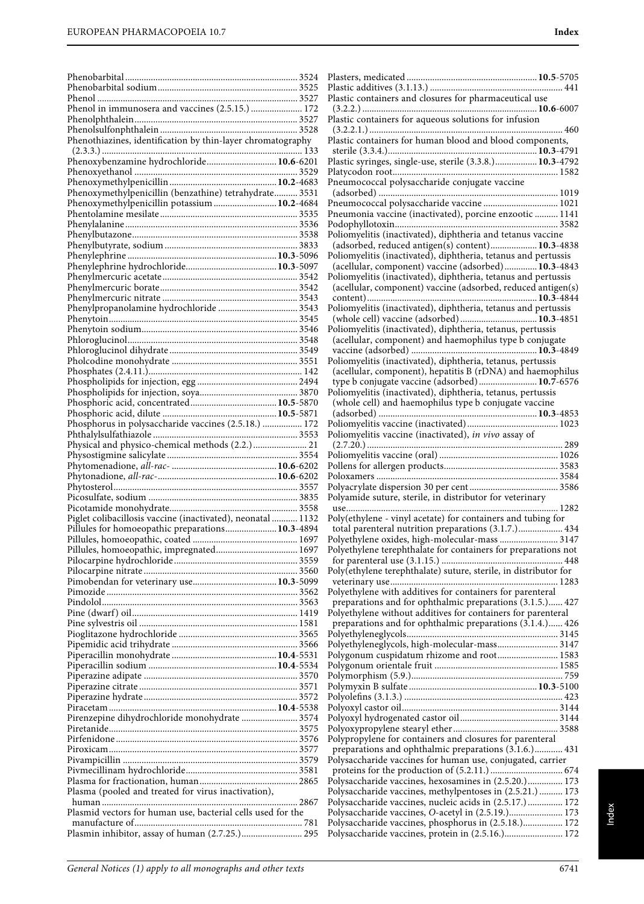Phenobarbital ........ 3524
Phenobarbital sodium ........ 3525
Phenol ........ 3527
Phenol in immunosera and vaccines (2.5.15.) ........ 172
Phenolphthalein ........ 3527
Phenolsulfonphthalein ........ 3528
Phenothiazines, identification by thin-layer chromatography (2.3.3.) ........ 133
Phenoxybenzamine hydrochloride ........ **10.6**-6201
Phenoxyethanol ........ 3529
Phenoxymethylpenicillin ........ **10.2**-4683
Phenoxymethylpenicillin (benzathine) tetrahydrate ........ 3531
Phenoxymethylpenicillin potassium ........ **10.2**-4684
Phentolamine mesilate ........ 3535
Phenylalanine ........ 3536
Phenylbutazone ........ 3538
Phenylbutyrate, sodium ........ 3833
Phenylephrine ........ **10.3**-5096
Phenylephrine hydrochloride ........ **10.3**-5097
Phenylmercuric acetate ........ 3542
Phenylmercuric borate ........ 3542
Phenylmercuric nitrate ........ 3543
Phenylpropanolamine hydrochloride ........ 3543
Phenytoin ........ 3545
Phenytoin sodium ........ 3546
Phloroglucinol ........ 3548
Phloroglucinol dihydrate ........ 3549
Pholcodine monohydrate ........ 3551
Phosphates (2.4.11.) ........ 142
Phospholipids for injection, egg ........ 2494
Phospholipids for injection, soya ........ 3870
Phosphoric acid, concentrated ........ **10.5**-5870
Phosphoric acid, dilute ........ **10.5**-5871
Phosphorus in polysaccharide vaccines (2.5.18.) ........ 172
Phthalylsulfathiazole ........ 3553
Physical and physico-chemical methods (2.2.) ........ 21
Physostigmine salicylate ........ 3554
Phytomenadione, *all-rac-* ........ **10.6**-6202
Phytonadione, *all-rac-* ........ **10.6**-6202
Phytosterol ........ 3557
Picosulfate, sodium ........ 3835
Picotamide monohydrate ........ 3558
Piglet colibacillosis vaccine (inactivated), neonatal ........ 1132
Pillules for homoeopathic preparations ........ **10.3**-4894
Pillules, homoeopathic, coated ........ 1697
Pillules, homoeopathic, impregnated ........ 1697
Pilocarpine hydrochloride ........ 3559
Pilocarpine nitrate ........ 3560
Pimobendan for veterinary use ........ **10.3**-5099
Pimozide ........ 3562
Pindolol ........ 3563
Pine (dwarf) oil ........ 1419
Pine sylvestris oil ........ 1581
Pioglitazone hydrochloride ........ 3565
Pipemidic acid trihydrate ........ 3566
Piperacillin monohydrate ........ **10.4**-5531
Piperacillin sodium ........ **10.4**-5534
Piperazine adipate ........ 3570
Piperazine citrate ........ 3571
Piperazine hydrate ........ 3572
Piracetam ........ **10.4**-5538
Pirenzepine dihydrochloride monohydrate ........ 3574
Piretanide ........ 3575
Pirfenidone ........ 3576
Piroxicam ........ 3577
Pivampicillin ........ 3579
Pivmecillinam hydrochloride ........ 3581
Plasma for fractionation, human ........ 2865
Plasma (pooled and treated for virus inactivation), human ........ 2867
Plasmid vectors for human use, bacterial cells used for the manufacture of ........ 781
Plasmin inhibitor, assay of human (2.7.25.) ........ 295
Plasters, medicated ........ **10.5**-5705
Plastic additives (3.1.13.) ........ 441
Plastic containers and closures for pharmaceutical use (3.2.2.) ........ **10.6**-6007
Plastic containers for aqueous solutions for infusion (3.2.2.1.) ........ 460
Plastic containers for human blood and blood components, sterile (3.3.4.) ........ **10.3**-4791
Plastic syringes, single-use, sterile (3.3.8.) ........ **10.3**-4792
Platycodon root ........ 1582
Pneumococcal polysaccharide conjugate vaccine (adsorbed) ........ 1019
Pneumococcal polysaccharide vaccine ........ 1021
Pneumonia vaccine (inactivated), porcine enzootic ........ 1141
Podophyllotoxin ........ 3582
Poliomyelitis (inactivated), diphtheria and tetanus vaccine (adsorbed, reduced antigen(s) content) ........ **10.3**-4838
Poliomyelitis (inactivated), diphtheria, tetanus and pertussis (acellular, component) vaccine (adsorbed) ........ **10.3**-4843
Poliomyelitis (inactivated), diphtheria, tetanus and pertussis (acellular, component) vaccine (adsorbed, reduced antigen(s) content) ........ **10.3**-4844
Poliomyelitis (inactivated), diphtheria, tetanus and pertussis (whole cell) vaccine (adsorbed) ........ **10.3**-4851
Poliomyelitis (inactivated), diphtheria, tetanus, pertussis (acellular, component) and haemophilus type b conjugate vaccine (adsorbed) ........ **10.3**-4849
Poliomyelitis (inactivated), diphtheria, tetanus, pertussis (acellular, component), hepatitis B (rDNA) and haemophilus type b conjugate vaccine (adsorbed) ........ **10.7**-6576
Poliomyelitis (inactivated), diphtheria, tetanus, pertussis (whole cell) and haemophilus type b conjugate vaccine (adsorbed) ........ **10.3**-4853
Poliomyelitis vaccine (inactivated) ........ 1023
Poliomyelitis vaccine (inactivated), *in vivo* assay of (2.7.20.) ........ 289
Poliomyelitis vaccine (oral) ........ 1026
Pollens for allergen products ........ 3583
Poloxamers ........ 3584
Polyacrylate dispersion 30 per cent ........ 3586
Polyamide suture, sterile, in distributor for veterinary use ........ 1282
Poly(ethylene - vinyl acetate) for containers and tubing for total parenteral nutrition preparations (3.1.7.) ........ 434
Polyethylene oxides, high-molecular-mass ........ 3147
Polyethylene terephthalate for containers for preparations not for parenteral use (3.1.15.) ........ 448
Poly(ethylene terephthalate) suture, sterile, in distributor for veterinary use ........ 1283
Polyethylene with additives for containers for parenteral preparations and for ophthalmic preparations (3.1.5.) ........ 427
Polyethylene without additives for containers for parenteral preparations and for ophthalmic preparations (3.1.4.) ........ 426
Polyethyleneglycols ........ 3145
Polyethyleneglycols, high-molecular-mass ........ 3147
Polygonum cuspidatum rhizome and root ........ 1583
Polygonum orientale fruit ........ 1585
Polymorphism (5.9.) ........ 759
Polymyxin B sulfate ........ **10.3**-5100
Polyolefins (3.1.3.) ........ 423
Polyoxyl castor oil ........ 3144
Polyoxyl hydrogenated castor oil ........ 3144
Polyoxypropylene stearyl ether ........ 3588
Polypropylene for containers and closures for parenteral preparations and ophthalmic preparations (3.1.6.) ........ 431
Polysaccharide vaccines for human use, conjugated, carrier proteins for the production of (5.2.11.) ........ 674
Polysaccharide vaccines, hexosamines in (2.5.20.) ........ 173
Polysaccharide vaccines, methylpentoses in (2.5.21.) ........ 173
Polysaccharide vaccines, nucleic acids in (2.5.17.) ........ 172
Polysaccharide vaccines, *O*-acetyl in (2.5.19.) ........ 173
Polysaccharide vaccines, phosphorus in (2.5.18.) ........ 172
Polysaccharide vaccines, protein in (2.5.16.) ........ 172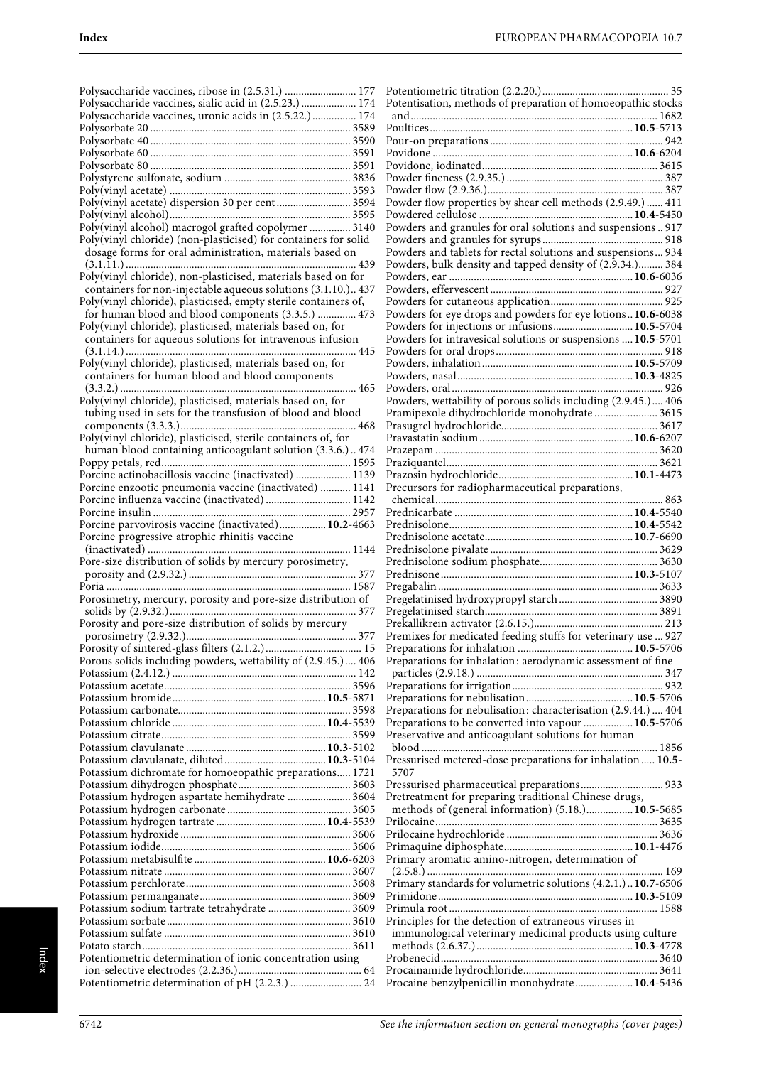Polysaccharide vaccines, ribose in (2.5.31.) ......................... 177
Polysaccharide vaccines, sialic acid in (2.5.23.) .................... 174
Polysaccharide vaccines, uronic acids in (2.5.22.) ................ 174
Polysorbate 20 ........................................................................ 3589
Polysorbate 40 ........................................................................ 3590
Polysorbate 60 ........................................................................ 3591
Polysorbate 80 ........................................................................ 3591
Polystyrene sulfonate, sodium ............................................. 3836
Poly(vinyl acetate) ................................................................. 3593
Poly(vinyl acetate) dispersion 30 per cent ........................... 3594
Poly(vinyl alcohol) ................................................................. 3595
Poly(vinyl alcohol) macrogol grafted copolymer ............... 3140
Poly(vinyl chloride) (non-plasticised) for containers for solid dosage forms for oral administration, materials based on (3.1.11.) ................................................................................... 439
Poly(vinyl chloride), non-plasticised, materials based on for containers for non-injectable aqueous solutions (3.1.10.) .. 437
Poly(vinyl chloride), plasticised, empty sterile containers of, for human blood and blood components (3.3.5.) .............. 473
Poly(vinyl chloride), plasticised, materials based on, for containers for aqueous solutions for intravenous infusion (3.1.14.) ................................................................................... 445
Poly(vinyl chloride), plasticised, materials based on, for containers for human blood and blood components (3.3.2.) ..................................................................................... 465
Poly(vinyl chloride), plasticised, materials based on, for tubing used in sets for the transfusion of blood and blood components (3.3.3.) ............................................................... 468
Poly(vinyl chloride), plasticised, sterile containers of, for human blood containing anticoagulant solution (3.3.6.) .. 474
Poppy petals, red .................................................................... 1595
Porcine actinobacillosis vaccine (inactivated) .................... 1139
Porcine enzootic pneumonia vaccine (inactivated) ........... 1141
Porcine influenza vaccine (inactivated) .............................. 1142
Porcine insulin ........................................................................ 2957
Porcine parvovirosis vaccine (inactivated) ................. **10.2**-4663
Porcine progressive atrophic rhinitis vaccine (inactivated) ......................................................................... 1144
Pore-size distribution of solids by mercury porosimetry, porosity and (2.9.32.) ............................................................ 377
Poria ....................................................................................... 1587
Porosimetry, mercury, porosity and pore-size distribution of solids by (2.9.32.) ................................................................... 377
Porosity and pore-size distribution of solids by mercury porosimetry (2.9.32.) ............................................................. 377
Porosity of sintered-glass filters (2.1.2.) .................................. 15
Porous solids including powders, wettability of (2.9.45.) .... 406
Potassium (2.4.12.) .................................................................. 142
Potassium acetate ................................................................... 3596
Potassium bromide ....................................................... **10.5**-5871
Potassium carbonate .............................................................. 3598
Potassium chloride ........................................................ **10.4**-5539
Potassium citrate .................................................................... 3599
Potassium clavulanate .................................................. **10.3**-5102
Potassium clavulanate, diluted .................................... **10.3**-5104
Potassium dichromate for homoeopathic preparations ..... 1721
Potassium dihydrogen phosphate ......................................... 3603
Potassium hydrogen aspartate hemihydrate ...................... 3604
Potassium hydrogen carbonate ............................................ 3605
Potassium hydrogen tartrate ....................................... **10.4**-5539
Potassium hydroxide ............................................................. 3606
Potassium iodide .................................................................... 3606
Potassium metabisulfite ............................................... **10.6**-6203
Potassium nitrate ................................................................... 3607
Potassium perchlorate ........................................................... 3608
Potassium permanganate ...................................................... 3609
Potassium sodium tartrate tetrahydrate ............................. 3609
Potassium sorbate .................................................................. 3610
Potassium sulfate ................................................................... 3610
Potato starch ........................................................................... 3611
Potentiometric determination of ionic concentration using ion-selective electrodes (2.2.36.) ............................................ 64
Potentiometric determination of pH (2.2.3.) ......................... 24
Potentiometric titration (2.2.20.) ............................................. 35
Potentisation, methods of preparation of homoeopathic stocks and ........................................................................................ 1682
Poultices ........................................................................ **10.5**-5713
Pour-on preparations .............................................................. 942
Povidone ....................................................................... **10.6**-6204
Povidone, iodinated ............................................................... 3615
Powder fineness (2.9.35.) ........................................................ 387
Powder flow (2.9.36.) ............................................................... 387
Powder flow properties by shear cell methods (2.9.49.) ...... 411
Powdered cellulose ....................................................... **10.4**-5450
Powders and granules for oral solutions and suspensions .. 917
Powders and granules for syrups ........................................... 918
Powders and tablets for rectal solutions and suspensions ... 934
Powders, bulk density and tapped density of (2.9.34.) ......... 384
Powders, ear ................................................................. **10.6**-6036
Powders, effervescent .............................................................. 927
Powders for cutaneous application ........................................ 925
Powders for eye drops and powders for eye lotions .. **10.6**-6038
Powders for injections or infusions ............................ **10.5**-5704
Powders for intravesical solutions or suspensions .... **10.5**-5701
Powders for oral drops ............................................................ 918
Powders, inhalation ...................................................... **10.5**-5709
Powders, nasal ............................................................... **10.3**-4825
Powders, oral ........................................................................... 926
Powders, wettability of porous solids including (2.9.45.) .... 406
Pramipexole dihydrochloride monohydrate ....................... 3615
Prasugrel hydrochloride ........................................................ 3617
Pravastatin sodium ....................................................... **10.6**-6207
Prazepam ................................................................................ 3620
Praziquantel ............................................................................ 3621
Prazosin hydrochloride ................................................ **10.1**-4473
Precursors for radiopharmaceutical preparations, chemical ................................................................................... 863
Prednicarbate ................................................................ **10.4**-5540
Prednisolone .................................................................. **10.4**-5542
Prednisolone acetate ..................................................... **10.7**-6690
Prednisolone pivalate ............................................................ 3629
Prednisolone sodium phosphate ........................................... 3630
Prednisone ..................................................................... **10.3**-5107
Pregabalin ............................................................................... 3633
Pregelatinised hydroxypropyl starch ................................... 3890
Pregelatinised starch .............................................................. 3891
Prekallikrein activator (2.6.15.) .............................................. 213
Premixes for medicated feeding stuffs for veterinary use ... 927
Preparations for inhalation ......................................... **10.5**-5706
Preparations for inhalation: aerodynamic assessment of fine particles (2.9.18.) ................................................................... 347
Preparations for irrigation ...................................................... 932
Preparations for nebulisation ...................................... **10.5**-5706
Preparations for nebulisation: characterisation (2.9.44.) .... 404
Preparations to be converted into vapour ................. **10.5**-5706
Preservative and anticoagulant solutions for human blood ...................................................................................... 1856
Pressurised metered-dose preparations for inhalation ..... **10.5**-5707
Pressurised pharmaceutical preparations ............................. 933
Pretreatment for preparing traditional Chinese drugs, methods of (general information) (5.18.) ................. **10.5**-5685
Prilocaine ................................................................................ 3635
Prilocaine hydrochloride ....................................................... 3636
Primaquine diphosphate .............................................. **10.1**-4476
Primary aromatic amino-nitrogen, determination of (2.5.8.) ..................................................................................... 169
Primary standards for volumetric solutions (4.2.1.) .. **10.7**-6506
Primidone ...................................................................... **10.3**-5109
Primula root ........................................................................... 1588
Principles for the detection of extraneous viruses in immunological veterinary medicinal products using culture methods (2.6.37.) ....................................................... **10.3**-4778
Probenecid .............................................................................. 3640
Procainamide hydrochloride ................................................ 3641
Procaine benzylpenicillin monohydrate ..................... **10.4**-5436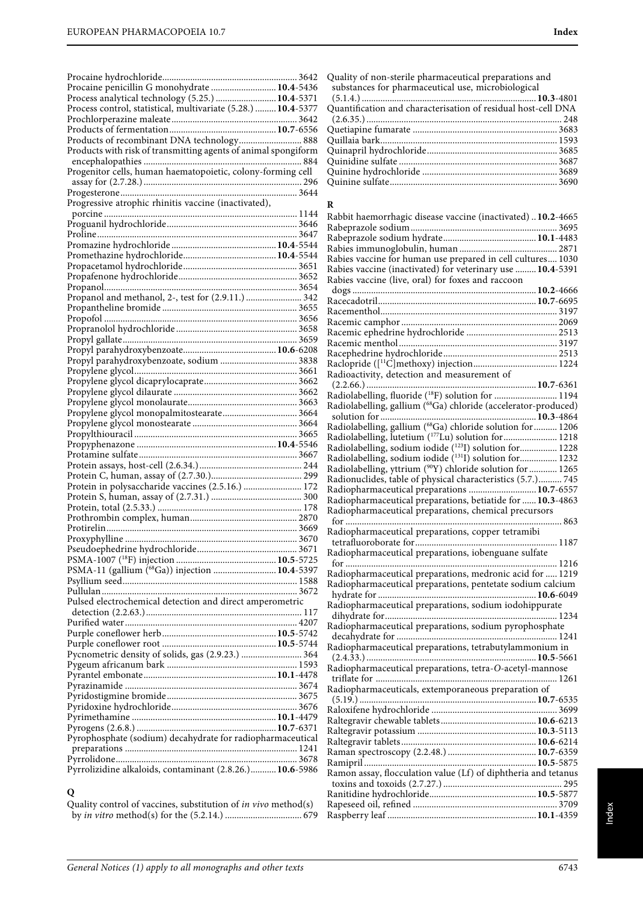Procaine hydrochloride............................................................ 3642
Procaine penicillin G monohydrate ............................ **10.4**-5436
Process analytical technology (5.25.) .......................... **10.4**-5371
Process control, statistical, multivariate (5.28.) ......... **10.4**-5377
Prochlorperazine maleate ..................................................... 3642
Products of fermentation ............................................. **10.7**-6556
Products of recombinant DNA technology........................... 888
Products with risk of transmitting agents of animal spongiform encephalopathies ........................................................................ 884
Progenitor cells, human haematopoietic, colony-forming cell assay for (2.7.28.) ......................................................................... 296
Progesterone.............................................................................. 3644
Progressive atrophic rhinitis vaccine (inactivated), porcine ........................................................................................ 1144
Proguanil hydrochloride........................................................ 3646
Proline........................................................................................ 3647
Promazine hydrochloride ............................................ **10.4**-5544
Promethazine hydrochloride........................................ **10.4**-5544
Propacetamol hydrochloride................................................ 3651
Propafenone hydrochloride.................................................. 3652
Propanol..................................................................................... 3654
Propanol and methanol, 2-, test for (2.9.11.) ........................ 342
Propantheline bromide .......................................................... 3655
Propofol ..................................................................................... 3656
Propranolol hydrochloride ................................................... 3658
Propyl gallate............................................................................ 3659
Propyl parahydroxybenzoate....................................... **10.6**-6208
Propyl parahydroxybenzoate, sodium ................................. 3838
Propylene glycol....................................................................... 3661
Propylene glycol dicaprylocaprate....................................... 3662
Propylene glycol dilaurate .................................................... 3662
Propylene glycol monolaurate.............................................. 3663
Propylene glycol monopalmitostearate............................... 3664
Propylene glycol monostearate ............................................ 3664
Propylthiouracil ....................................................................... 3665
Propyphenazone ........................................................... **10.4**-5546
Protamine sulfate..................................................................... 3667
Protein assays, host-cell (2.6.34.) ........................................... 244
Protein C, human, assay of (2.7.30.)....................................... 299
Protein in polysaccharide vaccines (2.5.16.) ......................... 172
Protein S, human, assay of (2.7.31.) ....................................... 300
Protein, total (2.5.33.) ............................................................... 178
Prothrombin complex, human............................................. 2870
Protirelin.................................................................................... 3669
Proxyphylline ........................................................................... 3670
Pseudoephedrine hydrochloride.......................................... 3671
PSMA-1007 ($^{18}F$) injection ........................................... **10.5**-5725
PSMA-11 (gallium ($^{68}Ga$)) injection ........................... **10.4**-5397
Psyllium seed............................................................................ 1588
Pullulan...................................................................................... 3672
Pulsed electrochemical detection and direct amperometric detection (2.2.63.) ................................................................... 117
Purified water............................................................................ 4207
Purple coneflower herb................................................ **10.5**-5742
Purple coneflower root ................................................ **10.5**-5744
Pycnometric density of solids, gas (2.9.23.) .......................... 364
Pygeum africanum bark ........................................................ 1593
Pyrantel embonate........................................................ **10.1**-4478
Pyrazinamide ........................................................................... 3674
Pyridostigmine bromide ........................................................ 3675
Pyridoxine hydrochloride...................................................... 3676
Pyrimethamine ............................................................. **10.1**-4479
Pyrogens (2.6.8.) ............................................................ **10.7**-6371
Pyrophosphate (sodium) decahydrate for radiopharmaceutical preparations ......................................................................... 1241
Pyrrolidone............................................................................... 3678
Pyrrolizidine alkaloids, contaminant (2.8.26.)........... **10.6**-5986

## Q

Quality control of vaccines, substitution of *in vivo* method(s) by *in vitro* method(s) for the (5.2.14.) ................................ 679
Quality of non-sterile pharmaceutical preparations and substances for pharmaceutical use, microbiological (5.1.4.) ........................................................................ **10.3**-4801
Quantification and characterisation of residual host-cell DNA (2.6.35.) ................................................................................... 248
Quetiapine fumarate .............................................................. 3683
Quillaia bark............................................................................. 1593
Quinapril hydrochloride........................................................ 3685
Quinidine sulfate ..................................................................... 3687
Quinine hydrochloride .......................................................... 3689
Quinine sulfate......................................................................... 3690

## R

Rabbit haemorrhagic disease vaccine (inactivated) .. **10.2**-4665
Rabeprazole sodium ............................................................... 3695
Rabeprazole sodium hydrate....................................... **10.1**-4483
Rabies immunoglobulin, human .......................................... 2871
Rabies vaccine for human use prepared in cell cultures.... 1030
Rabies vaccine (inactivated) for veterinary use ......... **10.4**-5391
Rabies vaccine (live, oral) for foxes and raccoon dogs ............................................................................ **10.2**-4666
Racecadotril.................................................................. **10.7**-6695
Racementhol............................................................................. 3197
Racemic camphor .................................................................... 2069
Racemic ephedrine hydrochloride ....................................... 2513
Racemic menthol ..................................................................... 3197
Racephedrine hydrochloride ................................................ 2513
Raclopride ([$^{11}C$]methoxy) injection.................................... 1224
Radioactivity, detection and measurement of (2.2.66.) ........................................................................ **10.7**-6361
Radiolabelling, fluoride ($^{18}F$) solution for ........................... 1194
Radiolabelling, gallium ($^{68}Ga$) chloride (accelerator-produced) solution for ................................................................ **10.3**-4864
Radiolabelling, gallium ($^{68}Ga$) chloride solution for .......... 1206
Radiolabelling, lutetium ($^{177}Lu$) solution for....................... 1218
Radiolabelling, sodium iodide ($^{123}I$) solution for................ 1228
Radiolabelling, sodium iodide ($^{131}I$) solution for................ 1232
Radiolabelling, yttrium ($^{90}Y$) chloride solution for ............ 1265
Radionuclides, table of physical characteristics (5.7.).......... 745
Radiopharmaceutical preparations ............................ **10.7**-6557
Radiopharmaceutical preparations, betiatide for ...... **10.3**-4863
Radiopharmaceutical preparations, chemical precursors for ................................................................................................ 863
Radiopharmaceutical preparations, copper tetramibi tetrafluoroborate for............................................................. 1187
Radiopharmaceutical preparations, iobenguane sulfate for .............................................................................................. 1216
Radiopharmaceutical preparations, medronic acid for ..... 1219
Radiopharmaceutical preparations, pentetate sodium calcium hydrate for .................................................................. **10.6**-6049
Radiopharmaceutical preparations, sodium iodohippurate dihydrate for.......................................................................... 1234
Radiopharmaceutical preparations, sodium pyrophosphate decahydrate for ..................................................................... 1241
Radiopharmaceutical preparations, tetrabutylammonium in (2.4.33.) ....................................................................... **10.5**-5661
Radiopharmaceutical preparations, tetra-*O*-acetyl-mannose triflate for .............................................................................. 1261
Radiopharmaceuticals, extemporaneous preparation of (5.19.) .......................................................................... **10.7**-6535
Raloxifene hydrochloride ...................................................... 3699
Raltegravir chewable tablets........................................ **10.6**-6213
Raltegravir potassium .................................................. **10.3**-5113
Raltegravir tablets......................................................... **10.6**-6214
Raman spectroscopy (2.2.48.) ..................................... **10.7**-6359
Ramipril ......................................................................... **10.5**-5875
Ramon assay, flocculation value (Lf) of diphtheria and tetanus toxins and toxoids (2.7.27.) .................................................. 295
Ranitidine hydrochloride............................................. **10.5**-5877
Rapeseed oil, refined .............................................................. 3709
Raspberry leaf ............................................................... **10.1**-4359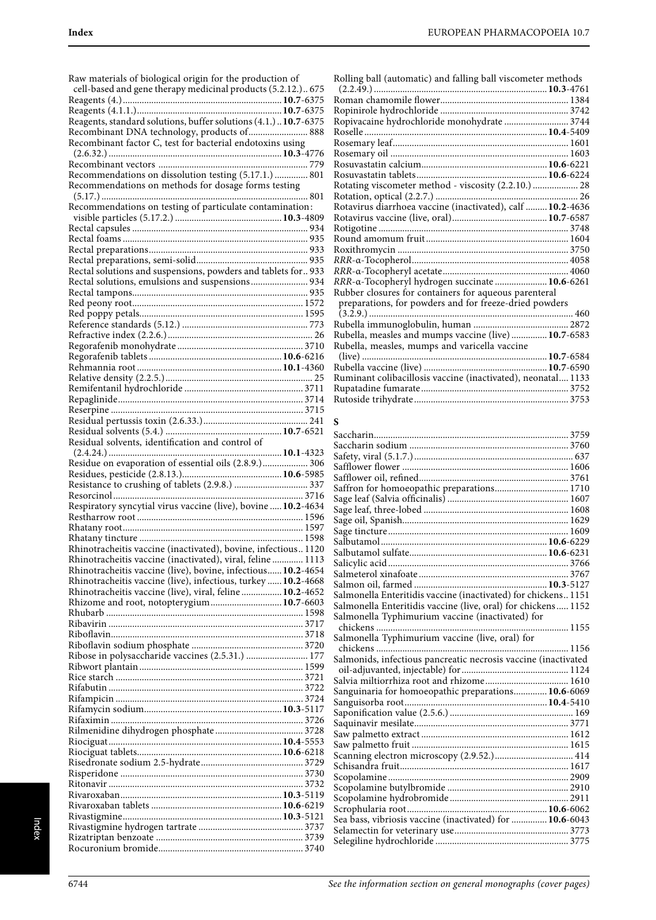Raw materials of biological origin for the production of cell-based and gene therapy medicinal products (5.2.12.).. 675
Reagents (4.)......................................................**10.7**-6375
Reagents (4.1.1.)................................................**10.7**-6375
Reagents, standard solutions, buffer solutions (4.1.) .. **10.7**-6375
Recombinant DNA technology, products of......................... 888
Recombinant factor C, test for bacterial endotoxins using (2.6.32.) ........................................................**10.3**-4776
Recombinant vectors ............................................................ 779
Recommendations on dissolution testing (5.17.1.) .............. 801
Recommendations on methods for dosage forms testing (5.17.) ...................................................................................... 801
Recommendations on testing of particulate contamination: visible particles (5.17.2.) ......................................**10.3**-4809
Rectal capsules ........................................................................ 934
Rectal foams ............................................................................ 935
Rectal preparations.................................................................. 933
Rectal preparations, semi-solid.............................................. 935
Rectal solutions and suspensions, powders and tablets for.. 933
Rectal solutions, emulsions and suspensions........................ 934
Rectal tampons......................................................................... 935
Red peony root....................................................................... 1572
Red poppy petals.................................................................... 1595
Reference standards (5.12.) .................................................... 773
Refractive index (2.2.6.) ............................................................ 26
Regorafenib monohydrate .................................................... 3710
Regorafenib tablets ......................................................**10.6**-6216
Rehmannia root ...........................................................**10.1**-4360
Relative density (2.2.5.)............................................................. 25
Remifentanil hydrochloride ................................................. 3711
Repaglinide............................................................................. 3714
Reserpine ................................................................................ 3715
Residual pertussis toxin (2.6.33.)........................................... 241
Residual solvents (5.4.) ...............................................**10.7**-6521
Residual solvents, identification and control of (2.4.24.) .........................................................................**10.1**-4323
Residue on evaporation of essential oils (2.8.9.)................... 306
Residues, pesticide (2.8.13.).........................................**10.6**-5985
Resistance to crushing of tablets (2.9.8.) ............................... 337
Resorcinol............................................................................... 3716
Respiratory syncytial virus vaccine (live), bovine .....**10.2**-4634
Restharrow root ..................................................................... 1596
Rhatany root........................................................................... 1597
Rhatany tincture .................................................................... 1598
Rhinotracheitis vaccine (inactivated), bovine, infectious.. 1120
Rhinotracheitis vaccine (inactivated), viral, feline ............. 1113
Rhinotracheitis vaccine (live), bovine, infectious......**10.2**-4654
Rhinotracheitis vaccine (live), infectious, turkey ......**10.2**-4668
Rhinotracheitis vaccine (live), viral, feline .................**10.2**-4652
Rhizome and root, notopterygium.............................**10.7**-6603
Rhubarb .................................................................................. 1598
Ribavirin ................................................................................. 3717
Riboflavin................................................................................ 3718
Riboflavin sodium phosphate .............................................. 3720
Ribose in polysaccharide vaccines (2.5.31.) .......................... 177
Ribwort plantain .................................................................... 1599
Rice starch .............................................................................. 3721
Rifabutin ................................................................................. 3722
Rifampicin .............................................................................. 3724
Rifamycin sodium.........................................................**10.3**-5117
Rifaximin ................................................................................ 3726
Rilmenidine dihydrogen phosphate ..................................... 3728
Riociguat ........................................................................**10.4**-5553
Riociguat tablets............................................................**10.6**-6218
Risedronate sodium 2.5-hydrate........................................... 3729
Risperidone ............................................................................ 3730
Ritonavir ................................................................................. 3732
Rivaroxaban...................................................................**10.3**-5119
Rivaroxaban tablets ......................................................**10.6**-6219
Rivastigmine..................................................................**10.3**-5121
Rivastigmine hydrogen tartrate ............................................ 3737
Rizatriptan benzoate ............................................................. 3739
Rocuronium bromide............................................................ 3740
Rolling ball (automatic) and falling ball viscometer methods (2.2.49.) ........................................................................**10.3**-4761
Roman chamomile flower..................................................... 1384
Ropinirole hydrochloride ..................................................... 3742
Ropivacaine hydrochloride monohydrate ........................... 3744
Roselle ............................................................................**10.4**-5409
Rosemary leaf......................................................................... 1601
Rosemary oil .......................................................................... 1603
Rosuvastatin calcium....................................................**10.6**-6221
Rosuvastatin tablets......................................................**10.6**-6224
Rotating viscometer method - viscosity (2.2.10.) ................... 28
Rotation, optical (2.2.7.) ........................................................... 26
Rotavirus diarrhoea vaccine (inactivated), calf .........**10.2**-4636
Rotavirus vaccine (live, oral)........................................**10.7**-6587
Rotigotine ............................................................................... 3748
Round amomum fruit ........................................................... 1604
Roxithromycin ....................................................................... 3750
*RRR*-α-Tocopherol................................................................. 4058
*RRR*-α-Tocopheryl acetate.................................................... 4060
*RRR*-α-Tocopheryl hydrogen succinate ......................**10.6**-6261
Rubber closures for containers for aqueous parenteral preparations, for powders and for freeze-dried powders (3.2.9.) ...................................................................................... 460
Rubella immunoglobulin, human ........................................ 2872
Rubella, measles and mumps vaccine (live) ...............**10.7**-6583
Rubella, measles, mumps and varicella vaccine (live) ...............................................................................**10.7**-6584
Rubella vaccine (live) ...................................................**10.7**-6590
Ruminant colibacillosis vaccine (inactivated), neonatal.... 1133
Rupatadine fumarate............................................................. 3752
Rutoside trihydrate................................................................ 3753

## S

Saccharin................................................................................. 3759
Saccharin sodium .................................................................. 3760
Safety, viral (5.1.7.) .................................................................. 637
Safflower flower ..................................................................... 1606
Safflower oil, refined.............................................................. 3761
Saffron for homoeopathic preparations............................... 1710
Sage leaf (Salvia officinalis) .................................................. 1607
Sage leaf, three-lobed ............................................................ 1608
Sage oil, Spanish..................................................................... 1629
Sage tincture .......................................................................... 1609
Salbutamol .....................................................................**10.6**-6229
Salbutamol sulfate.........................................................**10.6**-6231
Salicylic acid........................................................................... 3766
Salmeterol xinafoate .............................................................. 3767
Salmon oil, farmed .......................................................**10.3**-5127
Salmonella Enteritidis vaccine (inactivated) for chickens.. 1151
Salmonella Enteritidis vaccine (live, oral) for chickens ..... 1152
Salmonella Typhimurium vaccine (inactivated) for chickens ................................................................................. 1155
Salmonella Typhimurium vaccine (live, oral) for chickens ................................................................................. 1156
Salmonids, infectious pancreatic necrosis vaccine (inactivated oil-adjuvanted, injectable) for............................................ 1124
Salvia miltiorrhiza root and rhizome................................... 1610
Sanguinaria for homoeopathic preparations..............**10.6**-6069
Sanguisorba root............................................................**10.4**-5410
Saponification value (2.5.6.) ................................................... 169
Saquinavir mesilate................................................................ 3771
Saw palmetto extract ............................................................. 1612
Saw palmetto fruit ................................................................. 1615
Scanning electron microscopy (2.9.52.)................................. 414
Schisandra fruit...................................................................... 1617
Scopolamine ........................................................................... 2909
Scopolamine butylbromide ................................................... 2910
Scopolamine hydrobromide.................................................. 2911
Scrophularia root ..........................................................**10.6**-6062
Sea bass, vibriosis vaccine (inactivated) for ...............**10.6**-6043
Selamectin for veterinary use................................................ 3773
Selegiline hydrochloride ....................................................... 3775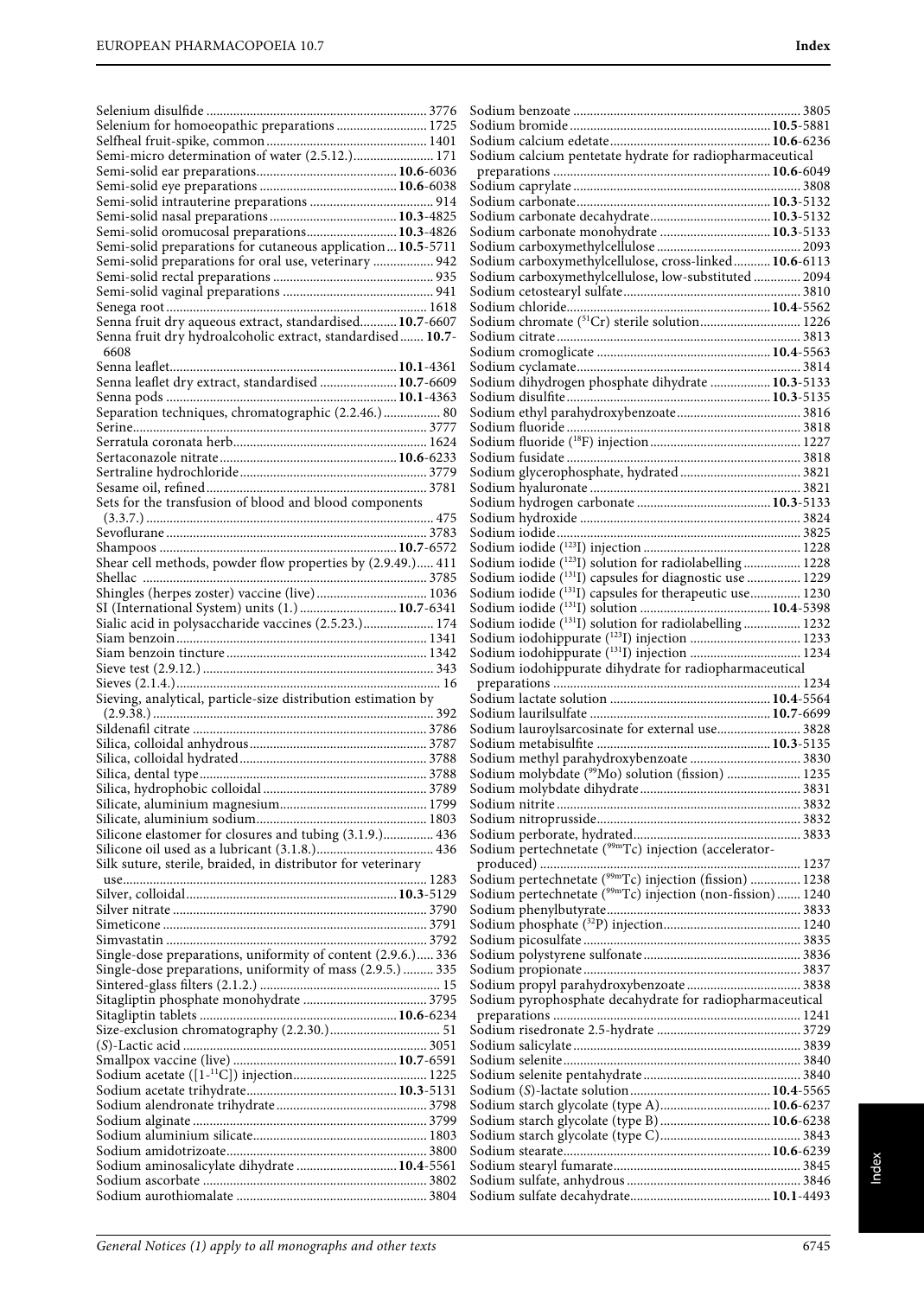Selenium disulfide ..... 3776
Selenium for homoeopathic preparations ..... 1725
Selfheal fruit-spike, common ..... 1401
Semi-micro determination of water (2.5.12.) ..... 171
Semi-solid ear preparations ..... **10.6**-6036
Semi-solid eye preparations ..... **10.6**-6038
Semi-solid intrauterine preparations ..... 914
Semi-solid nasal preparations ..... **10.3**-4825
Semi-solid oromucosal preparations ..... **10.3**-4826
Semi-solid preparations for cutaneous application ..... **10.5**-5711
Semi-solid preparations for oral use, veterinary ..... 942
Semi-solid rectal preparations ..... 935
Semi-solid vaginal preparations ..... 941
Senega root ..... 1618
Senna fruit dry aqueous extract, standardised ..... **10.7**-6607
Senna fruit dry hydroalcoholic extract, standardised ..... **10.7**-6608
Senna leaflet ..... **10.1**-4361
Senna leaflet dry extract, standardised ..... **10.7**-6609
Senna pods ..... **10.1**-4363
Separation techniques, chromatographic (2.2.46.) ..... 80
Serine ..... 3777
Serratula coronata herb ..... 1624
Sertaconazole nitrate ..... **10.6**-6233
Sertraline hydrochloride ..... 3779
Sesame oil, refined ..... 3781
Sets for the transfusion of blood and blood components (3.3.7.) ..... 475
Sevoflurane ..... 3783
Shampoos ..... **10.7**-6572
Shear cell methods, powder flow properties by (2.9.49.) ..... 411
Shellac ..... 3785
Shingles (herpes zoster) vaccine (live) ..... 1036
SI (International System) units (1.) ..... **10.7**-6341
Sialic acid in polysaccharide vaccines (2.5.23.) ..... 174
Siam benzoin ..... 1341
Siam benzoin tincture ..... 1342
Sieve test (2.9.12.) ..... 343
Sieves (2.1.4.) ..... 16
Sieving, analytical, particle-size distribution estimation by (2.9.38.) ..... 392
Sildenafil citrate ..... 3786
Silica, colloidal anhydrous ..... 3787
Silica, colloidal hydrated ..... 3788
Silica, dental type ..... 3788
Silica, hydrophobic colloidal ..... 3789
Silicate, aluminium magnesium ..... 1799
Silicate, aluminium sodium ..... 1803
Silicone elastomer for closures and tubing (3.1.9.) ..... 436
Silicone oil used as a lubricant (3.1.8.) ..... 436
Silk suture, sterile, braided, in distributor for veterinary use ..... 1283
Silver, colloidal ..... **10.3**-5129
Silver nitrate ..... 3790
Simeticone ..... 3791
Simvastatin ..... 3792
Single-dose preparations, uniformity of content (2.9.6.) ..... 336
Single-dose preparations, uniformity of mass (2.9.5.) ..... 335
Sintered-glass filters (2.1.2.) ..... 15
Sitagliptin phosphate monohydrate ..... 3795
Sitagliptin tablets ..... **10.6**-6234
Size-exclusion chromatography (2.2.30.) ..... 51
(*S*)-Lactic acid ..... 3051
Smallpox vaccine (live) ..... **10.7**-6591
Sodium acetate ([1-$^{11}$C]) injection ..... 1225
Sodium acetate trihydrate ..... **10.3**-5131
Sodium alendronate trihydrate ..... 3798
Sodium alginate ..... 3799
Sodium aluminium silicate ..... 1803
Sodium amidotrizoate ..... 3800
Sodium aminosalicylate dihydrate ..... **10.4**-5561
Sodium ascorbate ..... 3802
Sodium aurothiomalate ..... 3804
Sodium benzoate ..... 3805
Sodium bromide ..... **10.5**-5881
Sodium calcium edetate ..... **10.6**-6236
Sodium calcium pentetate hydrate for radiopharmaceutical preparations ..... **10.6**-6049
Sodium caprylate ..... 3808
Sodium carbonate ..... **10.3**-5132
Sodium carbonate decahydrate ..... **10.3**-5132
Sodium carbonate monohydrate ..... **10.3**-5133
Sodium carboxymethylcellulose ..... 2093
Sodium carboxymethylcellulose, cross-linked ..... **10.6**-6113
Sodium carboxymethylcellulose, low-substituted ..... 2094
Sodium cetostearyl sulfate ..... 3810
Sodium chloride ..... **10.4**-5562
Sodium chromate ($^{51}$Cr) sterile solution ..... 1226
Sodium citrate ..... 3813
Sodium cromoglicate ..... **10.4**-5563
Sodium cyclamate ..... 3814
Sodium dihydrogen phosphate dihydrate ..... **10.3**-5133
Sodium disulfite ..... **10.3**-5135
Sodium ethyl parahydroxybenzoate ..... 3816
Sodium fluoride ..... 3818
Sodium fluoride ($^{18}$F) injection ..... 1227
Sodium fusidate ..... 3818
Sodium glycerophosphate, hydrated ..... 3821
Sodium hyaluronate ..... 3821
Sodium hydrogen carbonate ..... **10.3**-5133
Sodium hydroxide ..... 3824
Sodium iodide ..... 3825
Sodium iodide ($^{123}$I) injection ..... 1228
Sodium iodide ($^{123}$I) solution for radiolabelling ..... 1228
Sodium iodide ($^{131}$I) capsules for diagnostic use ..... 1229
Sodium iodide ($^{131}$I) capsules for therapeutic use ..... 1230
Sodium iodide ($^{131}$I) solution ..... **10.4**-5398
Sodium iodide ($^{131}$I) solution for radiolabelling ..... 1232
Sodium iodohippurate ($^{123}$I) injection ..... 1233
Sodium iodohippurate ($^{131}$I) injection ..... 1234
Sodium iodohippurate dihydrate for radiopharmaceutical preparations ..... 1234
Sodium lactate solution ..... **10.4**-5564
Sodium laurilsulfate ..... **10.7**-6699
Sodium lauroylsarcosinate for external use ..... 3828
Sodium metabisulfite ..... **10.3**-5135
Sodium methyl parahydroxybenzoate ..... 3830
Sodium molybdate ($^{99}$Mo) solution (fission) ..... 1235
Sodium molybdate dihydrate ..... 3831
Sodium nitrite ..... 3832
Sodium nitroprusside ..... 3832
Sodium perborate, hydrated ..... 3833
Sodium pertechnetate ($^{99m}$Tc) injection (accelerator-produced) ..... 1237
Sodium pertechnetate ($^{99m}$Tc) injection (fission) ..... 1238
Sodium pertechnetate ($^{99m}$Tc) injection (non-fission) ..... 1240
Sodium phenylbutyrate ..... 3833
Sodium phosphate ($^{32}$P) injection ..... 1240
Sodium picosulfate ..... 3835
Sodium polystyrene sulfonate ..... 3836
Sodium propionate ..... 3837
Sodium propyl parahydroxybenzoate ..... 3838
Sodium pyrophosphate decahydrate for radiopharmaceutical preparations ..... 1241
Sodium risedronate 2.5-hydrate ..... 3729
Sodium salicylate ..... 3839
Sodium selenite ..... 3840
Sodium selenite pentahydrate ..... 3840
Sodium (*S*)-lactate solution ..... **10.4**-5565
Sodium starch glycolate (type A) ..... **10.6**-6237
Sodium starch glycolate (type B) ..... **10.6**-6238
Sodium starch glycolate (type C) ..... 3843
Sodium stearate ..... **10.6**-6239
Sodium stearyl fumarate ..... 3845
Sodium sulfate, anhydrous ..... 3846
Sodium sulfate decahydrate ..... **10.1**-4493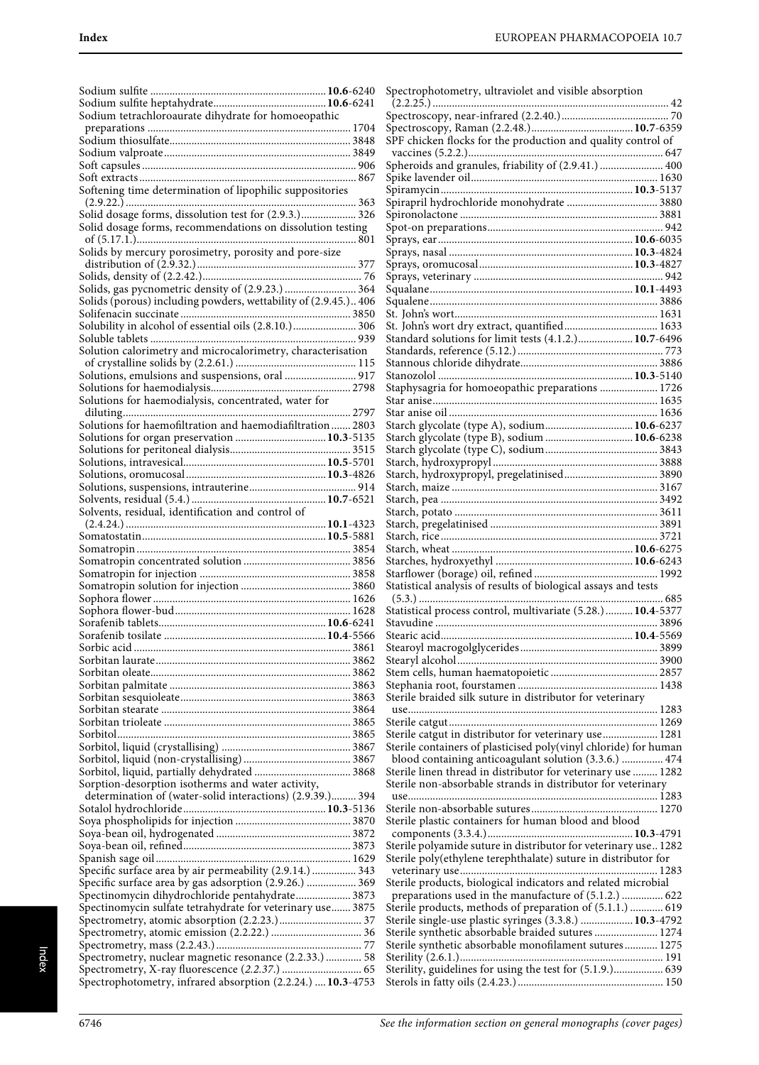Sodium sulfite ..................... **10.6**-6240
Sodium sulfite heptahydrate..................... **10.6**-6241
Sodium tetrachloroaurate dihydrate for homoeopathic preparations ..................... 1704
Sodium thiosulfate..................... 3848
Sodium valproate..................... 3849
Soft capsules..................... 906
Soft extracts..................... 867
Softening time determination of lipophilic suppositories (2.9.22.)..................... 363
Solid dosage forms, dissolution test for (2.9.3.)..................... 326
Solid dosage forms, recommendations on dissolution testing of (5.17.1.)..................... 801
Solids by mercury porosimetry, porosity and pore-size distribution of (2.9.32.)..................... 377
Solids, density of (2.2.42.)..................... 76
Solids, gas pycnometric density of (2.9.23.)..................... 364
Solids (porous) including powders, wettability of (2.9.45.).. 406
Solifenacin succinate..................... 3850
Solubility in alcohol of essential oils (2.8.10.)..................... 306
Soluble tablets..................... 939
Solution calorimetry and microcalorimetry, characterisation of crystalline solids by (2.2.61.)..................... 115
Solutions, emulsions and suspensions, oral..................... 917
Solutions for haemodialysis..................... 2798
Solutions for haemodialysis, concentrated, water for diluting..................... 2797
Solutions for haemofiltration and haemodiafiltration..................... 2803
Solutions for organ preservation..................... **10.3**-5135
Solutions for peritoneal dialysis..................... 3515
Solutions, intravesical..................... **10.5**-5701
Solutions, oromucosal..................... **10.3**-4826
Solutions, suspensions, intrauterine..................... 914
Solvents, residual (5.4.)..................... **10.7**-6521
Solvents, residual, identification and control of (2.4.24.)..................... **10.1**-4323
Somatostatin..................... **10.5**-5881
Somatropin..................... 3854
Somatropin concentrated solution..................... 3856
Somatropin for injection..................... 3858
Somatropin solution for injection..................... 3860
Sophora flower..................... 1626
Sophora flower-bud..................... 1628
Sorafenib tablets..................... **10.6**-6241
Sorafenib tosilate..................... **10.4**-5566
Sorbic acid..................... 3861
Sorbitan laurate..................... 3862
Sorbitan oleate..................... 3862
Sorbitan palmitate..................... 3863
Sorbitan sesquioleate..................... 3863
Sorbitan stearate..................... 3864
Sorbitan trioleate..................... 3865
Sorbitol..................... 3865
Sorbitol, liquid (crystallising)..................... 3867
Sorbitol, liquid (non-crystallising)..................... 3867
Sorbitol, liquid, partially dehydrated..................... 3868
Sorption-desorption isotherms and water activity, determination of (water-solid interactions) (2.9.39.)..................... 394
Sotalol hydrochloride..................... **10.3**-5136
Soya phospholipids for injection..................... 3870
Soya-bean oil, hydrogenated..................... 3872
Soya-bean oil, refined..................... 3873
Spanish sage oil..................... 1629
Specific surface area by air permeability (2.9.14.)..................... 343
Specific surface area by gas adsorption (2.9.26.)..................... 369
Spectinomycin dihydrochloride pentahydrate..................... 3873
Spectinomycin sulfate tetrahydrate for veterinary use..................... 3875
Spectrometry, atomic absorption (2.2.23.)..................... 37
Spectrometry, atomic emission (2.2.22.)..................... 36
Spectrometry, mass (2.2.43.)..................... 77
Spectrometry, nuclear magnetic resonance (2.2.33.)..................... 58
Spectrometry, X-ray fluorescence (*2.2.37.*)..................... 65
Spectrophotometry, infrared absorption (2.2.24.)..................... **10.3**-4753
Spectrophotometry, ultraviolet and visible absorption (2.2.25.)..................... 42
Spectroscopy, near-infrared (2.2.40.)..................... 70
Spectroscopy, Raman (2.2.48.)..................... **10.7**-6359
SPF chicken flocks for the production and quality control of vaccines (5.2.2.)..................... 647
Spheroids and granules, friability of (2.9.41.)..................... 400
Spike lavender oil..................... 1630
Spiramycin..................... **10.3**-5137
Spirapril hydrochloride monohydrate..................... 3880
Spironolactone..................... 3881
Spot-on preparations..................... 942
Sprays, ear..................... **10.6**-6035
Sprays, nasal..................... **10.3**-4824
Sprays, oromucosal..................... **10.3**-4827
Sprays, veterinary..................... 942
Squalane..................... **10.1**-4493
Squalene..................... 3886
St. John's wort..................... 1631
St. John's wort dry extract, quantified..................... 1633
Standard solutions for limit tests (4.1.2.)..................... **10.7**-6496
Standards, reference (5.12.)..................... 773
Stannous chloride dihydrate..................... 3886
Stanozolol..................... **10.3**-5140
Staphysagria for homoeopathic preparations..................... 1726
Star anise..................... 1635
Star anise oil..................... 1636
Starch glycolate (type A), sodium..................... **10.6**-6237
Starch glycolate (type B), sodium..................... **10.6**-6238
Starch glycolate (type C), sodium..................... 3843
Starch, hydroxypropyl..................... 3888
Starch, hydroxypropyl, pregelatinised..................... 3890
Starch, maize..................... 3167
Starch, pea..................... 3492
Starch, potato..................... 3611
Starch, pregelatinised..................... 3891
Starch, rice..................... 3721
Starch, wheat..................... **10.6**-6275
Starches, hydroxyethyl..................... **10.6**-6243
Starflower (borage) oil, refined..................... 1992
Statistical analysis of results of biological assays and tests (5.3.)..................... 685
Statistical process control, multivariate (5.28.)..................... **10.4**-5377
Stavudine..................... 3896
Stearic acid..................... **10.4**-5569
Stearoyl macrogolglycerides..................... 3899
Stearyl alcohol..................... 3900
Stem cells, human haematopoietic..................... 2857
Stephania root, fourstamen..................... 1438
Sterile braided silk suture in distributor for veterinary use..................... 1283
Sterile catgut..................... 1269
Sterile catgut in distributor for veterinary use..................... 1281
Sterile containers of plasticised poly(vinyl chloride) for human blood containing anticoagulant solution (3.3.6.)..................... 474
Sterile linen thread in distributor for veterinary use..................... 1282
Sterile non-absorbable strands in distributor for veterinary use..................... 1283
Sterile non-absorbable sutures..................... 1270
Sterile plastic containers for human blood and blood components (3.3.4.)..................... **10.3**-4791
Sterile polyamide suture in distributor for veterinary use.. 1282
Sterile poly(ethylene terephthalate) suture in distributor for veterinary use..................... 1283
Sterile products, biological indicators and related microbial preparations used in the manufacture of (5.1.2.)..................... 622
Sterile products, methods of preparation of (5.1.1.)..................... 619
Sterile single-use plastic syringes (3.3.8.)..................... **10.3**-4792
Sterile synthetic absorbable braided sutures..................... 1274
Sterile synthetic absorbable monofilament sutures..................... 1275
Sterility (2.6.1.)..................... 191
Sterility, guidelines for using the test for (5.1.9.)..................... 639
Sterols in fatty oils (2.4.23.)..................... 150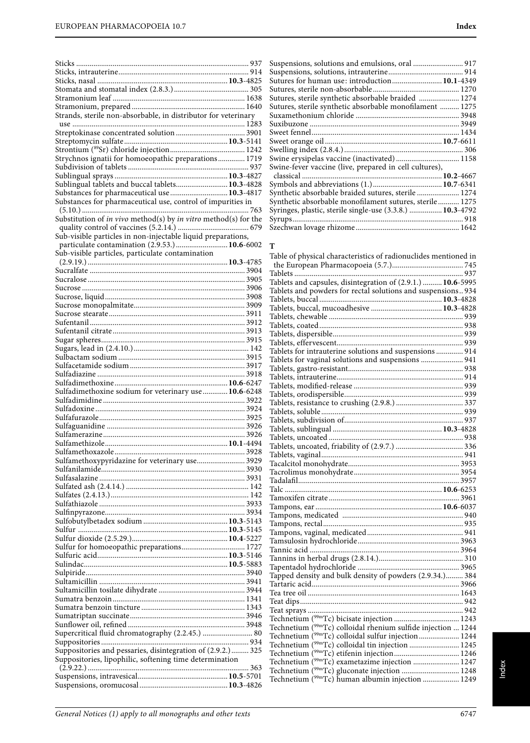Sticks ........................................................................ 937
Sticks, intrauterine .................................................... 914
Sticks, nasal .................................................. **10.3**-4825
Stomata and stomatal index (2.8.3.) ....................... 305
Stramonium leaf ..................................................... 1638
Stramonium, prepared .......................................... 1640
Strands, sterile non-absorbable, in distributor for veterinary use ........................................................................ 1283
Streptokinase concentrated solution ................................... 3901
Streptomycin sulfate ...................................... **10.3**-5141
Strontium ($^{89}$Sr) chloride injection ...................................... 1242
Strychnos ignatii for homoeopathic preparations .............. 1719
Subdivision of tablets ............................................... 937
Sublingual sprays .......................................... **10.3**-4827
Sublingual tablets and buccal tablets ........................... **10.3**-4828
Substances for pharmaceutical use ............................ **10.3**-4817
Substances for pharmaceutical use, control of impurities in (5.10.) ........................................................................ 763
Substitution of *in vivo* method(s) by *in vitro* method(s) for the quality control of vaccines (5.2.14.) ..................................... 679
Sub-visible particles in non-injectable liquid preparations, particulate contamination (2.9.53.) ........................... **10.6**-6002
Sub-visible particles, particulate contamination (2.9.19.) .............................................................. **10.3**-4785
Sucralfate ................................................................ 3904
Sucralose ................................................................. 3905
Sucrose .................................................................... 3906
Sucrose, liquid ......................................................... 3908
Sucrose monopalmitate ........................................... 3909
Sucrose stearate ...................................................... 3911
Sufentanil ................................................................ 3912
Sufentanil citrate ..................................................... 3913
Sugar spheres .......................................................... 3915
Sugars, lead in (2.4.10.) ............................................ 142
Sulbactam sodium ................................................... 3915
Sulfacetamide sodium ............................................. 3917
Sulfadiazine ............................................................. 3918
Sulfadimethoxine ........................................... **10.6**-6247
Sulfadimethoxine sodium for veterinary use ............ **10.6**-6248
Sulfadimidine ........................................................... 3922
Sulfadoxine .............................................................. 3924
Sulfafurazole ............................................................ 3925
Sulfaguanidine ......................................................... 3926
Sulfamerazine .......................................................... 3926
Sulfamethizole ................................................ **10.1**-4494
Sulfamethoxazole .................................................... 3928
Sulfamethoxypyridazine for veterinary use ............... 3929
Sulfanilamide ........................................................... 3930
Sulfasalazine ........................................................... 3931
Sulfated ash (2.4.14.) ................................................ 142
Sulfates (2.4.13.) ....................................................... 142
Sulfathiazole ............................................................ 3933
Sulfinpyrazone ......................................................... 3934
Sulfobutylbetadex sodium .............................. **10.3**-5143
Sulfur ............................................................. **10.3**-5145
Sulfur dioxide (2.5.29.) .................................. **10.4**-5227
Sulfur for homoeopathic preparations ...................... 1727
Sulfuric acid .................................................. **10.3**-5146
Sulindac .......................................................... **10.5**-5883
Sulpiride .................................................................. 3940
Sultamicillin ............................................................. 3941
Sultamicillin tosilate dihydrate ................................. 3944
Sumatra benzoin ...................................................... 1341
Sumatra benzoin tincture ......................................... 1343
Sumatriptan succinate ............................................. 3946
Sunflower oil, refined ............................................... 3948
Supercritical fluid chromatography (2.2.45.) ................ 80
Suppositories ............................................................ 934
Suppositories and pessaries, disintegration of (2.9.2.) ......... 325
Suppositories, lipophilic, softening time determination (2.9.22.) ................................................................... 363
Suspensions, intravesical ................................. **10.5**-5701
Suspensions, oromucosal ................................. **10.3**-4826
Suspensions, solutions and emulsions, oral ................ 917
Suspensions, solutions, intrauterine .......................... 914
Sutures for human use: introduction ...................... **10.1**-4349
Sutures, sterile non-absorbable ................................ 1270
Sutures, sterile synthetic absorbable braided ............ 1274
Sutures, sterile synthetic absorbable monofilament .......... 1275
Suxamethonium chloride ......................................... 3948
Suxibuzone .............................................................. 3949
Sweet fennel ............................................................ 1434
Sweet orange oil ............................................. **10.7**-6611
Swelling index (2.8.4.) ............................................... 306
Swine erysipelas vaccine (inactivated) ...................... 1158
Swine-fever vaccine (live, prepared in cell cultures), classical ........................................................ **10.2**-4667
Symbols and abbreviations (1.) ....................... **10.7**-6341
Synthetic absorbable braided sutures, sterile ............ 1274
Synthetic absorbable monofilament sutures, sterile ........... 1275
Syringes, plastic, sterile single-use (3.3.8.) ............ **10.3**-4792
Syrups ....................................................................... 918
Szechwan lovage rhizome ........................................ 1642

**T**

Table of physical characteristics of radionuclides mentioned in the European Pharmacopoeia (5.7.) ...................................... 745
Tablets ...................................................................... 937
Tablets and capsules, disintegration of (2.9.1.) .......... **10.6**-5995
Tablets and powders for rectal solutions and suspensions .. 934
Tablets, buccal ................................................ **10.3**-4828
Tablets, buccal, mucoadhesive ........................ **10.3**-4828
Tablets, chewable ..................................................... 939
Tablets, coated .......................................................... 938
Tablets, dispersible ................................................... 939
Tablets, effervescent ................................................. 939
Tablets for intrauterine solutions and suspensions .............. 914
Tablets for vaginal solutions and suspensions ............ 941
Tablets, gastro-resistant ............................................ 938
Tablets, intrauterine .................................................. 914
Tablets, modified-release .......................................... 939
Tablets, orodispersible .............................................. 939
Tablets, resistance to crushing (2.9.8.) ....................... 337
Tablets, soluble ......................................................... 939
Tablets, subdivision of ............................................... 937
Tablets, sublingual .......................................... **10.3**-4828
Tablets, uncoated ...................................................... 938
Tablets, uncoated, friability of (2.9.7.) ....................... 336
Tablets, vaginal ......................................................... 941
Tacalcitol monohydrate ........................................... 3953
Tacrolimus monohydrate ......................................... 3954
Tadalafil ................................................................... 3957
Talc ................................................................. **10.6**-6253
Tamoxifen citrate ..................................................... 3961
Tampons, ear .................................................. **10.6**-6037
Tampons, medicated ................................................. 940
Tampons, rectal ......................................................... 935
Tampons, vaginal, medicated .................................... 941
Tamsulosin hydrochloride ........................................ 3963
Tannic acid ............................................................... 3964
Tannins in herbal drugs (2.8.14.) ................................ 310
Tapentadol hydrochloride ........................................ 3965
Tapped density and bulk density of powders (2.9.34.) .......... 384
Tartaric acid ............................................................. 3966
Tea tree oil ............................................................... 1643
Teat dips ................................................................... 942
Teat sprays ............................................................... 942
Technetium ($^{99m}$Tc) bicisate injection ..................................... 1243
Technetium ($^{99m}$Tc) colloidal rhenium sulfide injection ... 1244
Technetium ($^{99m}$Tc) colloidal sulfur injection ...................... 1244
Technetium ($^{99m}$Tc) colloidal tin injection ............................ 1245
Technetium ($^{99m}$Tc) etifenin injection .................................... 1246
Technetium ($^{99m}$Tc) exametazime injection .......................... 1247
Technetium ($^{99m}$Tc) gluconate injection ................................ 1248
Technetium ($^{99m}$Tc) human albumin injection ..................... 1249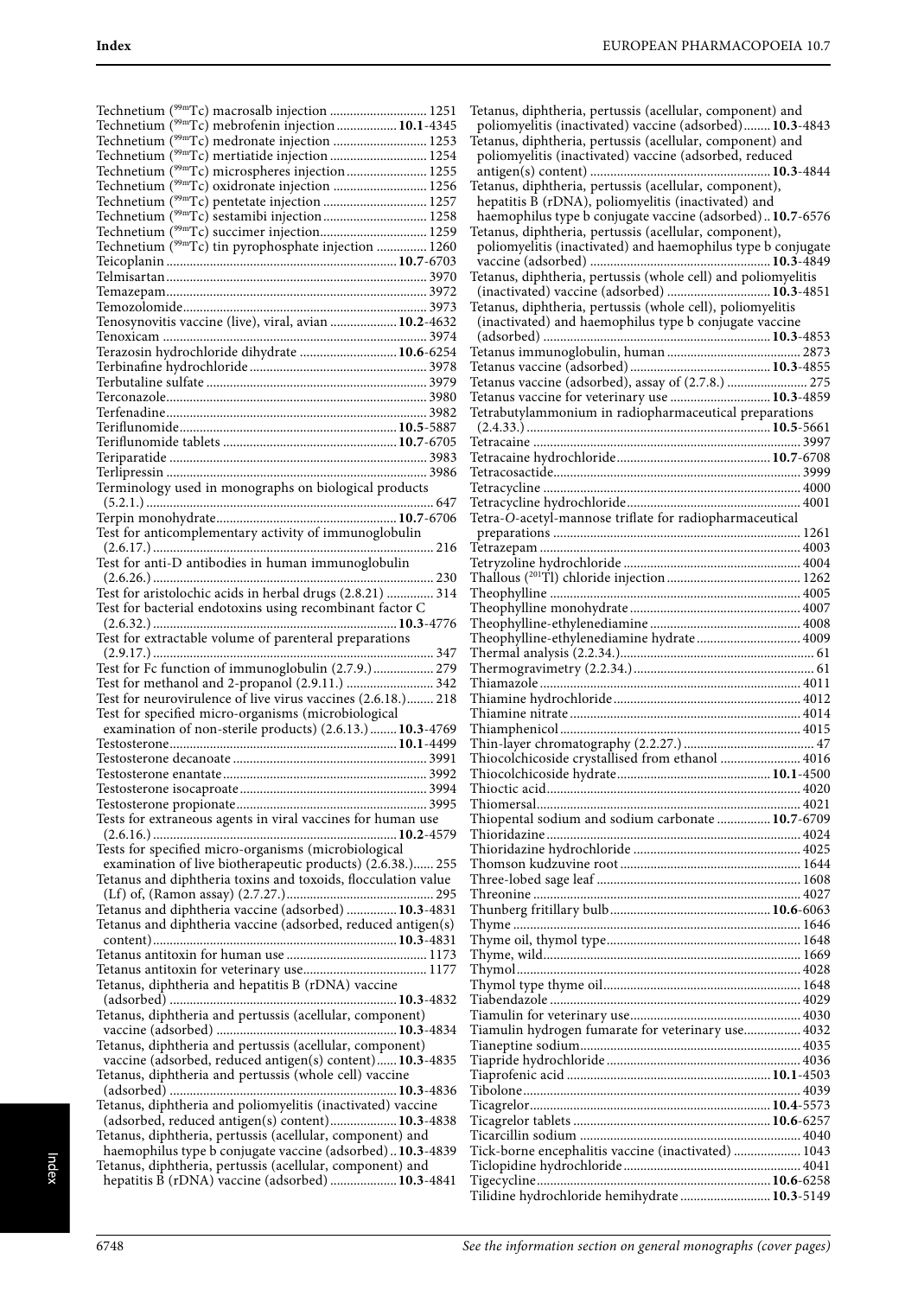Technetium ($^{99m}$Tc) macrosalb injection ............................ 1251
Technetium ($^{99m}$Tc) mebrofenin injection .................. **10.1**-4345
Technetium ($^{99m}$Tc) medronate injection ........................... 1253
Technetium ($^{99m}$Tc) mertiatide injection ............................ 1254
Technetium ($^{99m}$Tc) microspheres injection ....................... 1255
Technetium ($^{99m}$Tc) oxidronate injection ........................... 1256
Technetium ($^{99m}$Tc) pentetate injection .............................. 1257
Technetium ($^{99m}$Tc) sestamibi injection .............................. 1258
Technetium ($^{99m}$Tc) succimer injection ................................ 1259
Technetium ($^{99m}$Tc) tin pyrophosphate injection ............... 1260
Teicoplanin ................................................................... **10.7**-6703
Telmisartan ............................................................................ 3970
Temazepam ............................................................................ 3972
Temozolomide ........................................................................ 3973
Tenosynovitis vaccine (live), viral, avian ................... **10.2**-4632
Tenoxicam ............................................................................. 3974
Terazosin hydrochloride dihydrate ............................ **10.6**-6254
Terbinafine hydrochloride .................................................... 3978
Terbutaline sulfate ................................................................. 3979
Terconazole ............................................................................ 3980
Terfenadine ............................................................................ 3982
Teriflunomide ................................................................ **10.5**-5887
Teriflunomide tablets ................................................... **10.7**-6705
Teriparatide ........................................................................... 3983
Terlipressin ............................................................................ 3986
Terminology used in monographs on biological products (5.2.1.) ..................................................................................... 647
Terpin monohydrate ..................................................... **10.7**-6706
Test for anticomplementary activity of immunoglobulin (2.6.17.) .................................................................................. 216
Test for anti-D antibodies in human immunoglobulin (2.6.26.) .................................................................................. 230
Test for aristolochic acids in herbal drugs (2.8.21) .............. 314
Test for bacterial endotoxins using recombinant factor C (2.6.32.) ........................................................................ **10.3**-4776
Test for extractable volume of parenteral preparations (2.9.17.) .................................................................................. 347
Test for Fc function of immunoglobulin (2.7.9.) .................. 279
Test for methanol and 2-propanol (2.9.11.) .......................... 342
Test for neurovirulence of live virus vaccines (2.6.18.) ........ 218
Test for specified micro-organisms (microbiological examination of non-sterile products) (2.6.13.) ........ **10.3**-4769
Testosterone .................................................................. **10.1**-4499
Testosterone decanoate ......................................................... 3991
Testosterone enantate ............................................................ 3992
Testosterone isocaproate ....................................................... 3994
Testosterone propionate ........................................................ 3995
Tests for extraneous agents in viral vaccines for human use (2.6.16.) ........................................................................ **10.2**-4579
Tests for specified micro-organisms (microbiological examination of live biotherapeutic products) (2.6.38.) ...... 255
Tetanus and diphtheria toxins and toxoids, flocculation value (Lf) of, (Ramon assay) (2.7.27.) ........................................... 295
Tetanus and diphtheria vaccine (adsorbed) ............... **10.3**-4831
Tetanus and diphtheria vaccine (adsorbed, reduced antigen(s) content) ........................................................................ **10.3**-4831
Tetanus antitoxin for human use .......................................... 1173
Tetanus antitoxin for veterinary use ..................................... 1177
Tetanus, diphtheria and hepatitis B (rDNA) vaccine (adsorbed) ................................................................... **10.3**-4832
Tetanus, diphtheria and pertussis (acellular, component) vaccine (adsorbed) ..................................................... **10.3**-4834
Tetanus, diphtheria and pertussis (acellular, component) vaccine (adsorbed, reduced antigen(s) content) ...... **10.3**-4835
Tetanus, diphtheria and pertussis (whole cell) vaccine (adsorbed) ................................................................... **10.3**-4836
Tetanus, diphtheria and poliomyelitis (inactivated) vaccine (adsorbed, reduced antigen(s) content) .................... **10.3**-4838
Tetanus, diphtheria, pertussis (acellular, component) and haemophilus type b conjugate vaccine (adsorbed) .. **10.3**-4839
Tetanus, diphtheria, pertussis (acellular, component) and hepatitis B (rDNA) vaccine (adsorbed) .................... **10.3**-4841
Tetanus, diphtheria, pertussis (acellular, component) and poliomyelitis (inactivated) vaccine (adsorbed) ........ **10.3**-4843
Tetanus, diphtheria, pertussis (acellular, component) and poliomyelitis (inactivated) vaccine (adsorbed, reduced antigen(s) content) ..................................................... **10.3**-4844
Tetanus, diphtheria, pertussis (acellular, component), hepatitis B (rDNA), poliomyelitis (inactivated) and haemophilus type b conjugate vaccine (adsorbed) .. **10.7**-6576
Tetanus, diphtheria, pertussis (acellular, component), poliomyelitis (inactivated) and haemophilus type b conjugate vaccine (adsorbed) ...................................................... **10.3**-4849
Tetanus, diphtheria, pertussis (whole cell) and poliomyelitis (inactivated) vaccine (adsorbed) ................................ **10.3**-4851
Tetanus, diphtheria, pertussis (whole cell), poliomyelitis (inactivated) and haemophilus type b conjugate vaccine (adsorbed) ................................................................... **10.3**-4853
Tetanus immunoglobulin, human ........................................ 2873
Tetanus vaccine (adsorbed) ......................................... **10.3**-4855
Tetanus vaccine (adsorbed), assay of (2.7.8.) ........................ 275
Tetanus vaccine for veterinary use ............................. **10.3**-4859
Tetrabutylammonium in radiopharmaceutical preparations (2.4.33.) ........................................................................ **10.5**-5661
Tetracaine .............................................................................. 3997
Tetracaine hydrochloride ............................................. **10.7**-6708
Tetracosactide ........................................................................ 3999
Tetracycline ........................................................................... 4000
Tetracycline hydrochloride ................................................... 4001
Tetra-*O*-acetyl-mannose triflate for radiopharmaceutical preparations ........................................................................ 1261
Tetrazepam ............................................................................ 4003
Tetryzoline hydrochloride ..................................................... 4004
Thallous ($^{201}$Tl) chloride injection ........................................ 1262
Theophylline .......................................................................... 4005
Theophylline monohydrate ................................................... 4007
Theophylline-ethylenediamine ............................................. 4008
Theophylline-ethylenediamine hydrate ............................... 4009
Thermal analysis (2.2.34.) ........................................................ 61
Thermogravimetry (2.2.34.) ..................................................... 61
Thiamazole ............................................................................ 4011
Thiamine hydrochloride ....................................................... 4012
Thiamine nitrate .................................................................... 4014
Thiamphenicol ....................................................................... 4015
Thin-layer chromatography (2.2.27.) ...................................... 47
Thiocolchicoside crystallised from ethanol ........................ 4016
Thiocolchicoside hydrate ............................................. **10.1**-4500
Thioctic acid ........................................................................... 4020
Thiomersal ............................................................................. 4021
Thiopental sodium and sodium carbonate ................ **10.7**-6709
Thioridazine .......................................................................... 4024
Thioridazine hydrochloride ................................................. 4025
Thomson kudzuvine root ..................................................... 1644
Three-lobed sage leaf ............................................................ 1608
Threonine .............................................................................. 4027
Thunberg fritillary bulb ............................................... **10.6**-6063
Thyme .................................................................................... 1646
Thyme oil, thymol type ........................................................ 1648
Thyme, wild ........................................................................... 1669
Thymol ................................................................................... 4028
Thymol type thyme oil ......................................................... 1648
Tiabendazole ......................................................................... 4029
Tiamulin for veterinary use .................................................. 4030
Tiamulin hydrogen fumarate for veterinary use ................. 4032
Tianeptine sodium ................................................................. 4035
Tiapride hydrochloride ......................................................... 4036
Tiaprofenic acid ............................................................ **10.1**-4503
Tibolone ................................................................................. 4039
Ticagrelor ...................................................................... **10.4**-5573
Ticagrelor tablets .......................................................... **10.6**-6257
Ticarcillin sodium ................................................................. 4040
Tick-borne encephalitis vaccine (inactivated) .................... 1043
Ticlopidine hydrochloride .................................................... 4041
Tigecycline .................................................................... **10.6**-6258
Tilidine hydrochloride hemihydrate .......................... **10.3**-5149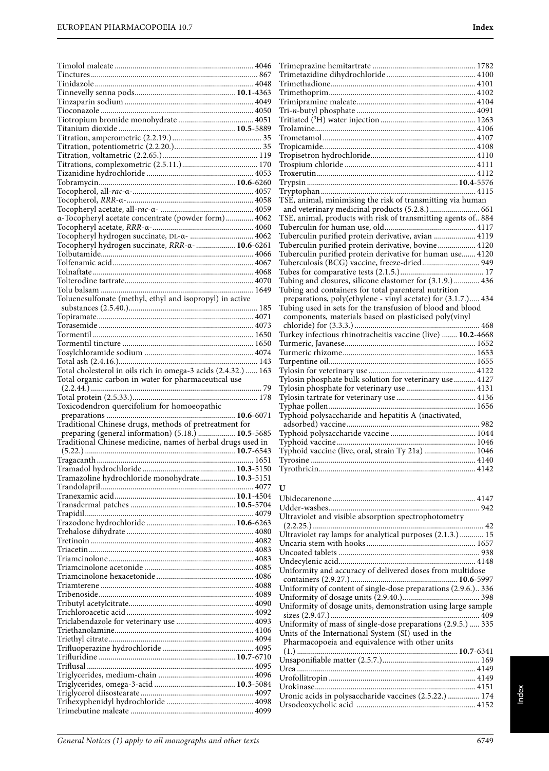Timolol maleate ..................................................................... 4046
Tinctures .................................................................................. 867
Tinidazole ............................................................................... 4048
Tinnevelly senna pods.................................................. **10.1**-4363
Tinzaparin sodium ................................................................ 4049
Tioconazole ............................................................................ 4050
Tiotropium bromide monohydrate ..................................... 4051
Titanium dioxide .......................................................... **10.5**-5889
Titration, amperometric (2.2.19.) ............................................ 35
Titration, potentiometric (2.2.20.) ........................................... 35
Titration, voltametric (2.2.65.) ............................................... 119
Titrations, complexometric (2.5.11.) ..................................... 170
Tizanidine hydrochloride ..................................................... 4053
Tobramycin ................................................................... **10.6**-6260
Tocopherol, all-*rac*-α- ............................................................ 4057
Tocopherol, *RRR*-α- ............................................................... 4058
Tocopheryl acetate, all-*rac*-α- .............................................. 4059
α-Tocopheryl acetate concentrate (powder form) .............. 4062
Tocopheryl acetate, *RRR*-α- .................................................. 4060
Tocopheryl hydrogen succinate, DL-α- ................................ 4062
Tocopheryl hydrogen succinate, *RRR*-α- .................... **10.6**-6261
Tolbutamide ............................................................................ 4066
Tolfenamic acid ...................................................................... 4067
Tolnaftate ................................................................................ 4068
Tolterodine tartrate ................................................................ 4070
Tolu balsam ............................................................................ 1649
Toluenesulfonate (methyl, ethyl and isopropyl) in active substances (2.5.40.) ................................................................ 185
Topiramate .............................................................................. 4071
Torasemide ............................................................................. 4073
Tormentil ................................................................................ 1650
Tormentil tincture .................................................................. 1650
Tosylchloramide sodium ...................................................... 4074
Total ash (2.4.16.) ..................................................................... 143
Total cholesterol in oils rich in omega-3 acids (2.4.32.) ...... 163
Total organic carbon in water for pharmaceutical use (2.2.44.) ..................................................................................... 79
Total protein (2.5.33.) .............................................................. 178
Toxicodendron quercifolium for homoeopathic preparations ................................................................ **10.6**-6071
Traditional Chinese drugs, methods of pretreatment for preparing (general information) (5.18.) ................... **10.5**-5685
Traditional Chinese medicine, names of herbal drugs used in (5.22.) ........................................................................... **10.7**-6543
Tragacanth .............................................................................. 1651
Tramadol hydrochloride .............................................. **10.3**-5150
Tramazoline hydrochloride monohydrate .................. **10.3**-5151
Trandolapril ............................................................................ 4077
Tranexamic acid ........................................................... **10.1**-4504
Transdermal patches .................................................... **10.5**-5704
Trapidil .................................................................................... 4079
Trazodone hydrochloride ............................................ **10.6**-6263
Trehalose dihydrate ............................................................... 4080
Tretinoin ................................................................................. 4082
Triacetin .................................................................................. 4083
Triamcinolone ........................................................................ 4083
Triamcinolone acetonide ...................................................... 4085
Triamcinolone hexacetonide ................................................ 4086
Triamterene ............................................................................ 4088
Tribenoside ............................................................................. 4089
Tributyl acetylcitrate .............................................................. 4090
Trichloroacetic acid ............................................................... 4092
Triclabendazole for veterinary use ....................................... 4093
Triethanolamine ..................................................................... 4106
Triethyl citrate ........................................................................ 4094
Trifluoperazine hydrochloride ............................................. 4095
Trifluridine .................................................................... **10.7**-6710
Triflusal ................................................................................... 4095
Triglycerides, medium-chain ................................................ 4096
Triglycerides, omega-3-acid ........................................ **10.3**-5084
Triglycerol diisostearate ........................................................ 4097
Trihexyphenidyl hydrochloride ........................................... 4098
Trimebutine maleate ............................................................. 4099
Trimeprazine hemitartrate ................................................... 1782
Trimetazidine dihydrochloride ............................................ 4100
Trimethadione ........................................................................ 4101
Trimethoprim ......................................................................... 4102
Trimipramine maleate ........................................................... 4104
Tri-*n*-butyl phosphate ............................................................ 4091
Tritiated ($^3$H) water injection ............................................... 1263
Trolamine ................................................................................ 4106
Trometamol ............................................................................ 4107
Tropicamide ............................................................................ 4108
Tropisetron hydrochloride .................................................... 4110
Trospium chloride ................................................................. 4111
Troxerutin ............................................................................... 4112
Trypsin .......................................................................... **10.4**-5576
Tryptophan ............................................................................. 4115
TSE, animal, minimising the risk of transmitting via human and veterinary medicinal products (5.2.8.) ......................... 661
TSE, animal, products with risk of transmitting agents of.. 884
Tuberculin for human use, old ............................................. 4117
Tuberculin purified protein derivative, avian ..................... 4119
Tuberculin purified protein derivative, bovine ................... 4120
Tuberculin purified protein derivative for human use ....... 4120
Tuberculosis (BCG) vaccine, freeze-dried ............................. 949
Tubes for comparative tests (2.1.5.) .......................................... 17
Tubing and closures, silicone elastomer for (3.1.9.) ............. 436
Tubing and containers for total parenteral nutrition preparations, poly(ethylene - vinyl acetate) for (3.1.7.) ..... 434
Tubing used in sets for the transfusion of blood and blood components, materials based on plasticised poly(vinyl chloride) for (3.3.3.) ............................................................... 468
Turkey infectious rhinotracheitis vaccine (live) ........ **10.2**-4668
Turmeric, Javanese ................................................................. 1652
Turmeric rhizome .................................................................. 1653
Turpentine oil ......................................................................... 1655
Tylosin for veterinary use ..................................................... 4122
Tylosin phosphate bulk solution for veterinary use ........... 4127
Tylosin phosphate for veterinary use ................................... 4131
Tylosin tartrate for veterinary use ....................................... 4136
Typhae pollen ......................................................................... 1656
Typhoid polysaccharide and hepatitis A (inactivated, adsorbed) vaccine .................................................................. 982
Typhoid polysaccharide vaccine .......................................... 1044
Typhoid vaccine ..................................................................... 1046
Typhoid vaccine (live, oral, strain Ty 21a) .......................... 1046
Tyrosine .................................................................................. 4140
Tyrothricin .............................................................................. 4142

## U

Ubidecarenone ....................................................................... 4147
Udder-washes ........................................................................... 942
Ultraviolet and visible absorption spectrophotometry (2.2.25.) ..................................................................................... 42
Ultraviolet ray lamps for analytical purposes (2.1.3.) ............ 15
Uncaria stem with hooks ....................................................... 1657
Uncoated tablets ...................................................................... 938
Undecylenic acid .................................................................... 4148
Uniformity and accuracy of delivered doses from multidose containers (2.9.27.) ..................................................... **10.6**-5997
Uniformity of content of single-dose preparations (2.9.6.).. 336
Uniformity of dosage units (2.9.40.) ....................................... 398
Uniformity of dosage units, demonstration using large sample sizes (2.9.47.) .......................................................................... 409
Uniformity of mass of single-dose preparations (2.9.5.) ..... 335
Units of the International System (SI) used in the Pharmacopoeia and equivalence with other units (1.) ................................................................................ **10.7**-6341
Unsaponifiable matter (2.5.7.) ................................................ 169
Urea ......................................................................................... 4149
Urofollitropin ......................................................................... 4149
Urokinase ................................................................................ 4151
Uronic acids in polysaccharide vaccines (2.5.22.) ................ 174
Ursodeoxycholic acid ........................................................... 4152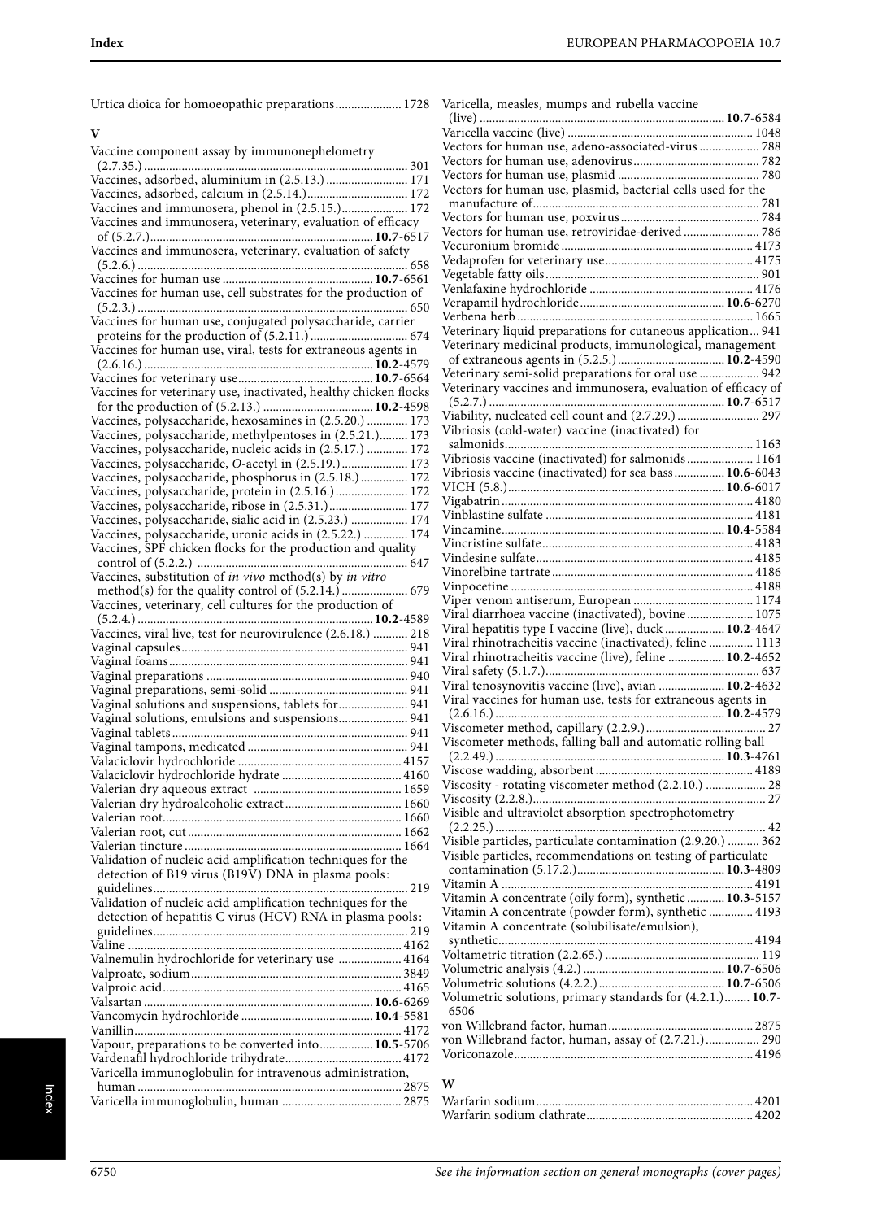Urtica dioica for homoeopathic preparations..................... 1728

**V**

Vaccine component assay by immunonephelometry (2.7.35.) ........................................................................ 301
Vaccines, adsorbed, aluminium in (2.5.13.) .......................... 171
Vaccines, adsorbed, calcium in (2.5.14.)................................ 172
Vaccines and immunosera, phenol in (2.5.15.)..................... 172
Vaccines and immunosera, veterinary, evaluation of efficacy of (5.2.7.)...................................................................... **10.7**-6517
Vaccines and immunosera, veterinary, evaluation of safety (5.2.6.) ...................................................................................... 658
Vaccines for human use ................................................ **10.7**-6561
Vaccines for human use, cell substrates for the production of (5.2.3.) ...................................................................................... 650
Vaccines for human use, conjugated polysaccharide, carrier proteins for the production of (5.2.11.) ............................... 674
Vaccines for human use, viral, tests for extraneous agents in (2.6.16.) ........................................................................ **10.2**-4579
Vaccines for veterinary use.......................................... **10.7**-6564
Vaccines for veterinary use, inactivated, healthy chicken flocks for the production of (5.2.13.) .................................. **10.2**-4598
Vaccines, polysaccharide, hexosamines in (2.5.20.) ............. 173
Vaccines, polysaccharide, methylpentoses in (2.5.21.)......... 173
Vaccines, polysaccharide, nucleic acids in (2.5.17.) ............. 172
Vaccines, polysaccharide, *O*-acetyl in (2.5.19.)..................... 173
Vaccines, polysaccharide, phosphorus in (2.5.18.) ............... 172
Vaccines, polysaccharide, protein in (2.5.16.)....................... 172
Vaccines, polysaccharide, ribose in (2.5.31.)......................... 177
Vaccines, polysaccharide, sialic acid in (2.5.23.) .................. 174
Vaccines, polysaccharide, uronic acids in (2.5.22.) .............. 174
Vaccines, SPF chicken flocks for the production and quality control of (5.2.2.) .................................................................. 647
Vaccines, substitution of *in vivo* method(s) by *in vitro* method(s) for the quality control of (5.2.14.) ..................... 679
Vaccines, veterinary, cell cultures for the production of (5.2.4.) ............................................................................ **10.2**-4589
Vaccines, viral live, test for neurovirulence (2.6.18.) ........... 218
Vaginal capsules....................................................................... 941
Vaginal foams........................................................................... 941
Vaginal preparations ............................................................... 940
Vaginal preparations, semi-solid ........................................... 941
Vaginal solutions and suspensions, tablets for...................... 941
Vaginal solutions, emulsions and suspensions...................... 941
Vaginal tablets.......................................................................... 941
Vaginal tampons, medicated .................................................. 941
Valaciclovir hydrochloride .................................................... 4157
Valaciclovir hydrochloride hydrate ...................................... 4160
Valerian dry aqueous extract ............................................... 1659
Valerian dry hydroalcoholic extract..................................... 1660
Valerian root........................................................................... 1660
Valerian root, cut ................................................................... 1662
Valerian tincture .................................................................... 1664
Validation of nucleic acid amplification techniques for the detection of B19 virus (B19V) DNA in plasma pools: guidelines................................................................................ 219
Validation of nucleic acid amplification techniques for the detection of hepatitis C virus (HCV) RNA in plasma pools: guidelines................................................................................ 219
Valine ...................................................................................... 4162
Valnemulin hydrochloride for veterinary use .................... 4164
Valproate, sodium.................................................................. 3849
Valproic acid........................................................................... 4165
Valsartan ....................................................................... **10.6**-6269
Vancomycin hydrochloride ......................................... **10.4**-5581
Vanillin.................................................................................... 4172
Vapour, preparations to be converted into................. **10.5**-5706
Vardenafil hydrochloride trihydrate.................................... 4172
Varicella immunoglobulin for intravenous administration, human ................................................................................... 2875
Varicella immunoglobulin, human ...................................... 2875
Varicella, measles, mumps and rubella vaccine (live) ............................................................................. **10.7**-6584
Varicella vaccine (live) .......................................................... 1048
Vectors for human use, adeno-associated-virus ................... 788
Vectors for human use, adenovirus........................................ 782
Vectors for human use, plasmid ............................................. 780
Vectors for human use, plasmid, bacterial cells used for the manufacture of........................................................................ 781
Vectors for human use, poxvirus............................................ 784
Vectors for human use, retroviridae-derived ........................ 786
Vecuronium bromide ............................................................ 4173
Vedaprofen for veterinary use.............................................. 4175
Vegetable fatty oils................................................................... 901
Venlafaxine hydrochloride ................................................... 4176
Verapamil hydrochloride............................................. **10.6**-6270
Verbena herb .......................................................................... 1665
Veterinary liquid preparations for cutaneous application... 941
Veterinary medicinal products, immunological, management of extraneous agents in (5.2.5.) ................................. **10.2**-4590
Veterinary semi-solid preparations for oral use ................... 942
Veterinary vaccines and immunosera, evaluation of efficacy of (5.2.7.) .......................................................................... **10.7**-6517
Viability, nucleated cell count and (2.7.29.) .......................... 297
Vibriosis (cold-water) vaccine (inactivated) for salmonids.................................................................................. 1163
Vibriosis vaccine (inactivated) for salmonids..................... 1164
Vibriosis vaccine (inactivated) for sea bass................ **10.6**-6043
VICH (5.8.)..................................................................... **10.6**-6017
Vigabatrin ............................................................................... 4180
Vinblastine sulfate ................................................................. 4181
Vincamine...................................................................... **10.4**-5584
Vincristine sulfate.................................................................. 4183
Vindesine sulfate.................................................................... 4185
Vinorelbine tartrate ............................................................... 4186
Vinpocetine ............................................................................ 4188
Viper venom antiserum, European ...................................... 1174
Viral diarrhoea vaccine (inactivated), bovine..................... 1075
Viral hepatitis type I vaccine (live), duck ................... **10.2**-4647
Viral rhinotracheitis vaccine (inactivated), feline .............. 1113
Viral rhinotracheitis vaccine (live), feline .................. **10.2**-4652
Viral safety (5.1.7.)................................................................... 637
Viral tenosynovitis vaccine (live), avian ..................... **10.2**-4632
Viral vaccines for human use, tests for extraneous agents in (2.6.16.) ......................................................................... **10.2**-4579
Viscometer method, capillary (2.2.9.)...................................... 27
Viscometer methods, falling ball and automatic rolling ball (2.2.49.) ......................................................................... **10.3**-4761
Viscose wadding, absorbent ................................................. 4189
Viscosity - rotating viscometer method (2.2.10.) ................... 28
Viscosity (2.2.8.)......................................................................... 27
Visible and ultraviolet absorption spectrophotometry (2.2.25.) ..................................................................................... 42
Visible particles, particulate contamination (2.9.20.) .......... 362
Visible particles, recommendations on testing of particulate contamination (5.17.2.)............................................... **10.3**-4809
Vitamin A ............................................................................... 4191
Vitamin A concentrate (oily form), synthetic ............ **10.3**-5157
Vitamin A concentrate (powder form), synthetic ............. 4193
Vitamin A concentrate (solubilisate/emulsion), synthetic.................................................................................. 4194
Voltametric titration (2.2.65.) ................................................ 119
Volumetric analysis (4.2.) ............................................ **10.7**-6506
Volumetric solutions (4.2.2.) ........................................ **10.7**-6506
Volumetric solutions, primary standards for (4.2.1.)........ **10.7**-6506
von Willebrand factor, human............................................. 2875
von Willebrand factor, human, assay of (2.7.21.)................. 290
Voriconazole........................................................................... 4196

**W**

Warfarin sodium.................................................................... 4201
Warfarin sodium clathrate.................................................... 4202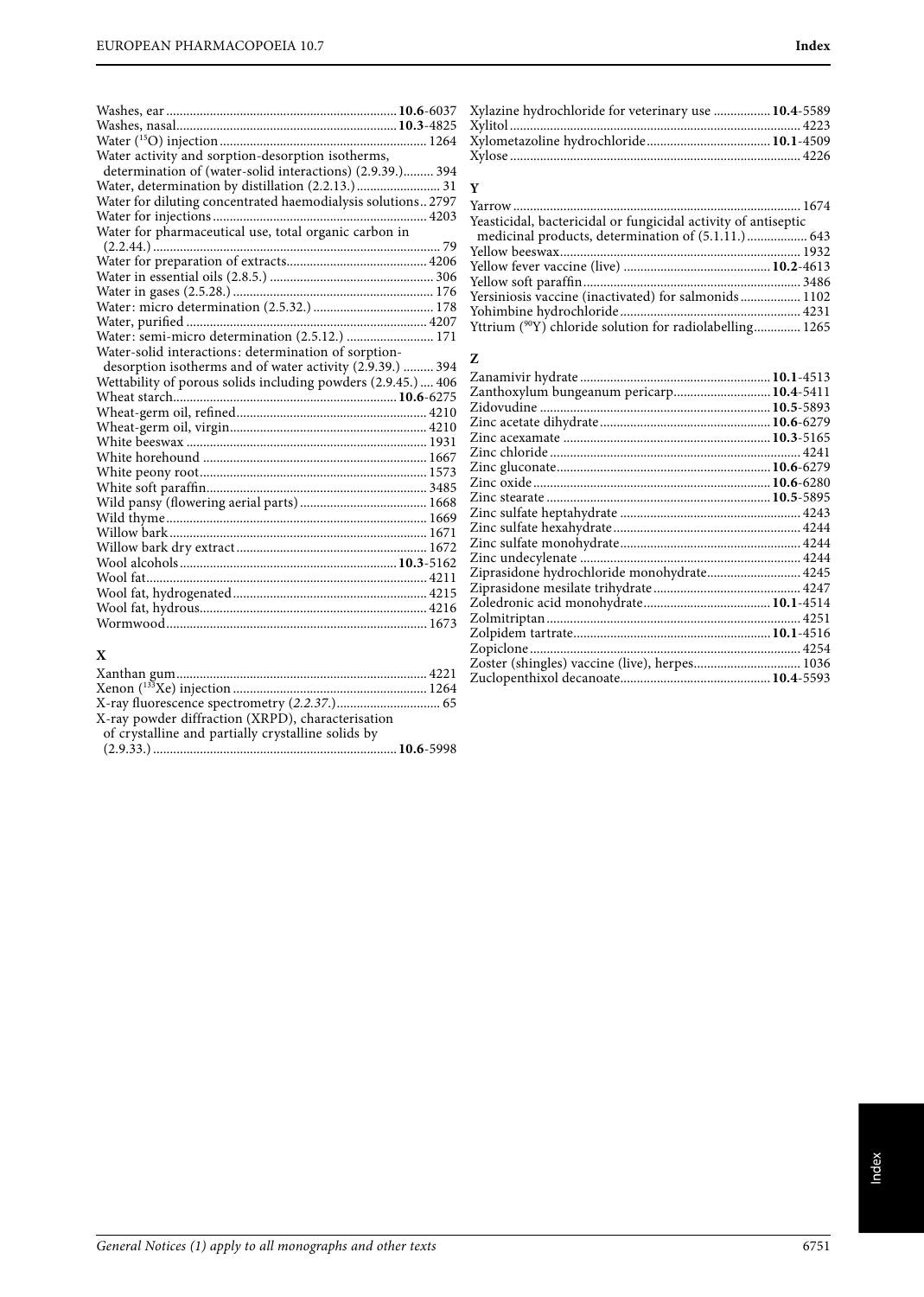Washes, ear .................................................................. **10.6**-6037
Washes, nasal................................................................ **10.3**-4825
Water ($^{15}$O) injection ............................................................ 1264
Water activity and sorption-desorption isotherms, determination of (water-solid interactions) (2.9.39.)......... 394
Water, determination by distillation (2.2.13.)......................... 31
Water for diluting concentrated haemodialysis solutions.. 2797
Water for injections ............................................................... 4203
Water for pharmaceutical use, total organic carbon in (2.2.44.) ..................................................................................... 79
Water for preparation of extracts......................................... 4206
Water in essential oils (2.8.5.) ................................................ 306
Water in gases (2.5.28.) ........................................................... 176
Water: micro determination (2.5.32.) .................................... 178
Water, purified ........................................................................ 4207
Water: semi-micro determination (2.5.12.) .......................... 171
Water-solid interactions: determination of sorption-desorption isotherms and of water activity (2.9.39.) ......... 394
Wettability of porous solids including powders (2.9.45.) .... 406
Wheat starch.................................................................. **10.6**-6275
Wheat-germ oil, refined........................................................ 4210
Wheat-germ oil, virgin.......................................................... 4210
White beeswax ....................................................................... 1931
White horehound .................................................................. 1667
White peony root................................................................... 1573
White soft paraffin................................................................. 3485
Wild pansy (flowering aerial parts)...................................... 1668
Wild thyme............................................................................. 1669
Willow bark............................................................................ 1671
Willow bark dry extract........................................................ 1672
Wool alcohols................................................................ **10.3**-5162
Wool fat................................................................................... 4211
Wool fat, hydrogenated......................................................... 4215
Wool fat, hydrous................................................................... 4216
Wormwood............................................................................. 1673

## X

Xanthan gum.......................................................................... 4221
Xenon ($^{133}$Xe) injection ......................................................... 1264
X-ray fluorescence spectrometry (*2.2.37.*)................................ 65
X-ray powder diffraction (XRPD), characterisation of crystalline and partially crystalline solids by (2.9.33.) ........................................................................ **10.6**-5998

Xylazine hydrochloride for veterinary use ................. **10.4**-5589
Xylitol ...................................................................................... 4223
Xylometazoline hydrochloride.................................... **10.1**-4509
Xylose ...................................................................................... 4226

## Y

Yarrow .................................................................................... 1674
Yeasticidal, bactericidal or fungicidal activity of antiseptic medicinal products, determination of (5.1.11.).................. 643
Yellow beeswax....................................................................... 1932
Yellow fever vaccine (live) ........................................... **10.2**-4613
Yellow soft paraffin................................................................ 3486
Yersiniosis vaccine (inactivated) for salmonids.................. 1102
Yohimbine hydrochloride..................................................... 4231
Yttrium ($^{90}$Y) chloride solution for radiolabelling............. 1265

## Z

Zanamivir hydrate ........................................................ **10.1**-4513
Zanthoxylum bungeanum pericarp............................. **10.4**-5411
Zidovudine .................................................................... **10.5**-5893
Zinc acetate dihydrate .................................................. **10.6**-6279
Zinc acexamate ............................................................. **10.3**-5165
Zinc chloride .......................................................................... 4241
Zinc gluconate............................................................... **10.6**-6279
Zinc oxide ..................................................................... **10.6**-6280
Zinc stearate ................................................................. **10.5**-5895
Zinc sulfate heptahydrate ..................................................... 4243
Zinc sulfate hexahydrate....................................................... 4244
Zinc sulfate monohydrate..................................................... 4244
Zinc undecylenate ................................................................. 4244
Ziprasidone hydrochloride monohydrate............................ 4245
Ziprasidone mesilate trihydrate ........................................... 4247
Zoledronic acid monohydrate...................................... **10.1**-4514
Zolmitriptan .......................................................................... 4251
Zolpidem tartrate.......................................................... **10.1**-4516
Zopiclone ............................................................................... 4254
Zoster (shingles) vaccine (live), herpes................................ 1036
Zuclopenthixol decanoate............................................ **10.4**-5593